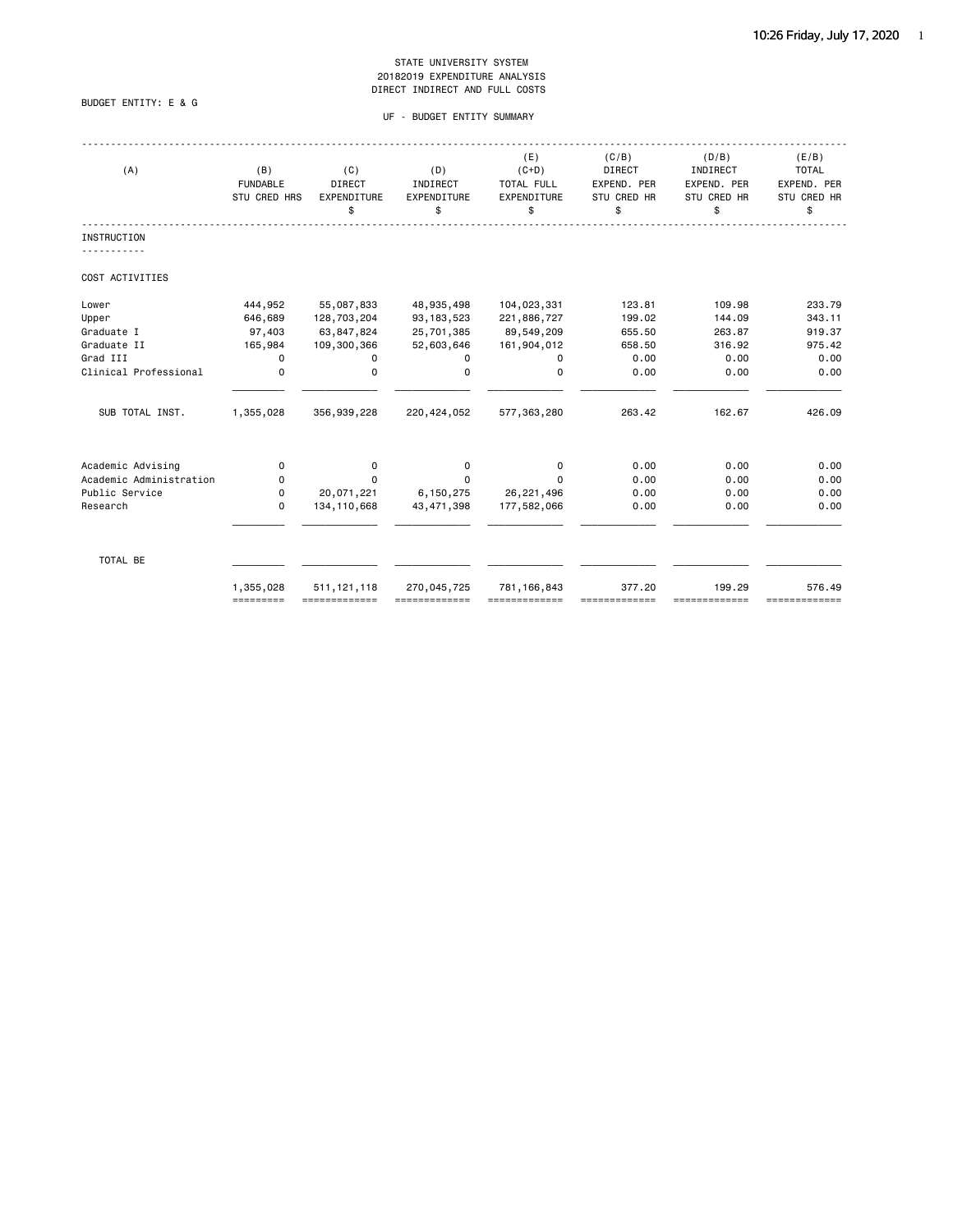STATE UNIVERSITY SYSTEM
20182019 EXPENDITURE ANALYSIS
DIRECT INDIRECT AND FULL COSTS

BUDGET ENTITY: E & G

UF - BUDGET ENTITY SUMMARY

| (A) | (B) FUNDABLE STU CRED HRS | (C) DIRECT EXPENDITURE $ | (D) INDIRECT EXPENDITURE $ | (E) (C+D) TOTAL FULL EXPENDITURE $ | (C/B) DIRECT EXPEND. PER STU CRED HR $ | (D/B) INDIRECT EXPEND. PER STU CRED HR $ | (E/B) TOTAL EXPEND. PER STU CRED HR $ |
|---|---|---|---|---|---|---|---|
| INSTRUCTION | | | | | | | |
| COST ACTIVITIES | | | | | | | |
| Lower | 444,952 | 55,087,833 | 48,935,498 | 104,023,331 | 123.81 | 109.98 | 233.79 |
| Upper | 646,689 | 128,703,204 | 93,183,523 | 221,886,727 | 199.02 | 144.09 | 343.11 |
| Graduate I | 97,403 | 63,847,824 | 25,701,385 | 89,549,209 | 655.50 | 263.87 | 919.37 |
| Graduate II | 165,984 | 109,300,366 | 52,603,646 | 161,904,012 | 658.50 | 316.92 | 975.42 |
| Grad III | 0 | 0 | 0 | 0 | 0.00 | 0.00 | 0.00 |
| Clinical Professional | 0 | 0 | 0 | 0 | 0.00 | 0.00 | 0.00 |
| SUB TOTAL INST. | 1,355,028 | 356,939,228 | 220,424,052 | 577,363,280 | 263.42 | 162.67 | 426.09 |
| Academic Advising | 0 | 0 | 0 | 0 | 0.00 | 0.00 | 0.00 |
| Academic Administration | 0 | 0 | 0 | 0 | 0.00 | 0.00 | 0.00 |
| Public Service | 0 | 20,071,221 | 6,150,275 | 26,221,496 | 0.00 | 0.00 | 0.00 |
| Research | 0 | 134,110,668 | 43,471,398 | 177,582,066 | 0.00 | 0.00 | 0.00 |
| TOTAL BE | 1,355,028 | 511,121,118 | 270,045,725 | 781,166,843 | 377.20 | 199.29 | 576.49 |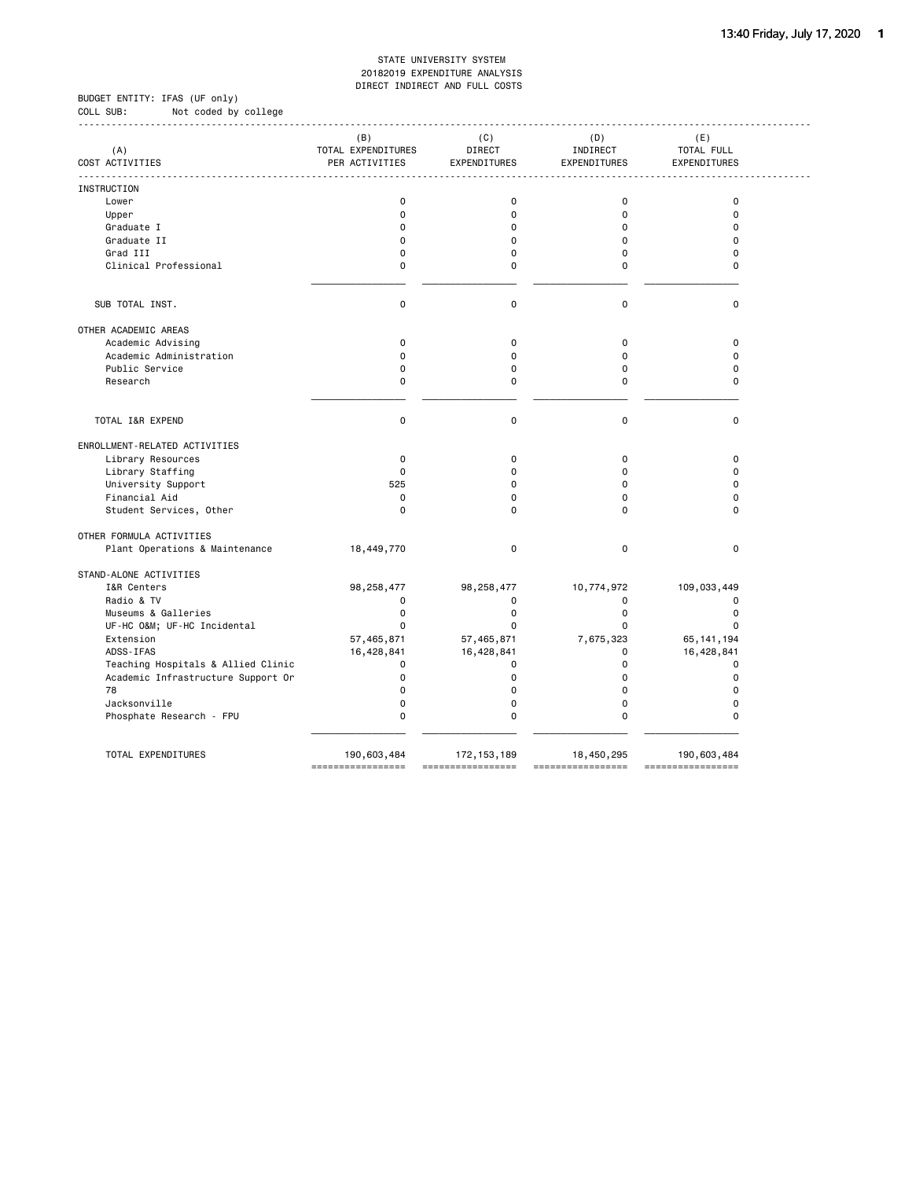STATE UNIVERSITY SYSTEM
20182019 EXPENDITURE ANALYSIS
DIRECT INDIRECT AND FULL COSTS

BUDGET ENTITY: IFAS (UF only)
COLL SUB: Not coded by college

| (A) COST ACTIVITIES | (B) TOTAL EXPENDITURES PER ACTIVITIES | (C) DIRECT EXPENDITURES | (D) INDIRECT EXPENDITURES | (E) TOTAL FULL EXPENDITURES |
|---|---|---|---|---|
| INSTRUCTION | | | | |
| Lower | 0 | 0 | 0 | 0 |
| Upper | 0 | 0 | 0 | 0 |
| Graduate I | 0 | 0 | 0 | 0 |
| Graduate II | 0 | 0 | 0 | 0 |
| Grad III | 0 | 0 | 0 | 0 |
| Clinical Professional | 0 | 0 | 0 | 0 |
| SUB TOTAL INST. | 0 | 0 | 0 | 0 |
| OTHER ACADEMIC AREAS | | | | |
| Academic Advising | 0 | 0 | 0 | 0 |
| Academic Administration | 0 | 0 | 0 | 0 |
| Public Service | 0 | 0 | 0 | 0 |
| Research | 0 | 0 | 0 | 0 |
| TOTAL I&R EXPEND | 0 | 0 | 0 | 0 |
| ENROLLMENT-RELATED ACTIVITIES | | | | |
| Library Resources | 0 | 0 | 0 | 0 |
| Library Staffing | 0 | 0 | 0 | 0 |
| University Support | 525 | 0 | 0 | 0 |
| Financial Aid | 0 | 0 | 0 | 0 |
| Student Services, Other | 0 | 0 | 0 | 0 |
| OTHER FORMULA ACTIVITIES | | | | |
| Plant Operations & Maintenance | 18,449,770 | 0 | 0 | 0 |
| STAND-ALONE ACTIVITIES | | | | |
| I&R Centers | 98,258,477 | 98,258,477 | 10,774,972 | 109,033,449 |
| Radio & TV | 0 | 0 | 0 | 0 |
| Museums & Galleries | 0 | 0 | 0 | 0 |
| UF-HC O&M; UF-HC Incidental | 0 | 0 | 0 | 0 |
| Extension | 57,465,871 | 57,465,871 | 7,675,323 | 65,141,194 |
| ADSS-IFAS | 16,428,841 | 16,428,841 | 0 | 16,428,841 |
| Teaching Hospitals & Allied Clinic | 0 | 0 | 0 | 0 |
| Academic Infrastructure Support Or | 0 | 0 | 0 | 0 |
| 78 | 0 | 0 | 0 | 0 |
| Jacksonville | 0 | 0 | 0 | 0 |
| Phosphate Research - FPU | 0 | 0 | 0 | 0 |
| TOTAL EXPENDITURES | 190,603,484 | 172,153,189 | 18,450,295 | 190,603,484 |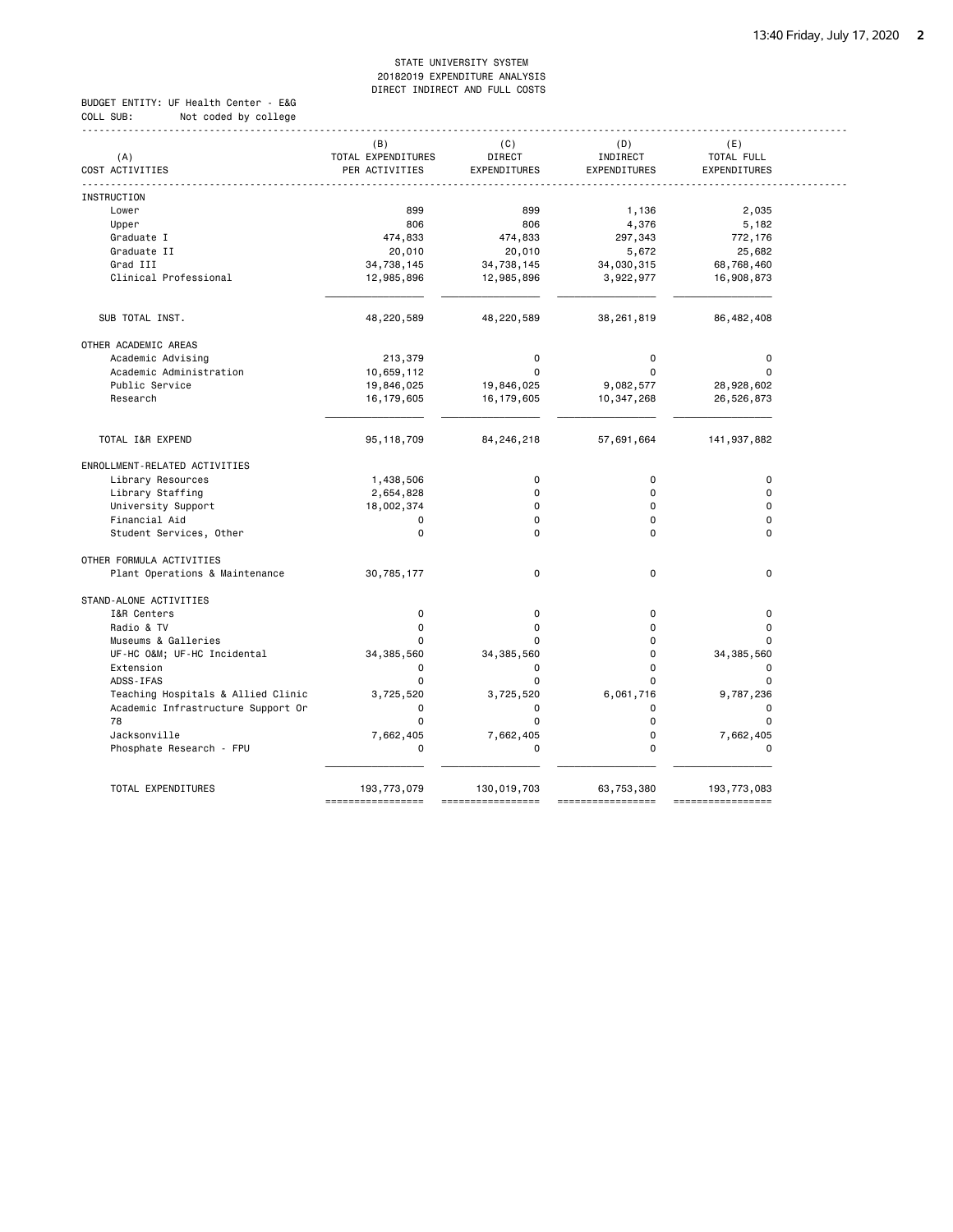STATE UNIVERSITY SYSTEM
20182019 EXPENDITURE ANALYSIS
DIRECT INDIRECT AND FULL COSTS

BUDGET ENTITY: UF Health Center - E&G
COLL SUB: Not coded by college

| (A) COST ACTIVITIES | (B) TOTAL EXPENDITURES PER ACTIVITIES | (C) DIRECT EXPENDITURES | (D) INDIRECT EXPENDITURES | (E) TOTAL FULL EXPENDITURES |
|---|---|---|---|---|
| INSTRUCTION | | | | |
| Lower | 899 | 899 | 1,136 | 2,035 |
| Upper | 806 | 806 | 4,376 | 5,182 |
| Graduate I | 474,833 | 474,833 | 297,343 | 772,176 |
| Graduate II | 20,010 | 20,010 | 5,672 | 25,682 |
| Grad III | 34,738,145 | 34,738,145 | 34,030,315 | 68,768,460 |
| Clinical Professional | 12,985,896 | 12,985,896 | 3,922,977 | 16,908,873 |
| SUB TOTAL INST. | 48,220,589 | 48,220,589 | 38,261,819 | 86,482,408 |
| OTHER ACADEMIC AREAS | | | | |
| Academic Advising | 213,379 | 0 | 0 | 0 |
| Academic Administration | 10,659,112 | 0 | 0 | 0 |
| Public Service | 19,846,025 | 19,846,025 | 9,082,577 | 28,928,602 |
| Research | 16,179,605 | 16,179,605 | 10,347,268 | 26,526,873 |
| TOTAL I&R EXPEND | 95,118,709 | 84,246,218 | 57,691,664 | 141,937,882 |
| ENROLLMENT-RELATED ACTIVITIES | | | | |
| Library Resources | 1,438,506 | 0 | 0 | 0 |
| Library Staffing | 2,654,828 | 0 | 0 | 0 |
| University Support | 18,002,374 | 0 | 0 | 0 |
| Financial Aid | 0 | 0 | 0 | 0 |
| Student Services, Other | 0 | 0 | 0 | 0 |
| OTHER FORMULA ACTIVITIES | | | | |
| Plant Operations & Maintenance | 30,785,177 | 0 | 0 | 0 |
| STAND-ALONE ACTIVITIES | | | | |
| I&R Centers | 0 | 0 | 0 | 0 |
| Radio & TV | 0 | 0 | 0 | 0 |
| Museums & Galleries | 0 | 0 | 0 | 0 |
| UF-HC O&M; UF-HC Incidental | 34,385,560 | 34,385,560 | 0 | 34,385,560 |
| Extension | 0 | 0 | 0 | 0 |
| ADSS-IFAS | 0 | 0 | 0 | 0 |
| Teaching Hospitals & Allied Clinic | 3,725,520 | 3,725,520 | 6,061,716 | 9,787,236 |
| Academic Infrastructure Support Or | 0 | 0 | 0 | 0 |
| 78 | 0 | 0 | 0 | 0 |
| Jacksonville | 7,662,405 | 7,662,405 | 0 | 7,662,405 |
| Phosphate Research - FPU | 0 | 0 | 0 | 0 |
| TOTAL EXPENDITURES | 193,773,079 | 130,019,703 | 63,753,380 | 193,773,083 |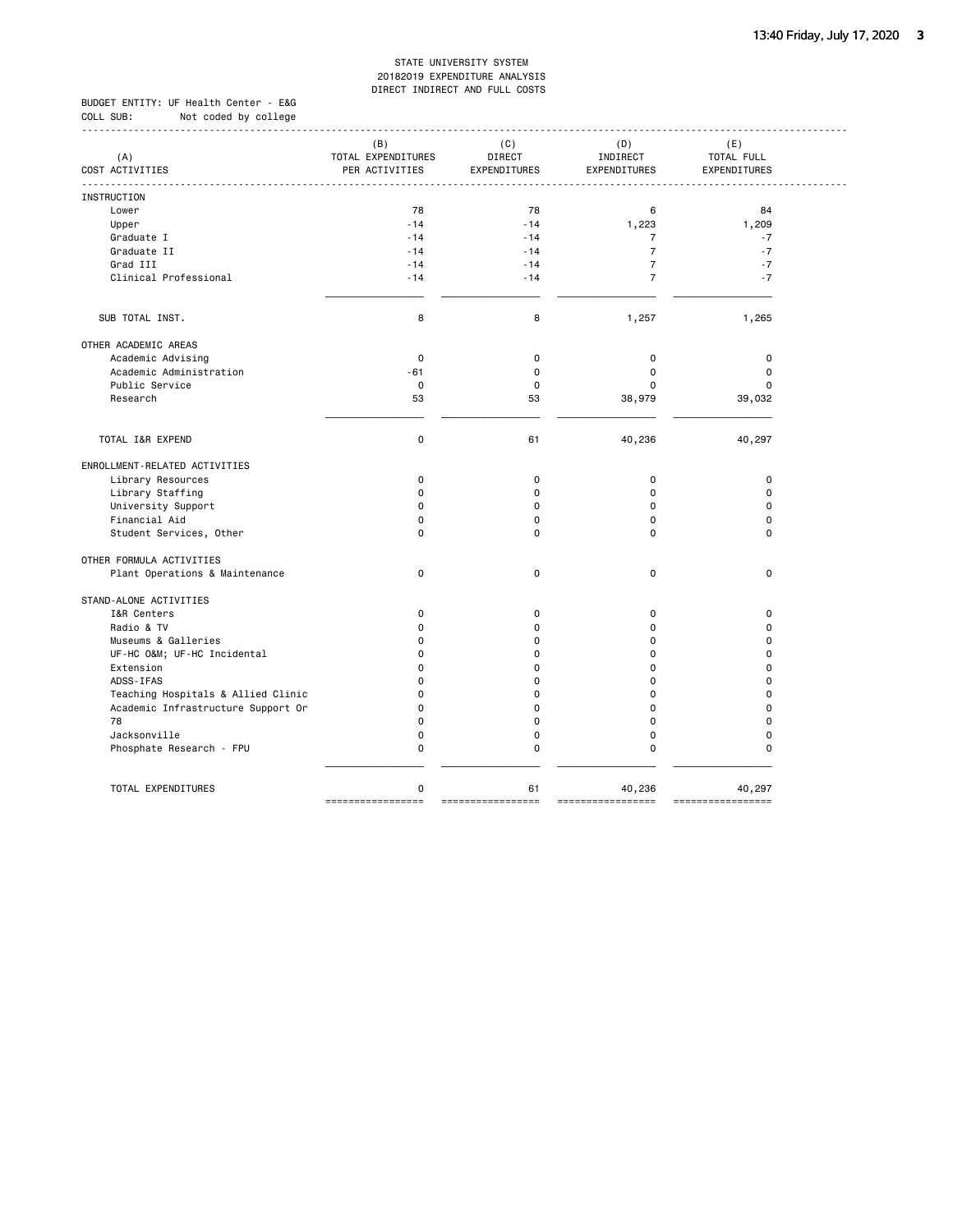STATE UNIVERSITY SYSTEM
20182019 EXPENDITURE ANALYSIS
DIRECT INDIRECT AND FULL COSTS

BUDGET ENTITY: UF Health Center - E&G
COLL SUB: Not coded by college

| (A) COST ACTIVITIES | (B) TOTAL EXPENDITURES PER ACTIVITIES | (C) DIRECT EXPENDITURES | (D) INDIRECT EXPENDITURES | (E) TOTAL FULL EXPENDITURES |
|---|---|---|---|---|
| **INSTRUCTION** | | | | |
| Lower | 78 | 78 | 6 | 84 |
| Upper | -14 | -14 | 1,223 | 1,209 |
| Graduate I | -14 | -14 | 7 | -7 |
| Graduate II | -14 | -14 | 7 | -7 |
| Grad III | -14 | -14 | 7 | -7 |
| Clinical Professional | -14 | -14 | 7 | -7 |
| SUB TOTAL INST. | 8 | 8 | 1,257 | 1,265 |
| **OTHER ACADEMIC AREAS** | | | | |
| Academic Advising | 0 | 0 | 0 | 0 |
| Academic Administration | -61 | 0 | 0 | 0 |
| Public Service | 0 | 0 | 0 | 0 |
| Research | 53 | 53 | 38,979 | 39,032 |
| TOTAL I&R EXPEND | 0 | 61 | 40,236 | 40,297 |
| **ENROLLMENT-RELATED ACTIVITIES** | | | | |
| Library Resources | 0 | 0 | 0 | 0 |
| Library Staffing | 0 | 0 | 0 | 0 |
| University Support | 0 | 0 | 0 | 0 |
| Financial Aid | 0 | 0 | 0 | 0 |
| Student Services, Other | 0 | 0 | 0 | 0 |
| **OTHER FORMULA ACTIVITIES** | | | | |
| Plant Operations & Maintenance | 0 | 0 | 0 | 0 |
| **STAND-ALONE ACTIVITIES** | | | | |
| I&R Centers | 0 | 0 | 0 | 0 |
| Radio & TV | 0 | 0 | 0 | 0 |
| Museums & Galleries | 0 | 0 | 0 | 0 |
| UF-HC O&M; UF-HC Incidental | 0 | 0 | 0 | 0 |
| Extension | 0 | 0 | 0 | 0 |
| ADSS-IFAS | 0 | 0 | 0 | 0 |
| Teaching Hospitals & Allied Clinic | 0 | 0 | 0 | 0 |
| Academic Infrastructure Support Or | 0 | 0 | 0 | 0 |
| 78 | 0 | 0 | 0 | 0 |
| Jacksonville | 0 | 0 | 0 | 0 |
| Phosphate Research - FPU | 0 | 0 | 0 | 0 |
| TOTAL EXPENDITURES | 0 | 61 | 40,236 | 40,297 |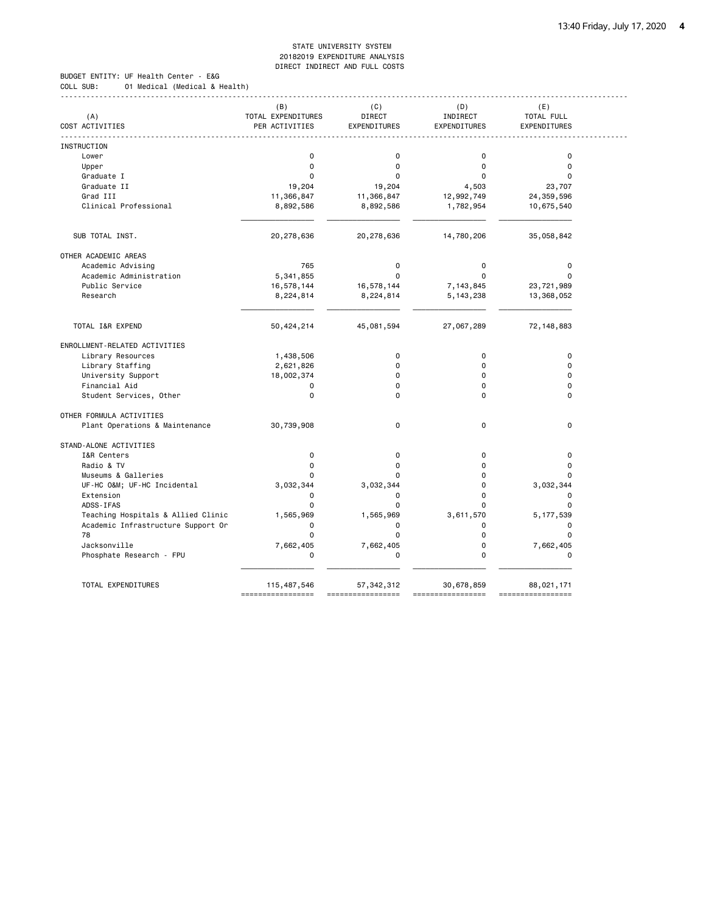STATE UNIVERSITY SYSTEM
20182019 EXPENDITURE ANALYSIS
DIRECT INDIRECT AND FULL COSTS

BUDGET ENTITY: UF Health Center - E&G
COLL SUB: 01 Medical (Medical & Health)

| (A) COST ACTIVITIES | (B) TOTAL EXPENDITURES PER ACTIVITIES | (C) DIRECT EXPENDITURES | (D) INDIRECT EXPENDITURES | (E) TOTAL FULL EXPENDITURES |
|---|---|---|---|---|
| INSTRUCTION | | | | |
| Lower | 0 | 0 | 0 | 0 |
| Upper | 0 | 0 | 0 | 0 |
| Graduate I | 0 | 0 | 0 | 0 |
| Graduate II | 19,204 | 19,204 | 4,503 | 23,707 |
| Grad III | 11,366,847 | 11,366,847 | 12,992,749 | 24,359,596 |
| Clinical Professional | 8,892,586 | 8,892,586 | 1,782,954 | 10,675,540 |
| SUB TOTAL INST. | 20,278,636 | 20,278,636 | 14,780,206 | 35,058,842 |
| OTHER ACADEMIC AREAS | | | | |
| Academic Advising | 765 | 0 | 0 | 0 |
| Academic Administration | 5,341,855 | 0 | 0 | 0 |
| Public Service | 16,578,144 | 16,578,144 | 7,143,845 | 23,721,989 |
| Research | 8,224,814 | 8,224,814 | 5,143,238 | 13,368,052 |
| TOTAL I&R EXPEND | 50,424,214 | 45,081,594 | 27,067,289 | 72,148,883 |
| ENROLLMENT-RELATED ACTIVITIES | | | | |
| Library Resources | 1,438,506 | 0 | 0 | 0 |
| Library Staffing | 2,621,826 | 0 | 0 | 0 |
| University Support | 18,002,374 | 0 | 0 | 0 |
| Financial Aid | 0 | 0 | 0 | 0 |
| Student Services, Other | 0 | 0 | 0 | 0 |
| OTHER FORMULA ACTIVITIES | | | | |
| Plant Operations & Maintenance | 30,739,908 | 0 | 0 | 0 |
| STAND-ALONE ACTIVITIES | | | | |
| I&R Centers | 0 | 0 | 0 | 0 |
| Radio & TV | 0 | 0 | 0 | 0 |
| Museums & Galleries | 0 | 0 | 0 | 0 |
| UF-HC O&M; UF-HC Incidental | 3,032,344 | 3,032,344 | 0 | 3,032,344 |
| Extension | 0 | 0 | 0 | 0 |
| ADSS-IFAS | 0 | 0 | 0 | 0 |
| Teaching Hospitals & Allied Clinic | 1,565,969 | 1,565,969 | 3,611,570 | 5,177,539 |
| Academic Infrastructure Support Or | 0 | 0 | 0 | 0 |
| 78 | 0 | 0 | 0 | 0 |
| Jacksonville | 7,662,405 | 7,662,405 | 0 | 7,662,405 |
| Phosphate Research - FPU | 0 | 0 | 0 | 0 |
| TOTAL EXPENDITURES | 115,487,546 | 57,342,312 | 30,678,859 | 88,021,171 |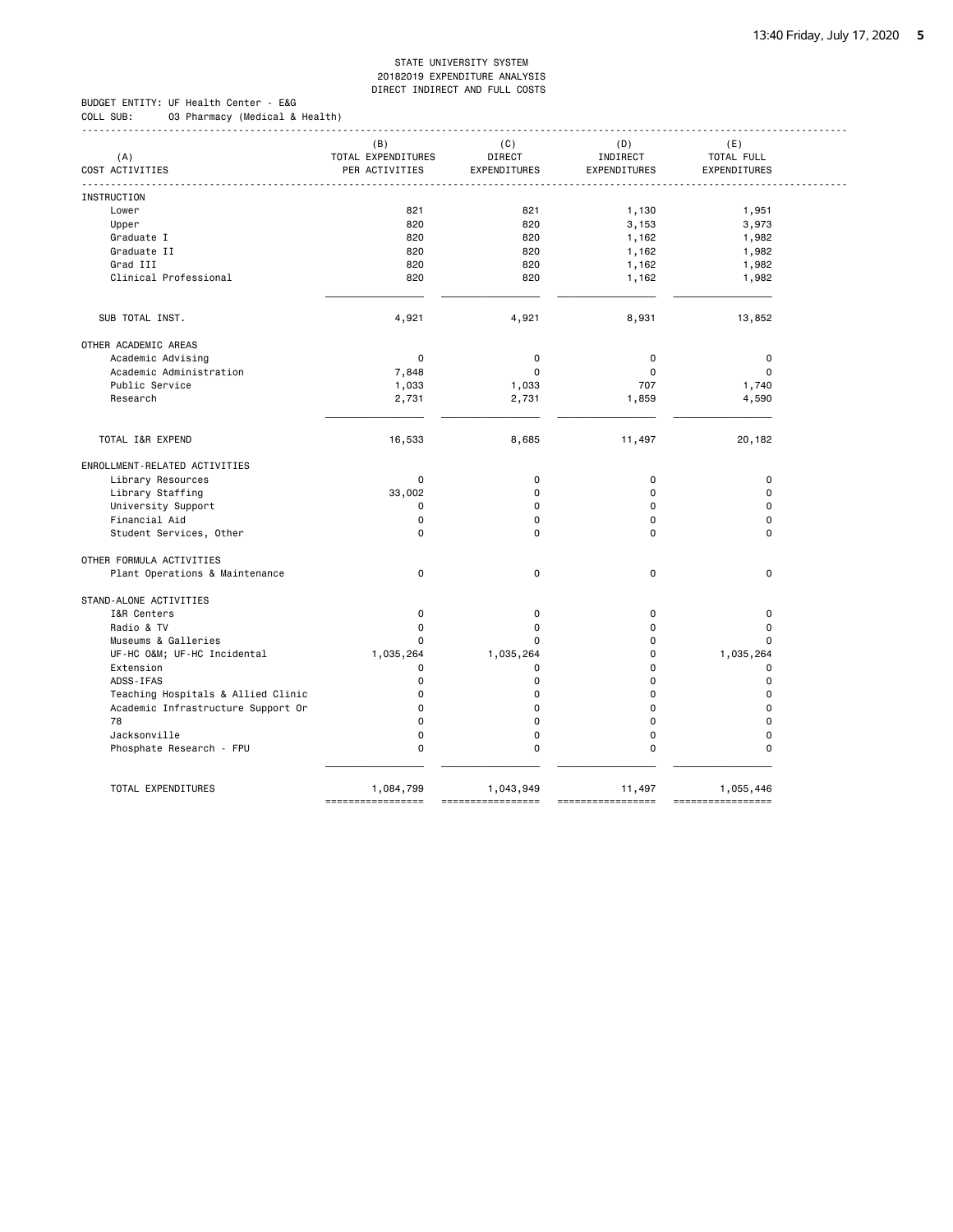STATE UNIVERSITY SYSTEM
20182019 EXPENDITURE ANALYSIS
DIRECT INDIRECT AND FULL COSTS

BUDGET ENTITY: UF Health Center - E&G
COLL SUB: 03 Pharmacy (Medical & Health)

| (A) COST ACTIVITIES | (B) TOTAL EXPENDITURES PER ACTIVITIES | (C) DIRECT EXPENDITURES | (D) INDIRECT EXPENDITURES | (E) TOTAL FULL EXPENDITURES |
|---|---|---|---|---|
| INSTRUCTION | | | | |
| Lower | 821 | 821 | 1,130 | 1,951 |
| Upper | 820 | 820 | 3,153 | 3,973 |
| Graduate I | 820 | 820 | 1,162 | 1,982 |
| Graduate II | 820 | 820 | 1,162 | 1,982 |
| Grad III | 820 | 820 | 1,162 | 1,982 |
| Clinical Professional | 820 | 820 | 1,162 | 1,982 |
| SUB TOTAL INST. | 4,921 | 4,921 | 8,931 | 13,852 |
| OTHER ACADEMIC AREAS | | | | |
| Academic Advising | 0 | 0 | 0 | 0 |
| Academic Administration | 7,848 | 0 | 0 | 0 |
| Public Service | 1,033 | 1,033 | 707 | 1,740 |
| Research | 2,731 | 2,731 | 1,859 | 4,590 |
| TOTAL I&R EXPEND | 16,533 | 8,685 | 11,497 | 20,182 |
| ENROLLMENT-RELATED ACTIVITIES | | | | |
| Library Resources | 0 | 0 | 0 | 0 |
| Library Staffing | 33,002 | 0 | 0 | 0 |
| University Support | 0 | 0 | 0 | 0 |
| Financial Aid | 0 | 0 | 0 | 0 |
| Student Services, Other | 0 | 0 | 0 | 0 |
| OTHER FORMULA ACTIVITIES | | | | |
| Plant Operations & Maintenance | 0 | 0 | 0 | 0 |
| STAND-ALONE ACTIVITIES | | | | |
| I&R Centers | 0 | 0 | 0 | 0 |
| Radio & TV | 0 | 0 | 0 | 0 |
| Museums & Galleries | 0 | 0 | 0 | 0 |
| UF-HC O&M; UF-HC Incidental | 1,035,264 | 1,035,264 | 0 | 1,035,264 |
| Extension | 0 | 0 | 0 | 0 |
| ADSS-IFAS | 0 | 0 | 0 | 0 |
| Teaching Hospitals & Allied Clinic | 0 | 0 | 0 | 0 |
| Academic Infrastructure Support Or | 0 | 0 | 0 | 0 |
| 78 | 0 | 0 | 0 | 0 |
| Jacksonville | 0 | 0 | 0 | 0 |
| Phosphate Research - FPU | 0 | 0 | 0 | 0 |
| TOTAL EXPENDITURES | 1,084,799 | 1,043,949 | 11,497 | 1,055,446 |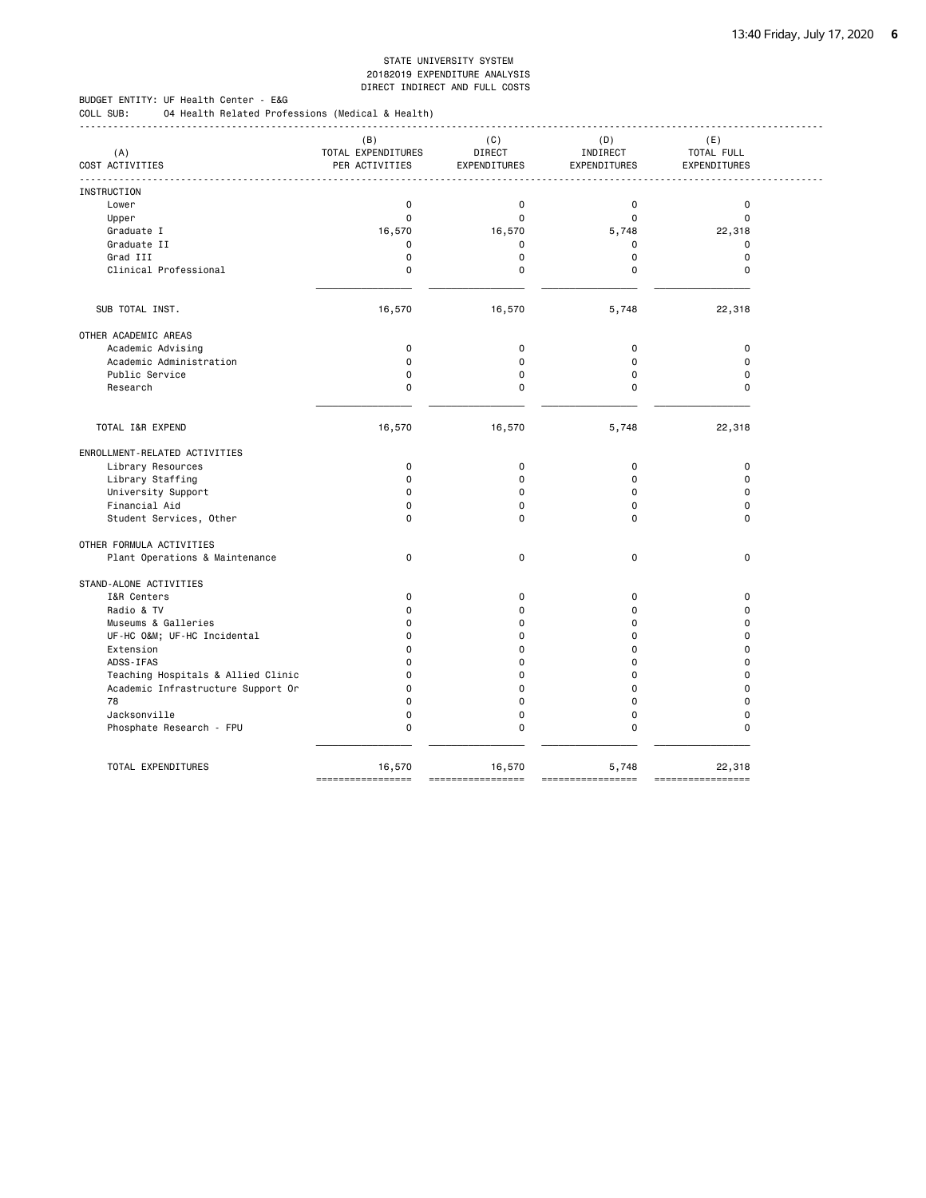STATE UNIVERSITY SYSTEM
20182019 EXPENDITURE ANALYSIS
DIRECT INDIRECT AND FULL COSTS

BUDGET ENTITY: UF Health Center - E&G
COLL SUB: 04 Health Related Professions (Medical & Health)

| (A) COST ACTIVITIES | (B) TOTAL EXPENDITURES PER ACTIVITIES | (C) DIRECT EXPENDITURES | (D) INDIRECT EXPENDITURES | (E) TOTAL FULL EXPENDITURES |
|---|---|---|---|---|
| INSTRUCTION | | | | |
| Lower | 0 | 0 | 0 | 0 |
| Upper | 0 | 0 | 0 | 0 |
| Graduate I | 16,570 | 16,570 | 5,748 | 22,318 |
| Graduate II | 0 | 0 | 0 | 0 |
| Grad III | 0 | 0 | 0 | 0 |
| Clinical Professional | 0 | 0 | 0 | 0 |
| SUB TOTAL INST. | 16,570 | 16,570 | 5,748 | 22,318 |
| OTHER ACADEMIC AREAS | | | | |
| Academic Advising | 0 | 0 | 0 | 0 |
| Academic Administration | 0 | 0 | 0 | 0 |
| Public Service | 0 | 0 | 0 | 0 |
| Research | 0 | 0 | 0 | 0 |
| TOTAL I&R EXPEND | 16,570 | 16,570 | 5,748 | 22,318 |
| ENROLLMENT-RELATED ACTIVITIES | | | | |
| Library Resources | 0 | 0 | 0 | 0 |
| Library Staffing | 0 | 0 | 0 | 0 |
| University Support | 0 | 0 | 0 | 0 |
| Financial Aid | 0 | 0 | 0 | 0 |
| Student Services, Other | 0 | 0 | 0 | 0 |
| OTHER FORMULA ACTIVITIES | | | | |
| Plant Operations & Maintenance | 0 | 0 | 0 | 0 |
| STAND-ALONE ACTIVITIES | | | | |
| I&R Centers | 0 | 0 | 0 | 0 |
| Radio & TV | 0 | 0 | 0 | 0 |
| Museums & Galleries | 0 | 0 | 0 | 0 |
| UF-HC O&M; UF-HC Incidental | 0 | 0 | 0 | 0 |
| Extension | 0 | 0 | 0 | 0 |
| ADSS-IFAS | 0 | 0 | 0 | 0 |
| Teaching Hospitals & Allied Clinic | 0 | 0 | 0 | 0 |
| Academic Infrastructure Support Or | 0 | 0 | 0 | 0 |
| 78 | 0 | 0 | 0 | 0 |
| Jacksonville | 0 | 0 | 0 | 0 |
| Phosphate Research - FPU | 0 | 0 | 0 | 0 |
| TOTAL EXPENDITURES | 16,570 | 16,570 | 5,748 | 22,318 |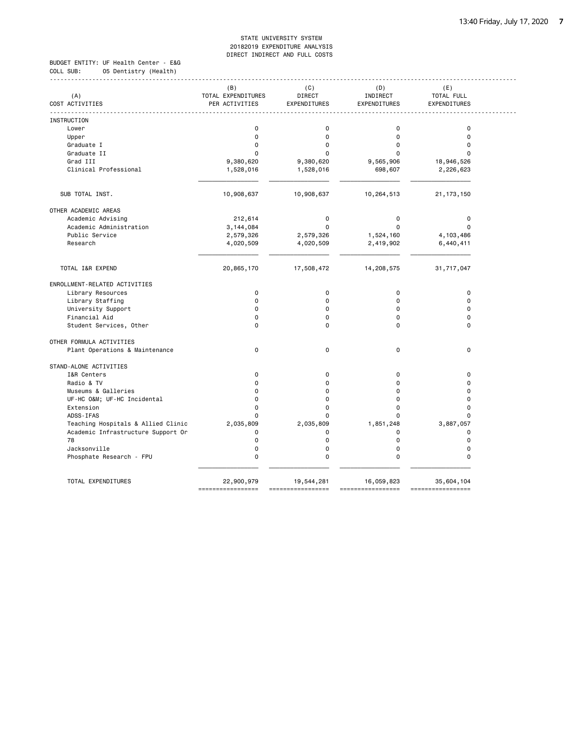STATE UNIVERSITY SYSTEM
20182019 EXPENDITURE ANALYSIS
DIRECT INDIRECT AND FULL COSTS

BUDGET ENTITY: UF Health Center - E&G
COLL SUB: 05 Dentistry (Health)

| (A) COST ACTIVITIES | (B) TOTAL EXPENDITURES PER ACTIVITIES | (C) DIRECT EXPENDITURES | (D) INDIRECT EXPENDITURES | (E) TOTAL FULL EXPENDITURES |
|---|---|---|---|---|
| **INSTRUCTION** | | | | |
| Lower | 0 | 0 | 0 | 0 |
| Upper | 0 | 0 | 0 | 0 |
| Graduate I | 0 | 0 | 0 | 0 |
| Graduate II | 0 | 0 | 0 | 0 |
| Grad III | 9,380,620 | 9,380,620 | 9,565,906 | 18,946,526 |
| Clinical Professional | 1,528,016 | 1,528,016 | 698,607 | 2,226,623 |
| SUB TOTAL INST. | 10,908,637 | 10,908,637 | 10,264,513 | 21,173,150 |
| **OTHER ACADEMIC AREAS** | | | | |
| Academic Advising | 212,614 | 0 | 0 | 0 |
| Academic Administration | 3,144,084 | 0 | 0 | 0 |
| Public Service | 2,579,326 | 2,579,326 | 1,524,160 | 4,103,486 |
| Research | 4,020,509 | 4,020,509 | 2,419,902 | 6,440,411 |
| TOTAL I&R EXPEND | 20,865,170 | 17,508,472 | 14,208,575 | 31,717,047 |
| **ENROLLMENT-RELATED ACTIVITIES** | | | | |
| Library Resources | 0 | 0 | 0 | 0 |
| Library Staffing | 0 | 0 | 0 | 0 |
| University Support | 0 | 0 | 0 | 0 |
| Financial Aid | 0 | 0 | 0 | 0 |
| Student Services, Other | 0 | 0 | 0 | 0 |
| **OTHER FORMULA ACTIVITIES** | | | | |
| Plant Operations & Maintenance | 0 | 0 | 0 | 0 |
| **STAND-ALONE ACTIVITIES** | | | | |
| I&R Centers | 0 | 0 | 0 | 0 |
| Radio & TV | 0 | 0 | 0 | 0 |
| Museums & Galleries | 0 | 0 | 0 | 0 |
| UF-HC O&M; UF-HC Incidental | 0 | 0 | 0 | 0 |
| Extension | 0 | 0 | 0 | 0 |
| ADSS-IFAS | 0 | 0 | 0 | 0 |
| Teaching Hospitals & Allied Clinic | 2,035,809 | 2,035,809 | 1,851,248 | 3,887,057 |
| Academic Infrastructure Support Or | 0 | 0 | 0 | 0 |
| 78 | 0 | 0 | 0 | 0 |
| Jacksonville | 0 | 0 | 0 | 0 |
| Phosphate Research - FPU | 0 | 0 | 0 | 0 |
| TOTAL EXPENDITURES | 22,900,979 | 19,544,281 | 16,059,823 | 35,604,104 |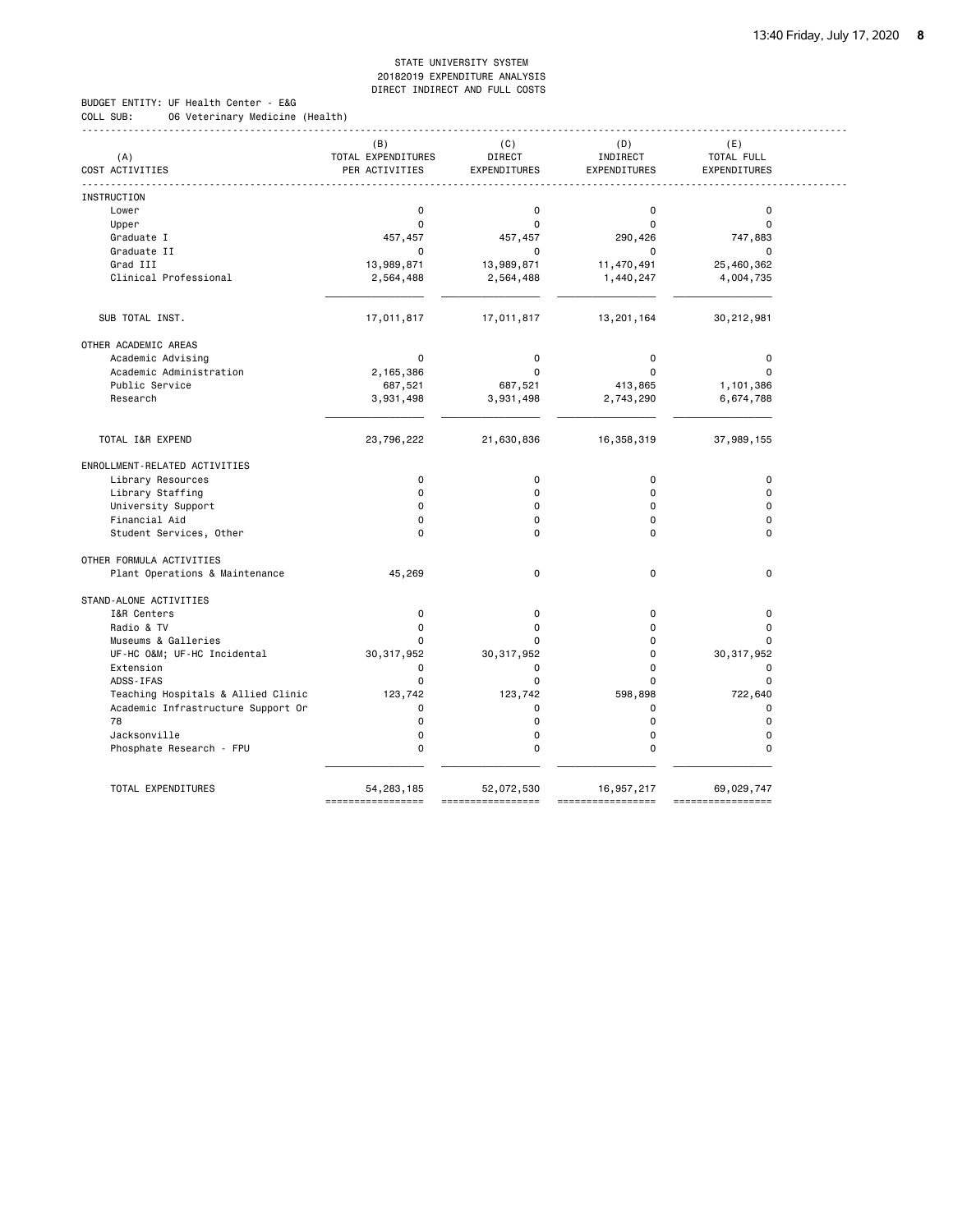STATE UNIVERSITY SYSTEM
20182019 EXPENDITURE ANALYSIS
DIRECT INDIRECT AND FULL COSTS

BUDGET ENTITY: UF Health Center - E&G
COLL SUB: 06 Veterinary Medicine (Health)

| (A) COST ACTIVITIES | (B) TOTAL EXPENDITURES PER ACTIVITIES | (C) DIRECT EXPENDITURES | (D) INDIRECT EXPENDITURES | (E) TOTAL FULL EXPENDITURES |
|---|---|---|---|---|
| INSTRUCTION | | | | |
| Lower | 0 | 0 | 0 | 0 |
| Upper | 0 | 0 | 0 | 0 |
| Graduate I | 457,457 | 457,457 | 290,426 | 747,883 |
| Graduate II | 0 | 0 | 0 | 0 |
| Grad III | 13,989,871 | 13,989,871 | 11,470,491 | 25,460,362 |
| Clinical Professional | 2,564,488 | 2,564,488 | 1,440,247 | 4,004,735 |
| SUB TOTAL INST. | 17,011,817 | 17,011,817 | 13,201,164 | 30,212,981 |
| OTHER ACADEMIC AREAS | | | | |
| Academic Advising | 0 | 0 | 0 | 0 |
| Academic Administration | 2,165,386 | 0 | 0 | 0 |
| Public Service | 687,521 | 687,521 | 413,865 | 1,101,386 |
| Research | 3,931,498 | 3,931,498 | 2,743,290 | 6,674,788 |
| TOTAL I&R EXPEND | 23,796,222 | 21,630,836 | 16,358,319 | 37,989,155 |
| ENROLLMENT-RELATED ACTIVITIES | | | | |
| Library Resources | 0 | 0 | 0 | 0 |
| Library Staffing | 0 | 0 | 0 | 0 |
| University Support | 0 | 0 | 0 | 0 |
| Financial Aid | 0 | 0 | 0 | 0 |
| Student Services, Other | 0 | 0 | 0 | 0 |
| OTHER FORMULA ACTIVITIES | | | | |
| Plant Operations & Maintenance | 45,269 | 0 | 0 | 0 |
| STAND-ALONE ACTIVITIES | | | | |
| I&R Centers | 0 | 0 | 0 | 0 |
| Radio & TV | 0 | 0 | 0 | 0 |
| Museums & Galleries | 0 | 0 | 0 | 0 |
| UF-HC O&M; UF-HC Incidental | 30,317,952 | 30,317,952 | 0 | 30,317,952 |
| Extension | 0 | 0 | 0 | 0 |
| ADSS-IFAS | 0 | 0 | 0 | 0 |
| Teaching Hospitals & Allied Clinic | 123,742 | 123,742 | 598,898 | 722,640 |
| Academic Infrastructure Support Or | 0 | 0 | 0 | 0 |
| 78 | 0 | 0 | 0 | 0 |
| Jacksonville | 0 | 0 | 0 | 0 |
| Phosphate Research - FPU | 0 | 0 | 0 | 0 |
| TOTAL EXPENDITURES | 54,283,185 | 52,072,530 | 16,957,217 | 69,029,747 |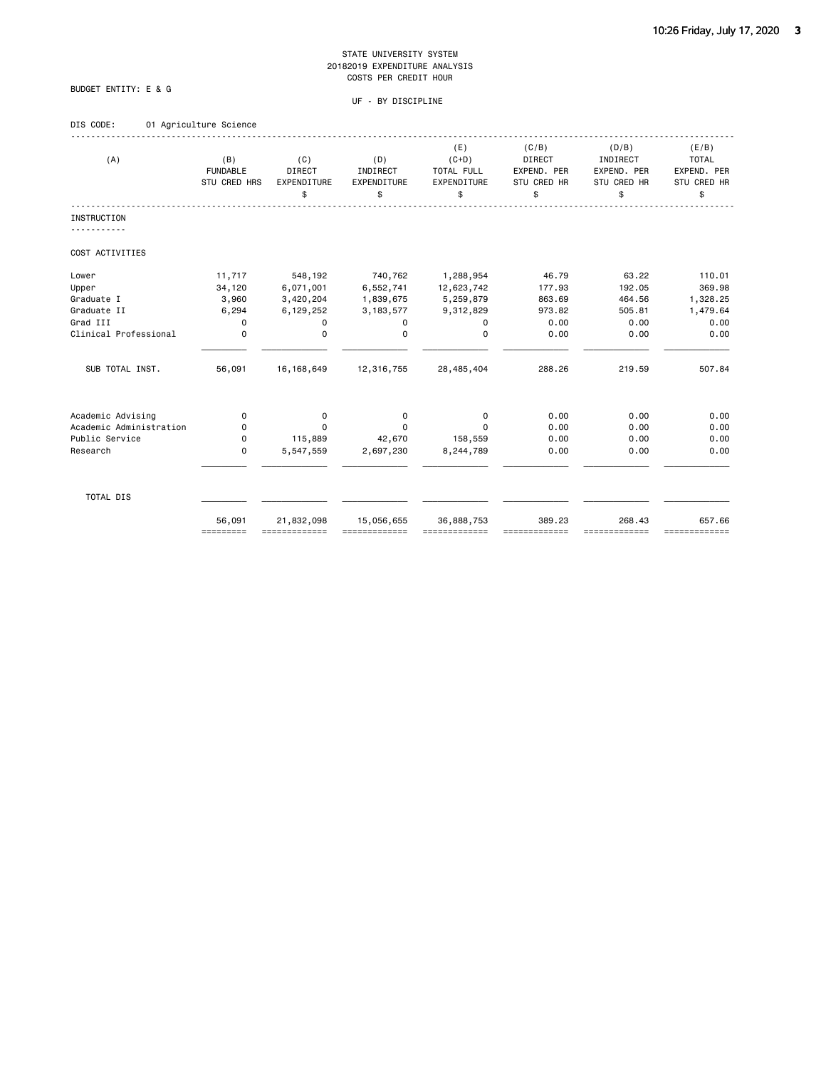STATE UNIVERSITY SYSTEM
20182019 EXPENDITURE ANALYSIS
COSTS PER CREDIT HOUR

BUDGET ENTITY: E & G

UF - BY DISCIPLINE

DIS CODE: 01 Agriculture Science

| (A) | (B) FUNDABLE STU CRED HRS | (C) DIRECT EXPENDITURE $ | (D) INDIRECT EXPENDITURE $ | (E) (C+D) TOTAL FULL EXPENDITURE $ | (C/B) DIRECT EXPEND. PER STU CRED HR $ | (D/B) INDIRECT EXPEND. PER STU CRED HR $ | (E/B) TOTAL EXPEND. PER STU CRED HR $ |
|---|---|---|---|---|---|---|---|
| **INSTRUCTION** | | | | | | | |
| COST ACTIVITIES | | | | | | | |
| Lower | 11,717 | 548,192 | 740,762 | 1,288,954 | 46.79 | 63.22 | 110.01 |
| Upper | 34,120 | 6,071,001 | 6,552,741 | 12,623,742 | 177.93 | 192.05 | 369.98 |
| Graduate I | 3,960 | 3,420,204 | 1,839,675 | 5,259,879 | 863.69 | 464.56 | 1,328.25 |
| Graduate II | 6,294 | 6,129,252 | 3,183,577 | 9,312,829 | 973.82 | 505.81 | 1,479.64 |
| Grad III | 0 | 0 | 0 | 0 | 0.00 | 0.00 | 0.00 |
| Clinical Professional | 0 | 0 | 0 | 0 | 0.00 | 0.00 | 0.00 |
| SUB TOTAL INST. | 56,091 | 16,168,649 | 12,316,755 | 28,485,404 | 288.26 | 219.59 | 507.84 |
| Academic Advising | 0 | 0 | 0 | 0 | 0.00 | 0.00 | 0.00 |
| Academic Administration | 0 | 0 | 0 | 0 | 0.00 | 0.00 | 0.00 |
| Public Service | 0 | 115,889 | 42,670 | 158,559 | 0.00 | 0.00 | 0.00 |
| Research | 0 | 5,547,559 | 2,697,230 | 8,244,789 | 0.00 | 0.00 | 0.00 |
| TOTAL DIS | 56,091 | 21,832,098 | 15,056,655 | 36,888,753 | 389.23 | 268.43 | 657.66 |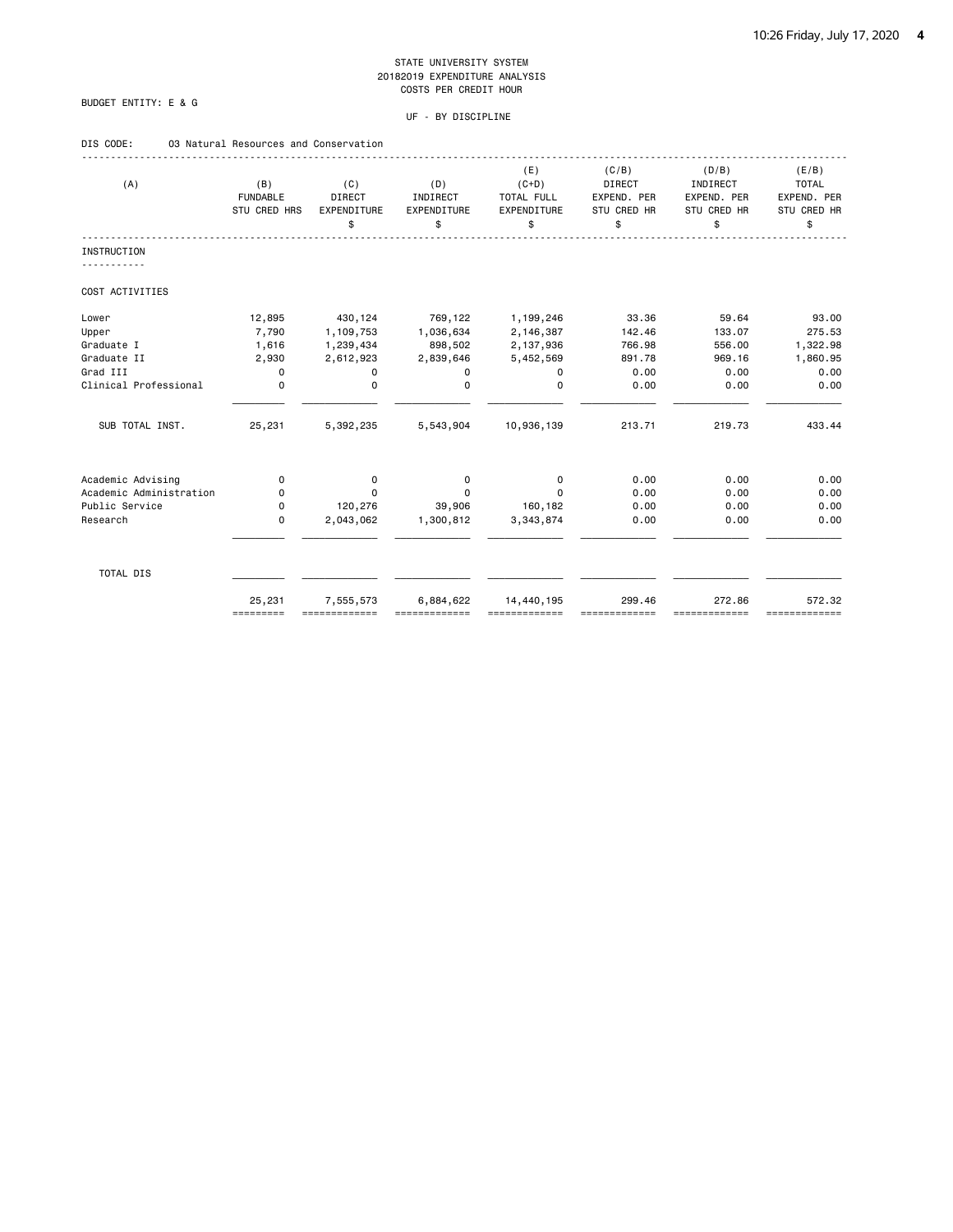STATE UNIVERSITY SYSTEM
20182019 EXPENDITURE ANALYSIS
COSTS PER CREDIT HOUR

BUDGET ENTITY: E & G

UF - BY DISCIPLINE

DIS CODE: 03 Natural Resources and Conservation

| (A) | (B) FUNDABLE STU CRED HRS | (C) DIRECT EXPENDITURE $ | (D) INDIRECT EXPENDITURE $ | (E) (C+D) TOTAL FULL EXPENDITURE $ | (C/B) DIRECT EXPEND. PER STU CRED HR $ | (D/B) INDIRECT EXPEND. PER STU CRED HR $ | (E/B) TOTAL EXPEND. PER STU CRED HR $ |
|---|---|---|---|---|---|---|---|
| **INSTRUCTION** | | | | | | | |
| COST ACTIVITIES | | | | | | | |
| Lower | 12,895 | 430,124 | 769,122 | 1,199,246 | 33.36 | 59.64 | 93.00 |
| Upper | 7,790 | 1,109,753 | 1,036,634 | 2,146,387 | 142.46 | 133.07 | 275.53 |
| Graduate I | 1,616 | 1,239,434 | 898,502 | 2,137,936 | 766.98 | 556.00 | 1,322.98 |
| Graduate II | 2,930 | 2,612,923 | 2,839,646 | 5,452,569 | 891.78 | 969.16 | 1,860.95 |
| Grad III | 0 | 0 | 0 | 0 | 0.00 | 0.00 | 0.00 |
| Clinical Professional | 0 | 0 | 0 | 0 | 0.00 | 0.00 | 0.00 |
| SUB TOTAL INST. | 25,231 | 5,392,235 | 5,543,904 | 10,936,139 | 213.71 | 219.73 | 433.44 |
| Academic Advising | 0 | 0 | 0 | 0 | 0.00 | 0.00 | 0.00 |
| Academic Administration | 0 | 0 | 0 | 0 | 0.00 | 0.00 | 0.00 |
| Public Service | 0 | 120,276 | 39,906 | 160,182 | 0.00 | 0.00 | 0.00 |
| Research | 0 | 2,043,062 | 1,300,812 | 3,343,874 | 0.00 | 0.00 | 0.00 |
| TOTAL DIS | 25,231 | 7,555,573 | 6,884,622 | 14,440,195 | 299.46 | 272.86 | 572.32 |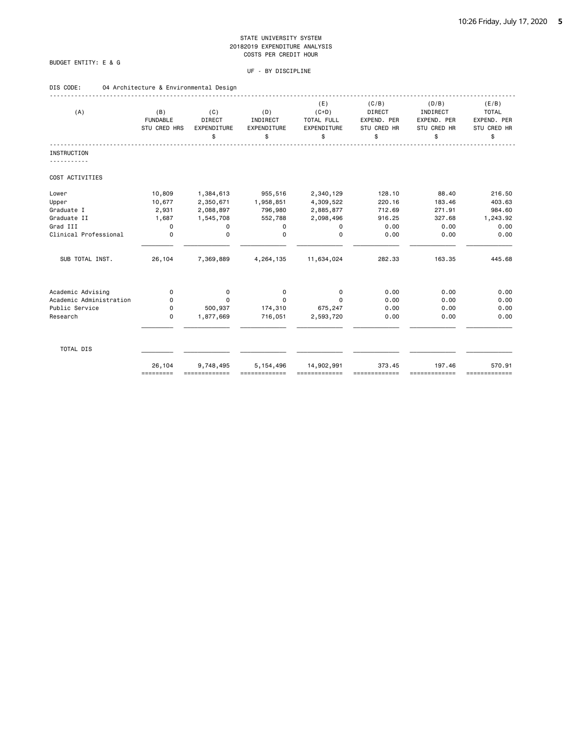STATE UNIVERSITY SYSTEM
20182019 EXPENDITURE ANALYSIS
COSTS PER CREDIT HOUR

BUDGET ENTITY: E & G

UF - BY DISCIPLINE

DIS CODE: 04 Architecture & Environmental Design

| (A) | (B) FUNDABLE STU CRED HRS | (C) DIRECT EXPENDITURE $ | (D) INDIRECT EXPENDITURE $ | (E) (C+D) TOTAL FULL EXPENDITURE $ | (C/B) DIRECT EXPEND. PER STU CRED HR $ | (D/B) INDIRECT EXPEND. PER STU CRED HR $ | (E/B) TOTAL EXPEND. PER STU CRED HR $ |
|---|---|---|---|---|---|---|---|
| INSTRUCTION | | | | | | | |
| COST ACTIVITIES | | | | | | | |
| Lower | 10,809 | 1,384,613 | 955,516 | 2,340,129 | 128.10 | 88.40 | 216.50 |
| Upper | 10,677 | 2,350,671 | 1,958,851 | 4,309,522 | 220.16 | 183.46 | 403.63 |
| Graduate I | 2,931 | 2,088,897 | 796,980 | 2,885,877 | 712.69 | 271.91 | 984.60 |
| Graduate II | 1,687 | 1,545,708 | 552,788 | 2,098,496 | 916.25 | 327.68 | 1,243.92 |
| Grad III | 0 | 0 | 0 | 0 | 0.00 | 0.00 | 0.00 |
| Clinical Professional | 0 | 0 | 0 | 0 | 0.00 | 0.00 | 0.00 |
| SUB TOTAL INST. | 26,104 | 7,369,889 | 4,264,135 | 11,634,024 | 282.33 | 163.35 | 445.68 |
| Academic Advising | 0 | 0 | 0 | 0 | 0.00 | 0.00 | 0.00 |
| Academic Administration | 0 | 0 | 0 | 0 | 0.00 | 0.00 | 0.00 |
| Public Service | 0 | 500,937 | 174,310 | 675,247 | 0.00 | 0.00 | 0.00 |
| Research | 0 | 1,877,669 | 716,051 | 2,593,720 | 0.00 | 0.00 | 0.00 |
| TOTAL DIS | 26,104 | 9,748,495 | 5,154,496 | 14,902,991 | 373.45 | 197.46 | 570.91 |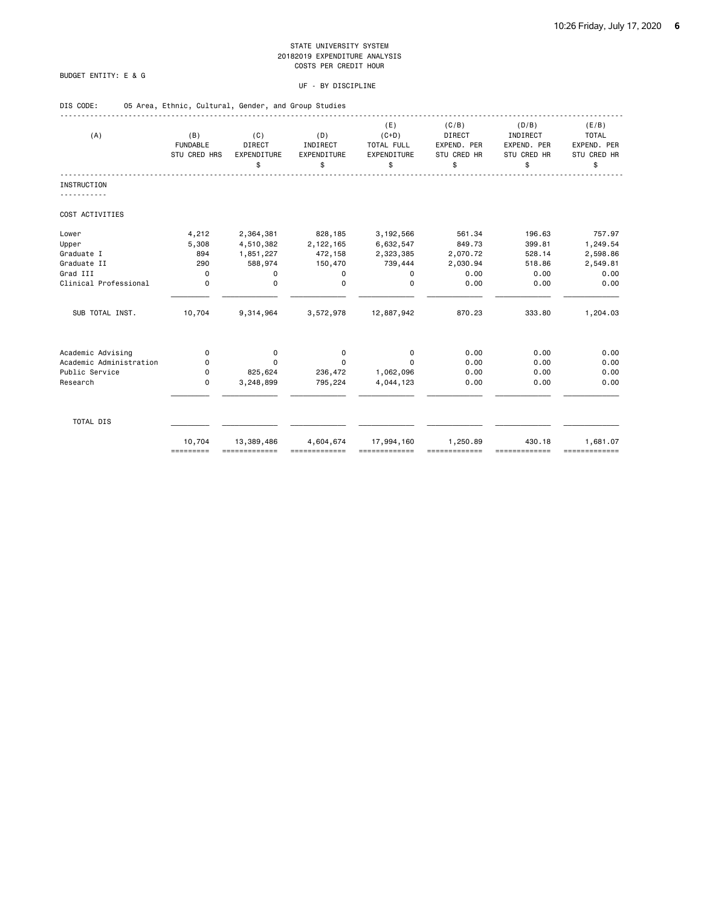STATE UNIVERSITY SYSTEM
20182019 EXPENDITURE ANALYSIS
COSTS PER CREDIT HOUR

BUDGET ENTITY: E & G

UF - BY DISCIPLINE

DIS CODE: 05 Area, Ethnic, Cultural, Gender, and Group Studies

| (A) | (B) FUNDABLE STU CRED HRS | (C) DIRECT EXPENDITURE $ | (D) INDIRECT EXPENDITURE $ | (E) (C+D) TOTAL FULL EXPENDITURE $ | (C/B) DIRECT EXPEND. PER STU CRED HR $ | (D/B) INDIRECT EXPEND. PER STU CRED HR $ | (E/B) TOTAL EXPEND. PER STU CRED HR $ |
|---|---|---|---|---|---|---|---|
| **INSTRUCTION** | | | | | | | |
| COST ACTIVITIES | | | | | | | |
| Lower | 4,212 | 2,364,381 | 828,185 | 3,192,566 | 561.34 | 196.63 | 757.97 |
| Upper | 5,308 | 4,510,382 | 2,122,165 | 6,632,547 | 849.73 | 399.81 | 1,249.54 |
| Graduate I | 894 | 1,851,227 | 472,158 | 2,323,385 | 2,070.72 | 528.14 | 2,598.86 |
| Graduate II | 290 | 588,974 | 150,470 | 739,444 | 2,030.94 | 518.86 | 2,549.81 |
| Grad III | 0 | 0 | 0 | 0 | 0.00 | 0.00 | 0.00 |
| Clinical Professional | 0 | 0 | 0 | 0 | 0.00 | 0.00 | 0.00 |
| SUB TOTAL INST. | 10,704 | 9,314,964 | 3,572,978 | 12,887,942 | 870.23 | 333.80 | 1,204.03 |
| Academic Advising | 0 | 0 | 0 | 0 | 0.00 | 0.00 | 0.00 |
| Academic Administration | 0 | 0 | 0 | 0 | 0.00 | 0.00 | 0.00 |
| Public Service | 0 | 825,624 | 236,472 | 1,062,096 | 0.00 | 0.00 | 0.00 |
| Research | 0 | 3,248,899 | 795,224 | 4,044,123 | 0.00 | 0.00 | 0.00 |
| TOTAL DIS | 10,704 | 13,389,486 | 4,604,674 | 17,994,160 | 1,250.89 | 430.18 | 1,681.07 |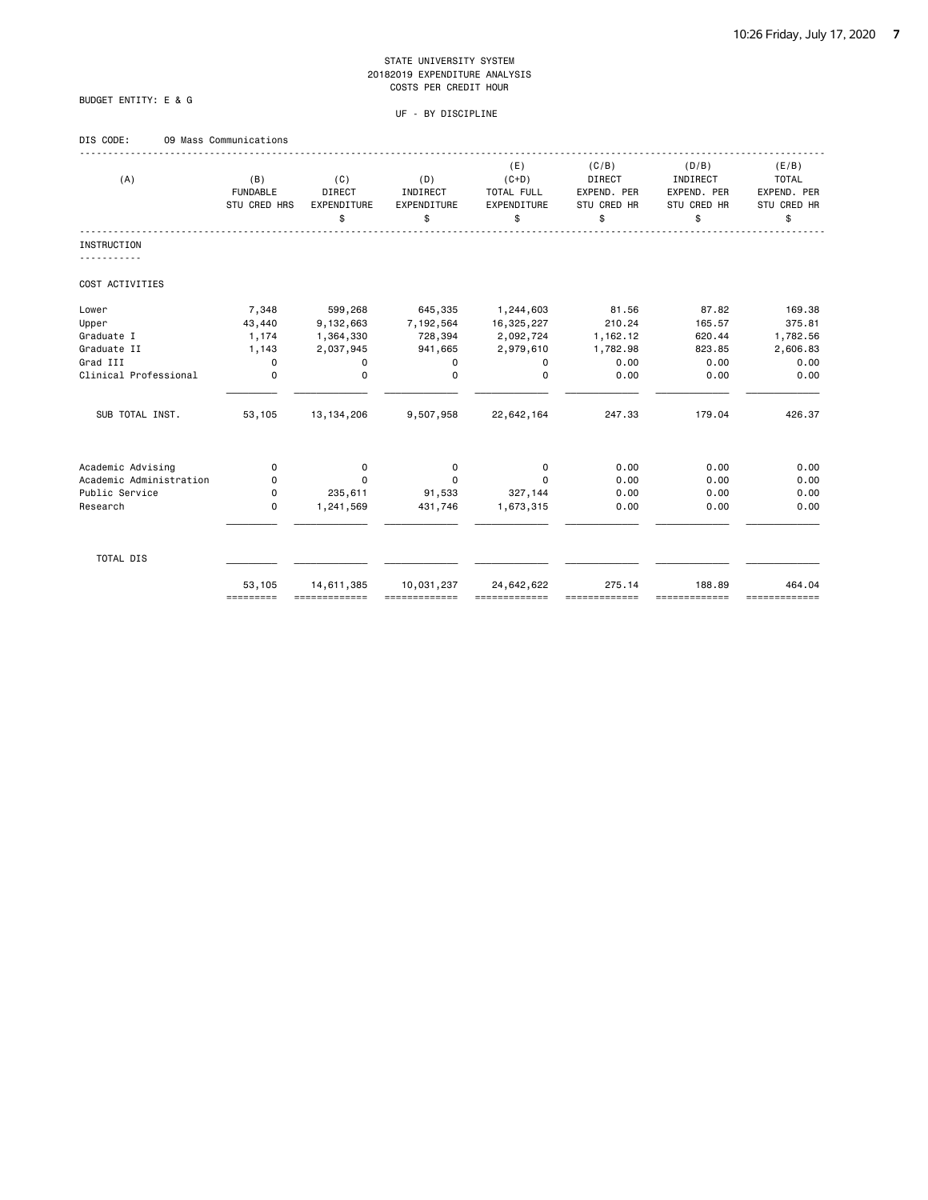STATE UNIVERSITY SYSTEM
20182019 EXPENDITURE ANALYSIS
COSTS PER CREDIT HOUR

BUDGET ENTITY: E & G

UF - BY DISCIPLINE

DIS CODE: 09 Mass Communications

| (A) | (B) FUNDABLE STU CRED HRS | (C) DIRECT EXPENDITURE $ | (D) INDIRECT EXPENDITURE $ | (E) (C+D) TOTAL FULL EXPENDITURE $ | (C/B) DIRECT EXPEND. PER STU CRED HR $ | (D/B) INDIRECT EXPEND. PER STU CRED HR $ | (E/B) TOTAL EXPEND. PER STU CRED HR $ |
|---|---|---|---|---|---|---|---|
| **INSTRUCTION** | | | | | | | |
| COST ACTIVITIES | | | | | | | |
| Lower | 7,348 | 599,268 | 645,335 | 1,244,603 | 81.56 | 87.82 | 169.38 |
| Upper | 43,440 | 9,132,663 | 7,192,564 | 16,325,227 | 210.24 | 165.57 | 375.81 |
| Graduate I | 1,174 | 1,364,330 | 728,394 | 2,092,724 | 1,162.12 | 620.44 | 1,782.56 |
| Graduate II | 1,143 | 2,037,945 | 941,665 | 2,979,610 | 1,782.98 | 823.85 | 2,606.83 |
| Grad III | 0 | 0 | 0 | 0 | 0.00 | 0.00 | 0.00 |
| Clinical Professional | 0 | 0 | 0 | 0 | 0.00 | 0.00 | 0.00 |
| SUB TOTAL INST. | 53,105 | 13,134,206 | 9,507,958 | 22,642,164 | 247.33 | 179.04 | 426.37 |
| Academic Advising | 0 | 0 | 0 | 0 | 0.00 | 0.00 | 0.00 |
| Academic Administration | 0 | 0 | 0 | 0 | 0.00 | 0.00 | 0.00 |
| Public Service | 0 | 235,611 | 91,533 | 327,144 | 0.00 | 0.00 | 0.00 |
| Research | 0 | 1,241,569 | 431,746 | 1,673,315 | 0.00 | 0.00 | 0.00 |
| TOTAL DIS | 53,105 | 14,611,385 | 10,031,237 | 24,642,622 | 275.14 | 188.89 | 464.04 |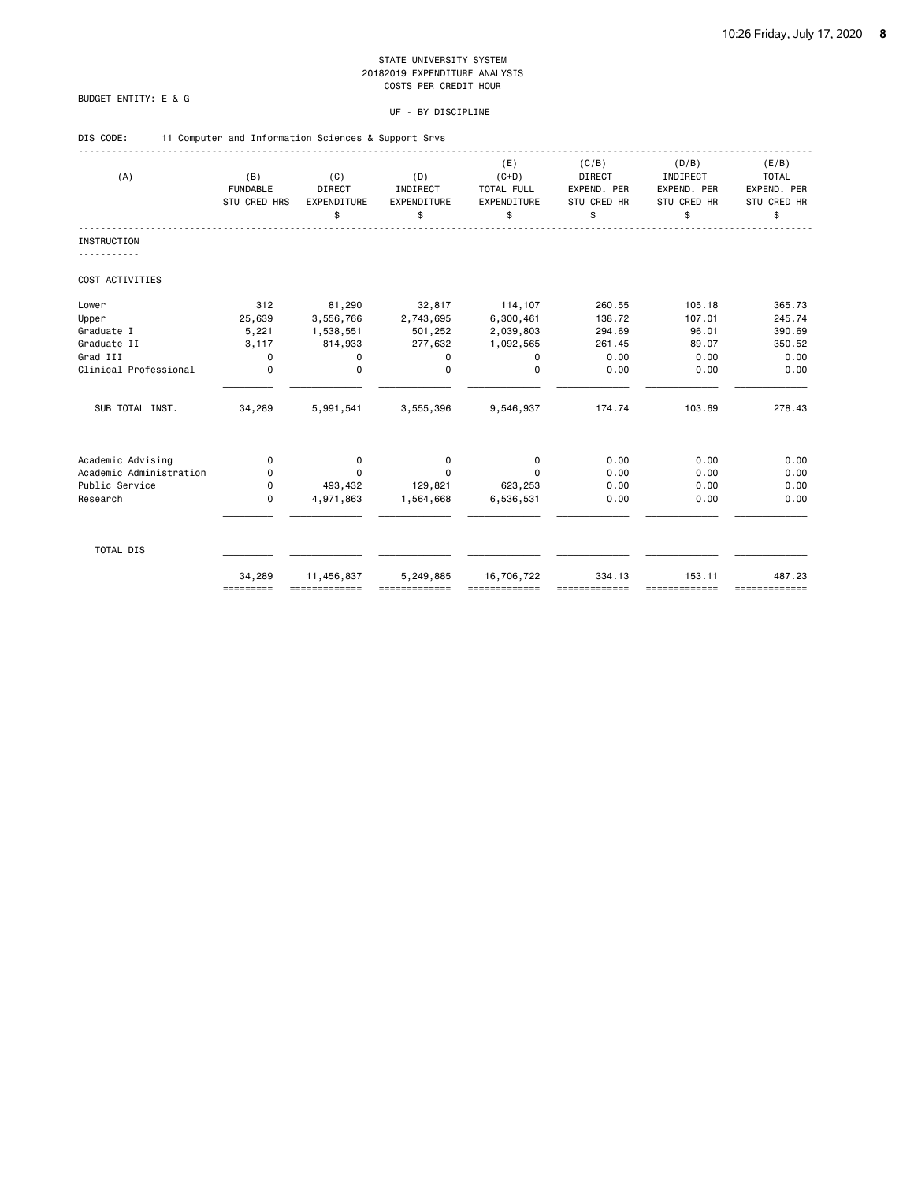STATE UNIVERSITY SYSTEM
20182019 EXPENDITURE ANALYSIS
COSTS PER CREDIT HOUR

BUDGET ENTITY: E & G

UF - BY DISCIPLINE

DIS CODE: 11 Computer and Information Sciences & Support Srvs

| (A) | (B) FUNDABLE STU CRED HRS | (C) DIRECT EXPENDITURE $ | (D) INDIRECT EXPENDITURE $ | (E) (C+D) TOTAL FULL EXPENDITURE $ | (C/B) DIRECT EXPEND. PER STU CRED HR $ | (D/B) INDIRECT EXPEND. PER STU CRED HR $ | (E/B) TOTAL EXPEND. PER STU CRED HR $ |
|---|---|---|---|---|---|---|---|
| **INSTRUCTION** | | | | | | | |
| COST ACTIVITIES | | | | | | | |
| Lower | 312 | 81,290 | 32,817 | 114,107 | 260.55 | 105.18 | 365.73 |
| Upper | 25,639 | 3,556,766 | 2,743,695 | 6,300,461 | 138.72 | 107.01 | 245.74 |
| Graduate I | 5,221 | 1,538,551 | 501,252 | 2,039,803 | 294.69 | 96.01 | 390.69 |
| Graduate II | 3,117 | 814,933 | 277,632 | 1,092,565 | 261.45 | 89.07 | 350.52 |
| Grad III | 0 | 0 | 0 | 0 | 0.00 | 0.00 | 0.00 |
| Clinical Professional | 0 | 0 | 0 | 0 | 0.00 | 0.00 | 0.00 |
| SUB TOTAL INST. | 34,289 | 5,991,541 | 3,555,396 | 9,546,937 | 174.74 | 103.69 | 278.43 |
| Academic Advising | 0 | 0 | 0 | 0 | 0.00 | 0.00 | 0.00 |
| Academic Administration | 0 | 0 | 0 | 0 | 0.00 | 0.00 | 0.00 |
| Public Service | 0 | 493,432 | 129,821 | 623,253 | 0.00 | 0.00 | 0.00 |
| Research | 0 | 4,971,863 | 1,564,668 | 6,536,531 | 0.00 | 0.00 | 0.00 |
| TOTAL DIS | 34,289 | 11,456,837 | 5,249,885 | 16,706,722 | 334.13 | 153.11 | 487.23 |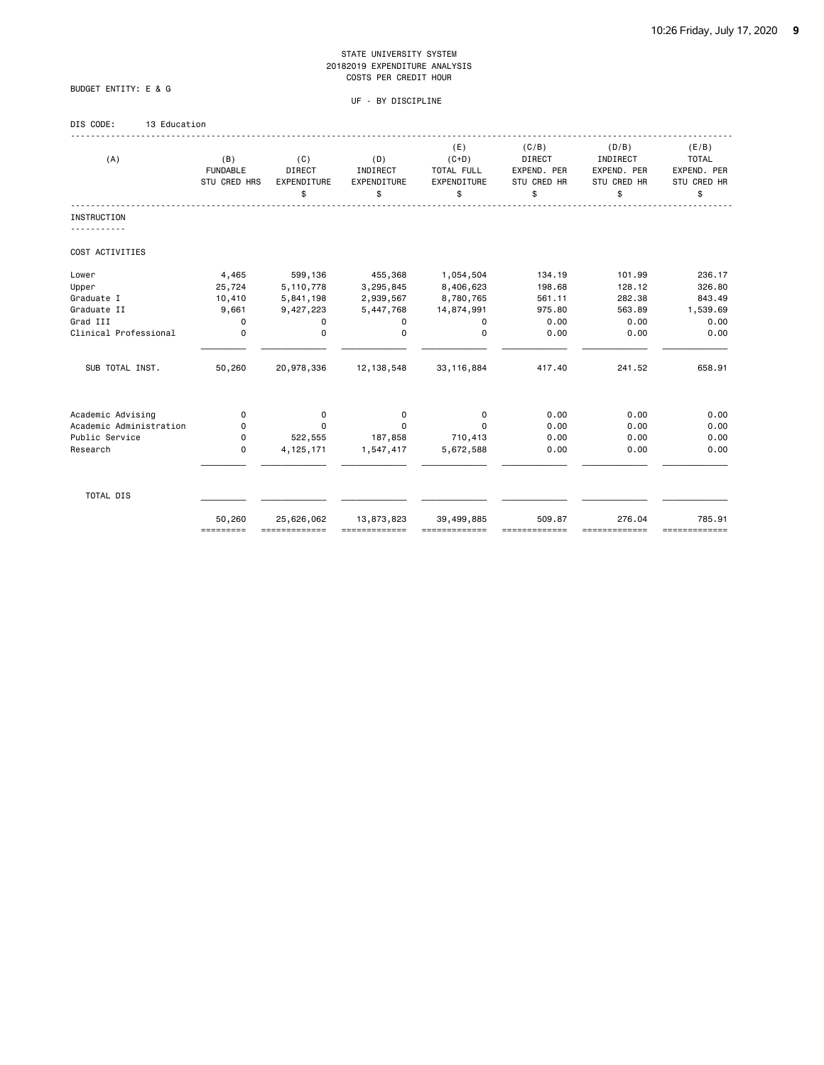STATE UNIVERSITY SYSTEM
20182019 EXPENDITURE ANALYSIS
COSTS PER CREDIT HOUR

BUDGET ENTITY: E & G

UF - BY DISCIPLINE

DIS CODE: 13 Education

| (A) | (B) FUNDABLE STU CRED HRS | (C) DIRECT EXPENDITURE $ | (D) INDIRECT EXPENDITURE $ | (E) (C+D) TOTAL FULL EXPENDITURE $ | (C/B) DIRECT EXPEND. PER STU CRED HR $ | (D/B) INDIRECT EXPEND. PER STU CRED HR $ | (E/B) TOTAL EXPEND. PER STU CRED HR $ |
|---|---|---|---|---|---|---|---|
| INSTRUCTION | | | | | | | |
| COST ACTIVITIES | | | | | | | |
| Lower | 4,465 | 599,136 | 455,368 | 1,054,504 | 134.19 | 101.99 | 236.17 |
| Upper | 25,724 | 5,110,778 | 3,295,845 | 8,406,623 | 198.68 | 128.12 | 326.80 |
| Graduate I | 10,410 | 5,841,198 | 2,939,567 | 8,780,765 | 561.11 | 282.38 | 843.49 |
| Graduate II | 9,661 | 9,427,223 | 5,447,768 | 14,874,991 | 975.80 | 563.89 | 1,539.69 |
| Grad III | 0 | 0 | 0 | 0 | 0.00 | 0.00 | 0.00 |
| Clinical Professional | 0 | 0 | 0 | 0 | 0.00 | 0.00 | 0.00 |
| SUB TOTAL INST. | 50,260 | 20,978,336 | 12,138,548 | 33,116,884 | 417.40 | 241.52 | 658.91 |
| Academic Advising | 0 | 0 | 0 | 0 | 0.00 | 0.00 | 0.00 |
| Academic Administration | 0 | 0 | 0 | 0 | 0.00 | 0.00 | 0.00 |
| Public Service | 0 | 522,555 | 187,858 | 710,413 | 0.00 | 0.00 | 0.00 |
| Research | 0 | 4,125,171 | 1,547,417 | 5,672,588 | 0.00 | 0.00 | 0.00 |
| TOTAL DIS | 50,260 | 25,626,062 | 13,873,823 | 39,499,885 | 509.87 | 276.04 | 785.91 |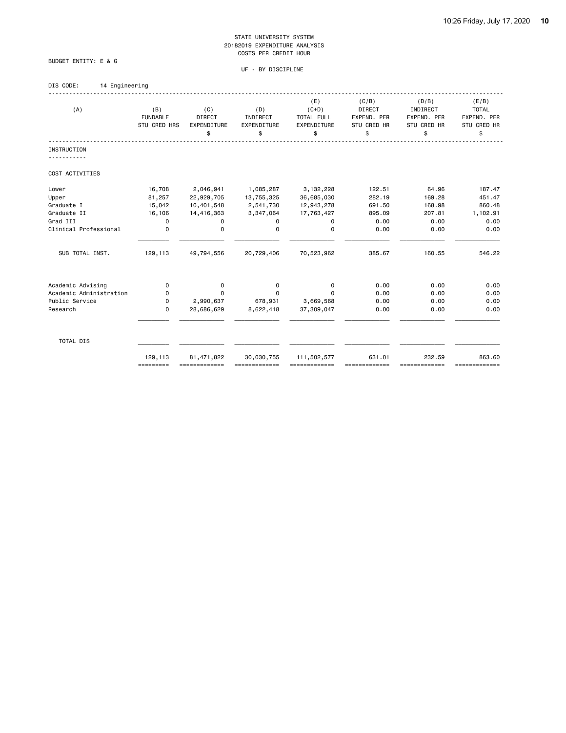STATE UNIVERSITY SYSTEM
20182019 EXPENDITURE ANALYSIS
COSTS PER CREDIT HOUR

BUDGET ENTITY: E & G

UF - BY DISCIPLINE

DIS CODE: 14 Engineering

| (A) | (B) FUNDABLE STU CRED HRS | (C) DIRECT EXPENDITURE $ | (D) INDIRECT EXPENDITURE $ | (E) (C+D) TOTAL FULL EXPENDITURE $ | (C/B) DIRECT EXPEND. PER STU CRED HR $ | (D/B) INDIRECT EXPEND. PER STU CRED HR $ | (E/B) TOTAL EXPEND. PER STU CRED HR $ |
|---|---|---|---|---|---|---|---|
| **INSTRUCTION** | | | | | | | |
| COST ACTIVITIES | | | | | | | |
| Lower | 16,708 | 2,046,941 | 1,085,287 | 3,132,228 | 122.51 | 64.96 | 187.47 |
| Upper | 81,257 | 22,929,705 | 13,755,325 | 36,685,030 | 282.19 | 169.28 | 451.47 |
| Graduate I | 15,042 | 10,401,548 | 2,541,730 | 12,943,278 | 691.50 | 168.98 | 860.48 |
| Graduate II | 16,106 | 14,416,363 | 3,347,064 | 17,763,427 | 895.09 | 207.81 | 1,102.91 |
| Grad III | 0 | 0 | 0 | 0 | 0.00 | 0.00 | 0.00 |
| Clinical Professional | 0 | 0 | 0 | 0 | 0.00 | 0.00 | 0.00 |
| SUB TOTAL INST. | 129,113 | 49,794,556 | 20,729,406 | 70,523,962 | 385.67 | 160.55 | 546.22 |
| Academic Advising | 0 | 0 | 0 | 0 | 0.00 | 0.00 | 0.00 |
| Academic Administration | 0 | 0 | 0 | 0 | 0.00 | 0.00 | 0.00 |
| Public Service | 0 | 2,990,637 | 678,931 | 3,669,568 | 0.00 | 0.00 | 0.00 |
| Research | 0 | 28,686,629 | 8,622,418 | 37,309,047 | 0.00 | 0.00 | 0.00 |
| TOTAL DIS | 129,113 | 81,471,822 | 30,030,755 | 111,502,577 | 631.01 | 232.59 | 863.60 |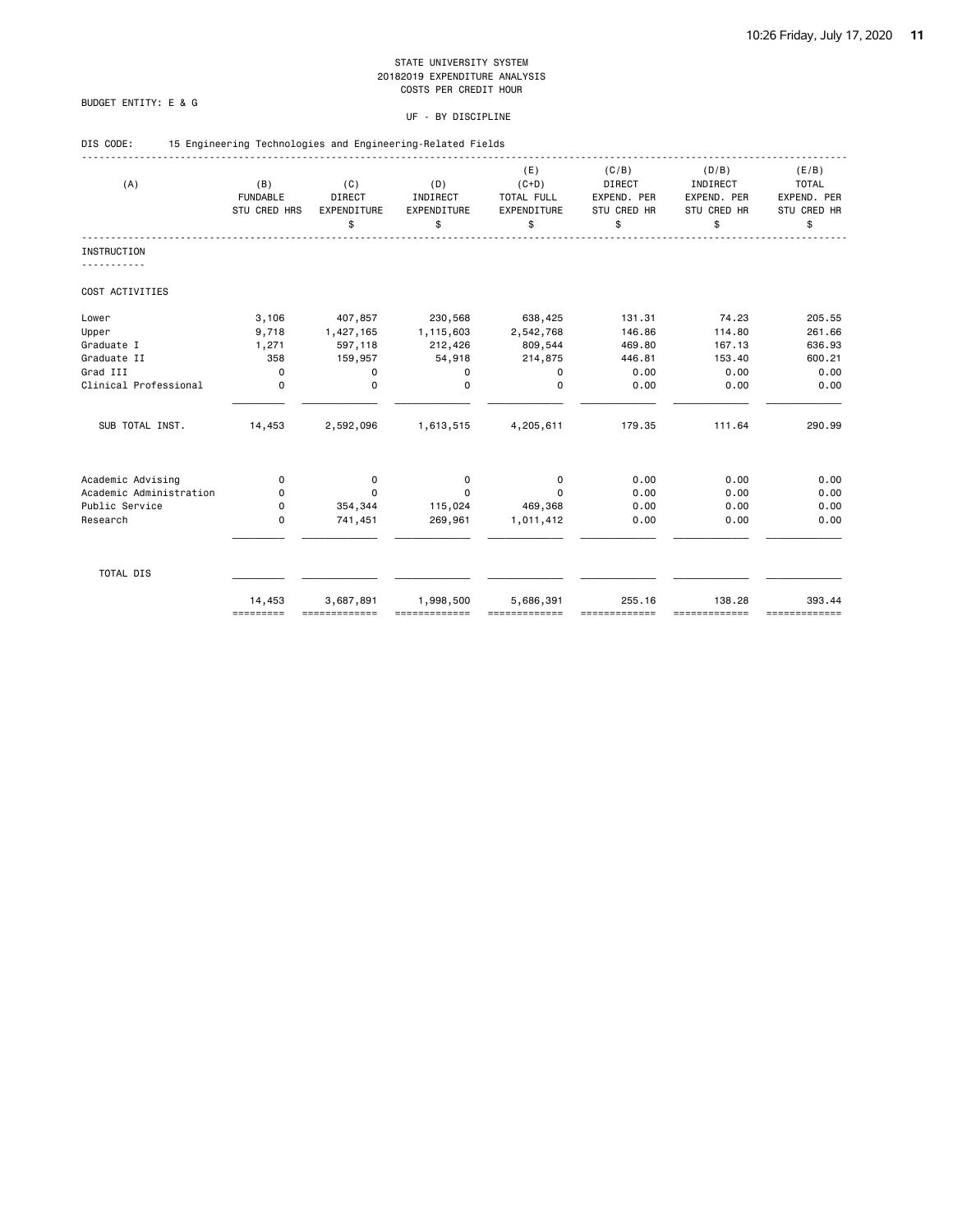STATE UNIVERSITY SYSTEM
20182019 EXPENDITURE ANALYSIS
COSTS PER CREDIT HOUR

BUDGET ENTITY: E & G

UF - BY DISCIPLINE

DIS CODE: 15 Engineering Technologies and Engineering-Related Fields

| (A) | (B) FUNDABLE STU CRED HRS | (C) DIRECT EXPENDITURE $ | (D) INDIRECT EXPENDITURE $ | (E) (C+D) TOTAL FULL EXPENDITURE $ | (C/B) DIRECT EXPEND. PER STU CRED HR $ | (D/B) INDIRECT EXPEND. PER STU CRED HR $ | (E/B) TOTAL EXPEND. PER STU CRED HR $ |
|---|---|---|---|---|---|---|---|
| **INSTRUCTION** | | | | | | | |
| COST ACTIVITIES | | | | | | | |
| Lower | 3,106 | 407,857 | 230,568 | 638,425 | 131.31 | 74.23 | 205.55 |
| Upper | 9,718 | 1,427,165 | 1,115,603 | 2,542,768 | 146.86 | 114.80 | 261.66 |
| Graduate I | 1,271 | 597,118 | 212,426 | 809,544 | 469.80 | 167.13 | 636.93 |
| Graduate II | 358 | 159,957 | 54,918 | 214,875 | 446.81 | 153.40 | 600.21 |
| Grad III | 0 | 0 | 0 | 0 | 0.00 | 0.00 | 0.00 |
| Clinical Professional | 0 | 0 | 0 | 0 | 0.00 | 0.00 | 0.00 |
| SUB TOTAL INST. | 14,453 | 2,592,096 | 1,613,515 | 4,205,611 | 179.35 | 111.64 | 290.99 |
| Academic Advising | 0 | 0 | 0 | 0 | 0.00 | 0.00 | 0.00 |
| Academic Administration | 0 | 0 | 0 | 0 | 0.00 | 0.00 | 0.00 |
| Public Service | 0 | 354,344 | 115,024 | 469,368 | 0.00 | 0.00 | 0.00 |
| Research | 0 | 741,451 | 269,961 | 1,011,412 | 0.00 | 0.00 | 0.00 |
| TOTAL DIS | 14,453 | 3,687,891 | 1,998,500 | 5,686,391 | 255.16 | 138.28 | 393.44 |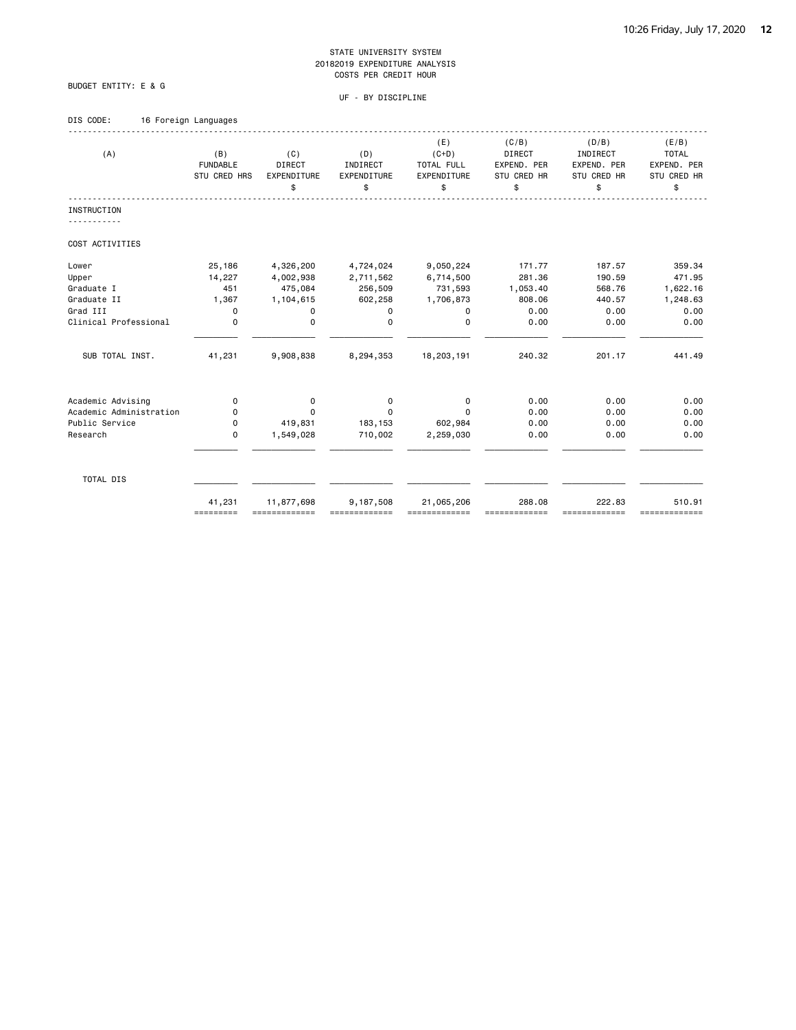STATE UNIVERSITY SYSTEM
20182019 EXPENDITURE ANALYSIS
COSTS PER CREDIT HOUR

BUDGET ENTITY: E & G

UF - BY DISCIPLINE

DIS CODE: 16 Foreign Languages

| (A) | (B) FUNDABLE STU CRED HRS | (C) DIRECT EXPENDITURE $ | (D) INDIRECT EXPENDITURE $ | (E) (C+D) TOTAL FULL EXPENDITURE $ | (C/B) DIRECT EXPEND. PER STU CRED HR $ | (D/B) INDIRECT EXPEND. PER STU CRED HR $ | (E/B) TOTAL EXPEND. PER STU CRED HR $ |
|---|---|---|---|---|---|---|---|
| INSTRUCTION | | | | | | | |
| COST ACTIVITIES | | | | | | | |
| Lower | 25,186 | 4,326,200 | 4,724,024 | 9,050,224 | 171.77 | 187.57 | 359.34 |
| Upper | 14,227 | 4,002,938 | 2,711,562 | 6,714,500 | 281.36 | 190.59 | 471.95 |
| Graduate I | 451 | 475,084 | 256,509 | 731,593 | 1,053.40 | 568.76 | 1,622.16 |
| Graduate II | 1,367 | 1,104,615 | 602,258 | 1,706,873 | 808.06 | 440.57 | 1,248.63 |
| Grad III | 0 | 0 | 0 | 0 | 0.00 | 0.00 | 0.00 |
| Clinical Professional | 0 | 0 | 0 | 0 | 0.00 | 0.00 | 0.00 |
| SUB TOTAL INST. | 41,231 | 9,908,838 | 8,294,353 | 18,203,191 | 240.32 | 201.17 | 441.49 |
| Academic Advising | 0 | 0 | 0 | 0 | 0.00 | 0.00 | 0.00 |
| Academic Administration | 0 | 0 | 0 | 0 | 0.00 | 0.00 | 0.00 |
| Public Service | 0 | 419,831 | 183,153 | 602,984 | 0.00 | 0.00 | 0.00 |
| Research | 0 | 1,549,028 | 710,002 | 2,259,030 | 0.00 | 0.00 | 0.00 |
| TOTAL DIS | 41,231 | 11,877,698 | 9,187,508 | 21,065,206 | 288.08 | 222.83 | 510.91 |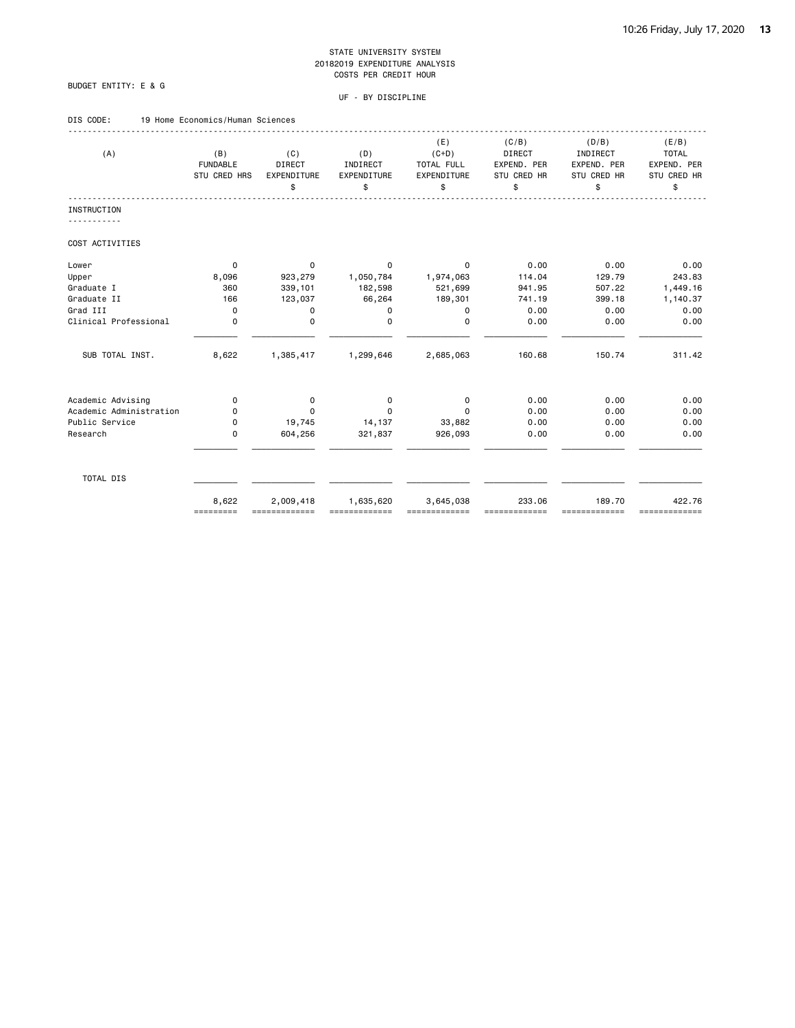STATE UNIVERSITY SYSTEM
20182019 EXPENDITURE ANALYSIS
COSTS PER CREDIT HOUR

BUDGET ENTITY: E & G

UF - BY DISCIPLINE

DIS CODE: 19 Home Economics/Human Sciences

| (A) | (B) FUNDABLE STU CRED HRS | (C) DIRECT EXPENDITURE $ | (D) INDIRECT EXPENDITURE $ | (E) (C+D) TOTAL FULL EXPENDITURE $ | (C/B) DIRECT EXPEND. PER STU CRED HR $ | (D/B) INDIRECT EXPEND. PER STU CRED HR $ | (E/B) TOTAL EXPEND. PER STU CRED HR $ |
|---|---|---|---|---|---|---|---|
| **INSTRUCTION** | | | | | | | |
| COST ACTIVITIES | | | | | | | |
| Lower | 0 | 0 | 0 | 0 | 0.00 | 0.00 | 0.00 |
| Upper | 8,096 | 923,279 | 1,050,784 | 1,974,063 | 114.04 | 129.79 | 243.83 |
| Graduate I | 360 | 339,101 | 182,598 | 521,699 | 941.95 | 507.22 | 1,449.16 |
| Graduate II | 166 | 123,037 | 66,264 | 189,301 | 741.19 | 399.18 | 1,140.37 |
| Grad III | 0 | 0 | 0 | 0 | 0.00 | 0.00 | 0.00 |
| Clinical Professional | 0 | 0 | 0 | 0 | 0.00 | 0.00 | 0.00 |
| SUB TOTAL INST. | 8,622 | 1,385,417 | 1,299,646 | 2,685,063 | 160.68 | 150.74 | 311.42 |
| Academic Advising | 0 | 0 | 0 | 0 | 0.00 | 0.00 | 0.00 |
| Academic Administration | 0 | 0 | 0 | 0 | 0.00 | 0.00 | 0.00 |
| Public Service | 0 | 19,745 | 14,137 | 33,882 | 0.00 | 0.00 | 0.00 |
| Research | 0 | 604,256 | 321,837 | 926,093 | 0.00 | 0.00 | 0.00 |
| TOTAL DIS | 8,622 | 2,009,418 | 1,635,620 | 3,645,038 | 233.06 | 189.70 | 422.76 |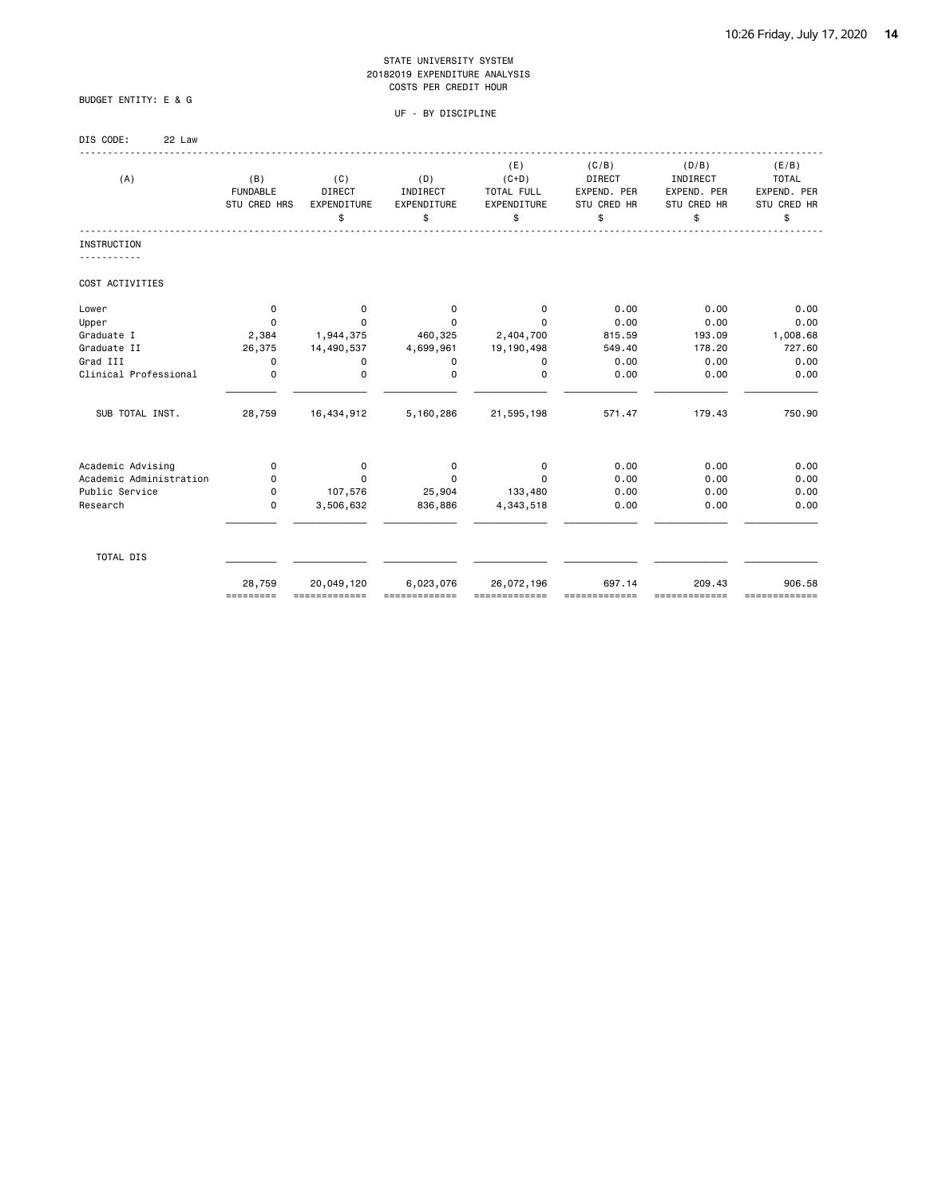STATE UNIVERSITY SYSTEM
20182019 EXPENDITURE ANALYSIS
COSTS PER CREDIT HOUR

BUDGET ENTITY: E & G

UF - BY DISCIPLINE

DIS CODE: 22 Law

| (A) | (B) FUNDABLE STU CRED HRS | (C) DIRECT EXPENDITURE $ | (D) INDIRECT EXPENDITURE $ | (E) (C+D) TOTAL FULL EXPENDITURE $ | (C/B) DIRECT EXPEND. PER STU CRED HR $ | (D/B) INDIRECT EXPEND. PER STU CRED HR $ | (E/B) TOTAL EXPEND. PER STU CRED HR $ |
|---|---|---|---|---|---|---|---|
| **INSTRUCTION** | | | | | | | |
| COST ACTIVITIES | | | | | | | |
| Lower | 0 | 0 | 0 | 0 | 0.00 | 0.00 | 0.00 |
| Upper | 0 | 0 | 0 | 0 | 0.00 | 0.00 | 0.00 |
| Graduate I | 2,384 | 1,944,375 | 460,325 | 2,404,700 | 815.59 | 193.09 | 1,008.68 |
| Graduate II | 26,375 | 14,490,537 | 4,699,961 | 19,190,498 | 549.40 | 178.20 | 727.60 |
| Grad III | 0 | 0 | 0 | 0 | 0.00 | 0.00 | 0.00 |
| Clinical Professional | 0 | 0 | 0 | 0 | 0.00 | 0.00 | 0.00 |
| SUB TOTAL INST. | 28,759 | 16,434,912 | 5,160,286 | 21,595,198 | 571.47 | 179.43 | 750.90 |
| Academic Advising | 0 | 0 | 0 | 0 | 0.00 | 0.00 | 0.00 |
| Academic Administration | 0 | 0 | 0 | 0 | 0.00 | 0.00 | 0.00 |
| Public Service | 0 | 107,576 | 25,904 | 133,480 | 0.00 | 0.00 | 0.00 |
| Research | 0 | 3,506,632 | 836,886 | 4,343,518 | 0.00 | 0.00 | 0.00 |
| TOTAL DIS | 28,759 | 20,049,120 | 6,023,076 | 26,072,196 | 697.14 | 209.43 | 906.58 |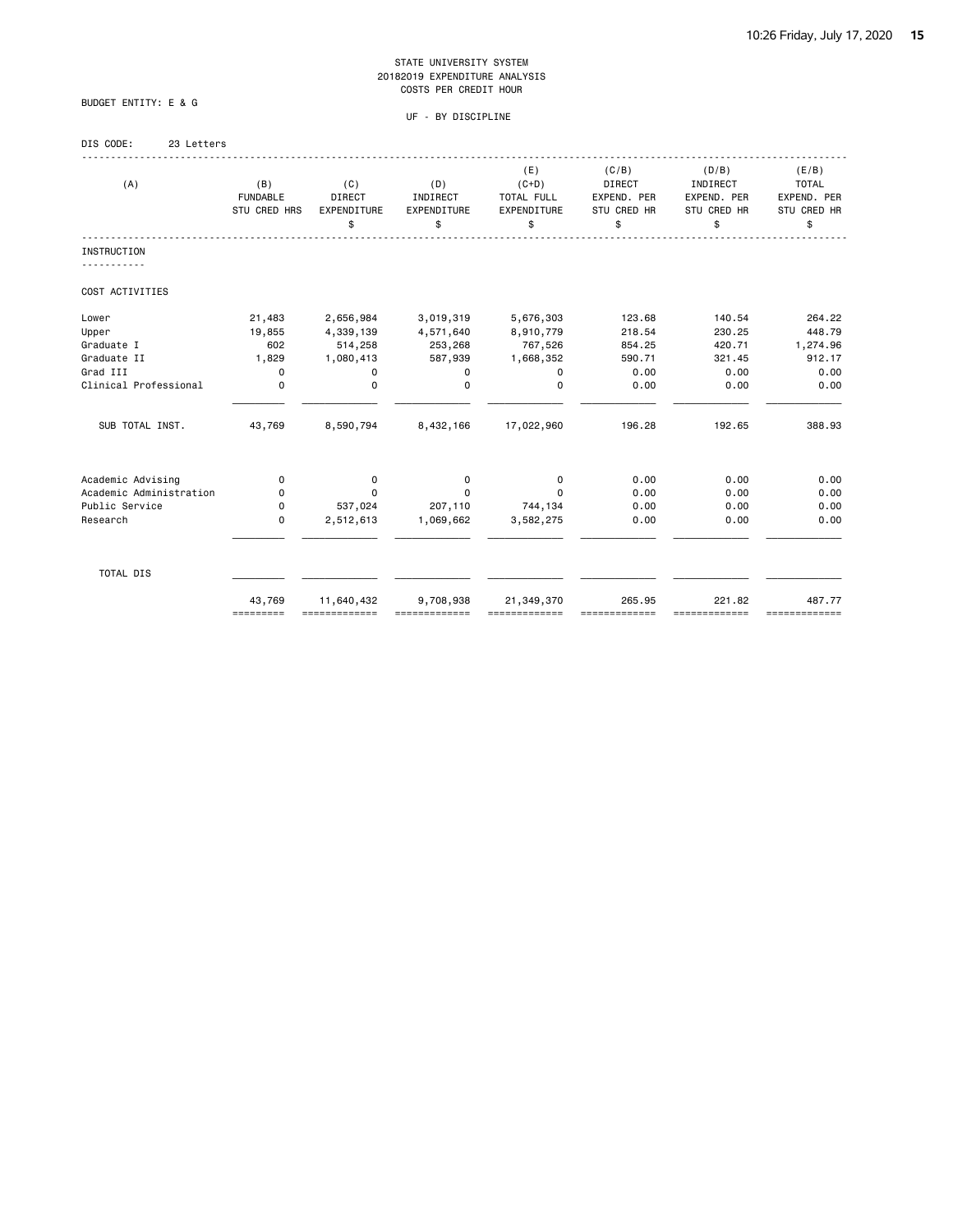STATE UNIVERSITY SYSTEM
20182019 EXPENDITURE ANALYSIS
COSTS PER CREDIT HOUR

BUDGET ENTITY: E & G

UF - BY DISCIPLINE

DIS CODE: 23 Letters

| (A) | (B) FUNDABLE STU CRED HRS | (C) DIRECT EXPENDITURE $ | (D) INDIRECT EXPENDITURE $ | (E) (C+D) TOTAL FULL EXPENDITURE $ | (C/B) DIRECT EXPEND. PER STU CRED HR $ | (D/B) INDIRECT EXPEND. PER STU CRED HR $ | (E/B) TOTAL EXPEND. PER STU CRED HR $ |
|---|---|---|---|---|---|---|---|
| INSTRUCTION | | | | | | | |
| COST ACTIVITIES | | | | | | | |
| Lower | 21,483 | 2,656,984 | 3,019,319 | 5,676,303 | 123.68 | 140.54 | 264.22 |
| Upper | 19,855 | 4,339,139 | 4,571,640 | 8,910,779 | 218.54 | 230.25 | 448.79 |
| Graduate I | 602 | 514,258 | 253,268 | 767,526 | 854.25 | 420.71 | 1,274.96 |
| Graduate II | 1,829 | 1,080,413 | 587,939 | 1,668,352 | 590.71 | 321.45 | 912.17 |
| Grad III | 0 | 0 | 0 | 0 | 0.00 | 0.00 | 0.00 |
| Clinical Professional | 0 | 0 | 0 | 0 | 0.00 | 0.00 | 0.00 |
| SUB TOTAL INST. | 43,769 | 8,590,794 | 8,432,166 | 17,022,960 | 196.28 | 192.65 | 388.93 |
| Academic Advising | 0 | 0 | 0 | 0 | 0.00 | 0.00 | 0.00 |
| Academic Administration | 0 | 0 | 0 | 0 | 0.00 | 0.00 | 0.00 |
| Public Service | 0 | 537,024 | 207,110 | 744,134 | 0.00 | 0.00 | 0.00 |
| Research | 0 | 2,512,613 | 1,069,662 | 3,582,275 | 0.00 | 0.00 | 0.00 |
| TOTAL DIS | 43,769 | 11,640,432 | 9,708,938 | 21,349,370 | 265.95 | 221.82 | 487.77 |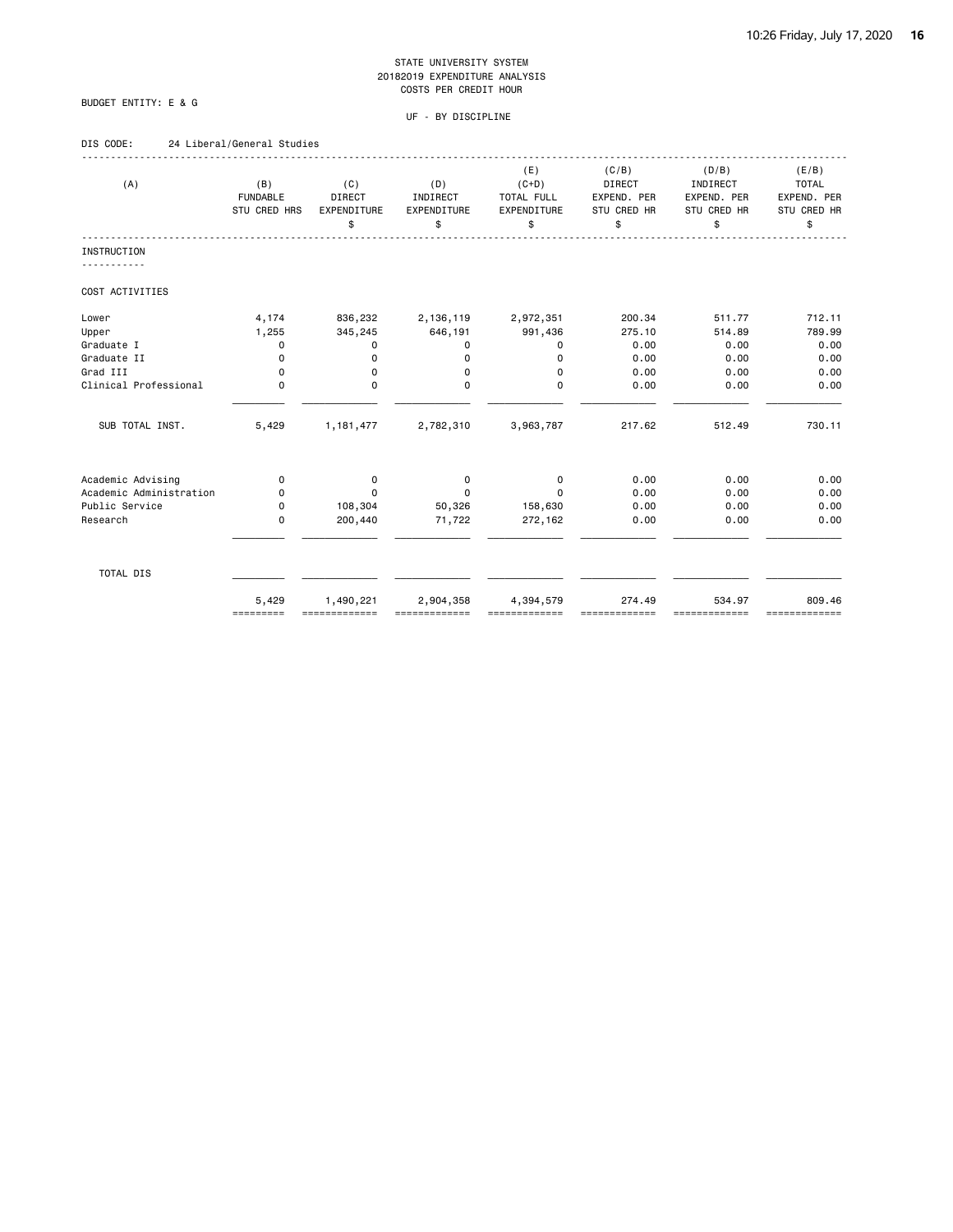STATE UNIVERSITY SYSTEM
20182019 EXPENDITURE ANALYSIS
COSTS PER CREDIT HOUR

BUDGET ENTITY: E & G

UF - BY DISCIPLINE

DIS CODE: 24 Liberal/General Studies

| (A) | (B) FUNDABLE STU CRED HRS | (C) DIRECT EXPENDITURE $ | (D) INDIRECT EXPENDITURE $ | (E) (C+D) TOTAL FULL EXPENDITURE $ | (C/B) DIRECT EXPEND. PER STU CRED HR $ | (D/B) INDIRECT EXPEND. PER STU CRED HR $ | (E/B) TOTAL EXPEND. PER STU CRED HR $ |
|---|---|---|---|---|---|---|---|
| **INSTRUCTION** | | | | | | | |
| COST ACTIVITIES | | | | | | | |
| Lower | 4,174 | 836,232 | 2,136,119 | 2,972,351 | 200.34 | 511.77 | 712.11 |
| Upper | 1,255 | 345,245 | 646,191 | 991,436 | 275.10 | 514.89 | 789.99 |
| Graduate I | 0 | 0 | 0 | 0 | 0.00 | 0.00 | 0.00 |
| Graduate II | 0 | 0 | 0 | 0 | 0.00 | 0.00 | 0.00 |
| Grad III | 0 | 0 | 0 | 0 | 0.00 | 0.00 | 0.00 |
| Clinical Professional | 0 | 0 | 0 | 0 | 0.00 | 0.00 | 0.00 |
| SUB TOTAL INST. | 5,429 | 1,181,477 | 2,782,310 | 3,963,787 | 217.62 | 512.49 | 730.11 |
| Academic Advising | 0 | 0 | 0 | 0 | 0.00 | 0.00 | 0.00 |
| Academic Administration | 0 | 0 | 0 | 0 | 0.00 | 0.00 | 0.00 |
| Public Service | 0 | 108,304 | 50,326 | 158,630 | 0.00 | 0.00 | 0.00 |
| Research | 0 | 200,440 | 71,722 | 272,162 | 0.00 | 0.00 | 0.00 |
| TOTAL DIS | 5,429 | 1,490,221 | 2,904,358 | 4,394,579 | 274.49 | 534.97 | 809.46 |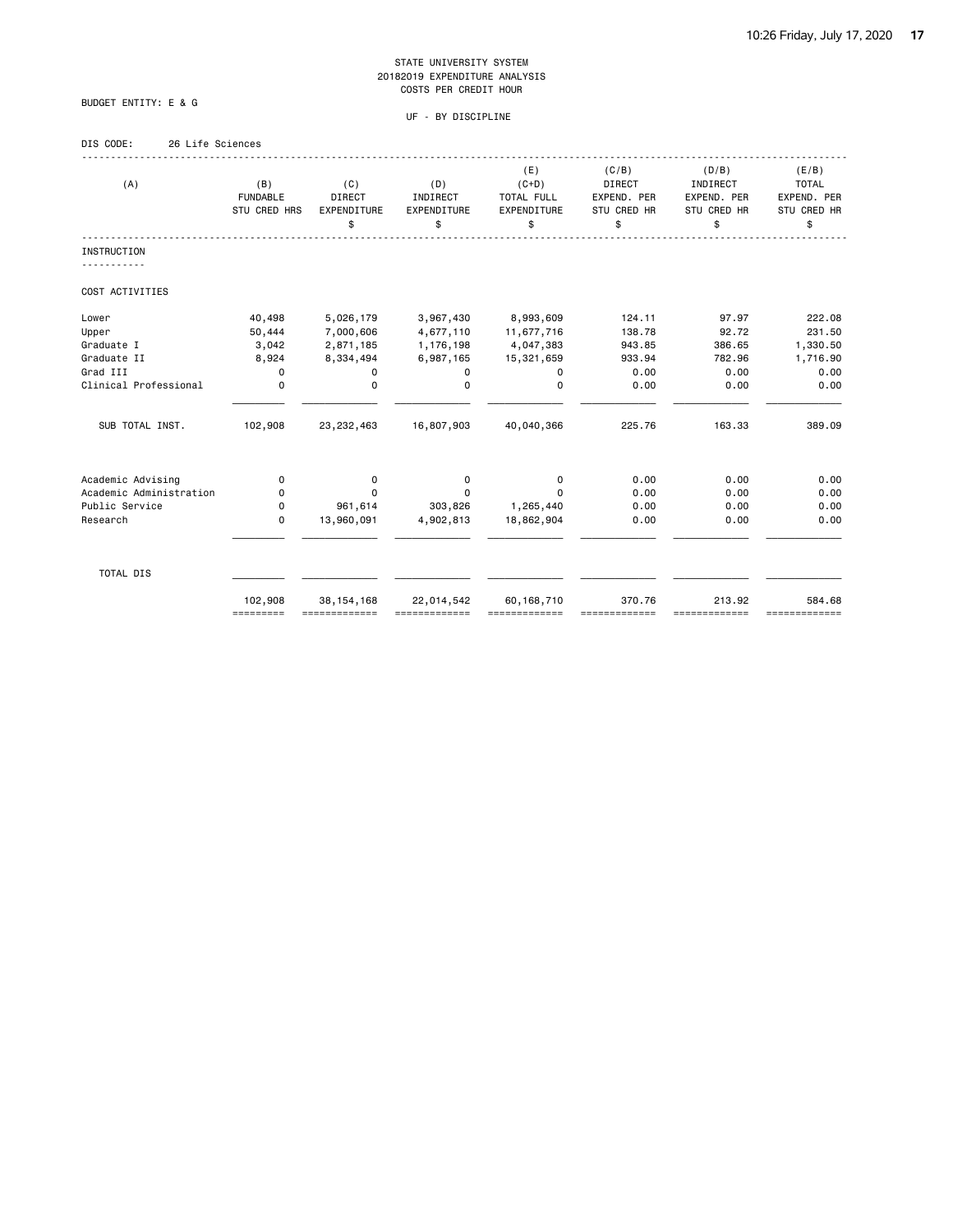STATE UNIVERSITY SYSTEM
20182019 EXPENDITURE ANALYSIS
COSTS PER CREDIT HOUR

BUDGET ENTITY: E & G

UF - BY DISCIPLINE

DIS CODE: 26 Life Sciences

| (A) | (B) FUNDABLE STU CRED HRS | (C) DIRECT EXPENDITURE $ | (D) INDIRECT EXPENDITURE $ | (E) (C+D) TOTAL FULL EXPENDITURE $ | (C/B) DIRECT EXPEND. PER STU CRED HR $ | (D/B) INDIRECT EXPEND. PER STU CRED HR $ | (E/B) TOTAL EXPEND. PER STU CRED HR $ |
|---|---|---|---|---|---|---|---|
| INSTRUCTION | | | | | | | |
| COST ACTIVITIES | | | | | | | |
| Lower | 40,498 | 5,026,179 | 3,967,430 | 8,993,609 | 124.11 | 97.97 | 222.08 |
| Upper | 50,444 | 7,000,606 | 4,677,110 | 11,677,716 | 138.78 | 92.72 | 231.50 |
| Graduate I | 3,042 | 2,871,185 | 1,176,198 | 4,047,383 | 943.85 | 386.65 | 1,330.50 |
| Graduate II | 8,924 | 8,334,494 | 6,987,165 | 15,321,659 | 933.94 | 782.96 | 1,716.90 |
| Grad III | 0 | 0 | 0 | 0 | 0.00 | 0.00 | 0.00 |
| Clinical Professional | 0 | 0 | 0 | 0 | 0.00 | 0.00 | 0.00 |
| SUB TOTAL INST. | 102,908 | 23,232,463 | 16,807,903 | 40,040,366 | 225.76 | 163.33 | 389.09 |
| Academic Advising | 0 | 0 | 0 | 0 | 0.00 | 0.00 | 0.00 |
| Academic Administration | 0 | 0 | 0 | 0 | 0.00 | 0.00 | 0.00 |
| Public Service | 0 | 961,614 | 303,826 | 1,265,440 | 0.00 | 0.00 | 0.00 |
| Research | 0 | 13,960,091 | 4,902,813 | 18,862,904 | 0.00 | 0.00 | 0.00 |
| TOTAL DIS | 102,908 | 38,154,168 | 22,014,542 | 60,168,710 | 370.76 | 213.92 | 584.68 |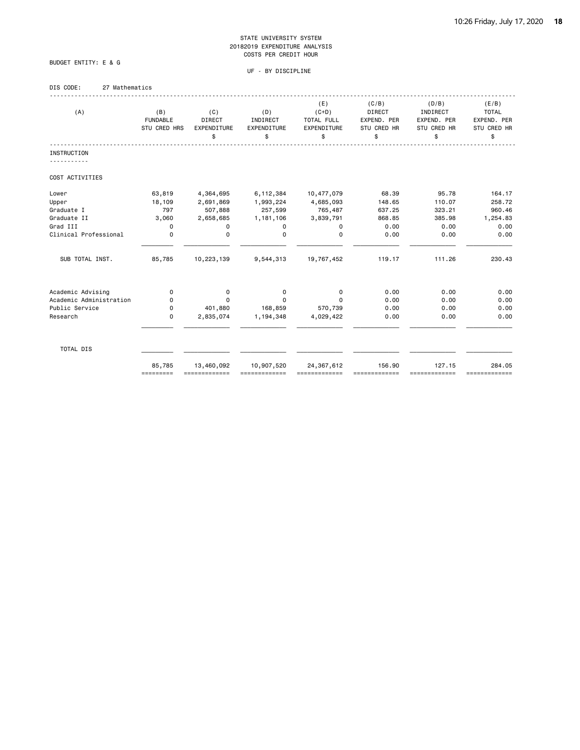STATE UNIVERSITY SYSTEM
20182019 EXPENDITURE ANALYSIS
COSTS PER CREDIT HOUR

BUDGET ENTITY: E & G

UF - BY DISCIPLINE

DIS CODE: 27 Mathematics

| (A) | (B) FUNDABLE STU CRED HRS | (C) DIRECT EXPENDITURE $ | (D) INDIRECT EXPENDITURE $ | (E) (C+D) TOTAL FULL EXPENDITURE $ | (C/B) DIRECT EXPEND. PER STU CRED HR $ | (D/B) INDIRECT EXPEND. PER STU CRED HR $ | (E/B) TOTAL EXPEND. PER STU CRED HR $ |
|---|---|---|---|---|---|---|---|
| **INSTRUCTION** | | | | | | | |
| COST ACTIVITIES | | | | | | | |
| Lower | 63,819 | 4,364,695 | 6,112,384 | 10,477,079 | 68.39 | 95.78 | 164.17 |
| Upper | 18,109 | 2,691,869 | 1,993,224 | 4,685,093 | 148.65 | 110.07 | 258.72 |
| Graduate I | 797 | 507,888 | 257,599 | 765,487 | 637.25 | 323.21 | 960.46 |
| Graduate II | 3,060 | 2,658,685 | 1,181,106 | 3,839,791 | 868.85 | 385.98 | 1,254.83 |
| Grad III | 0 | 0 | 0 | 0 | 0.00 | 0.00 | 0.00 |
| Clinical Professional | 0 | 0 | 0 | 0 | 0.00 | 0.00 | 0.00 |
| SUB TOTAL INST. | 85,785 | 10,223,139 | 9,544,313 | 19,767,452 | 119.17 | 111.26 | 230.43 |
| Academic Advising | 0 | 0 | 0 | 0 | 0.00 | 0.00 | 0.00 |
| Academic Administration | 0 | 0 | 0 | 0 | 0.00 | 0.00 | 0.00 |
| Public Service | 0 | 401,880 | 168,859 | 570,739 | 0.00 | 0.00 | 0.00 |
| Research | 0 | 2,835,074 | 1,194,348 | 4,029,422 | 0.00 | 0.00 | 0.00 |
| TOTAL DIS | 85,785 | 13,460,092 | 10,907,520 | 24,367,612 | 156.90 | 127.15 | 284.05 |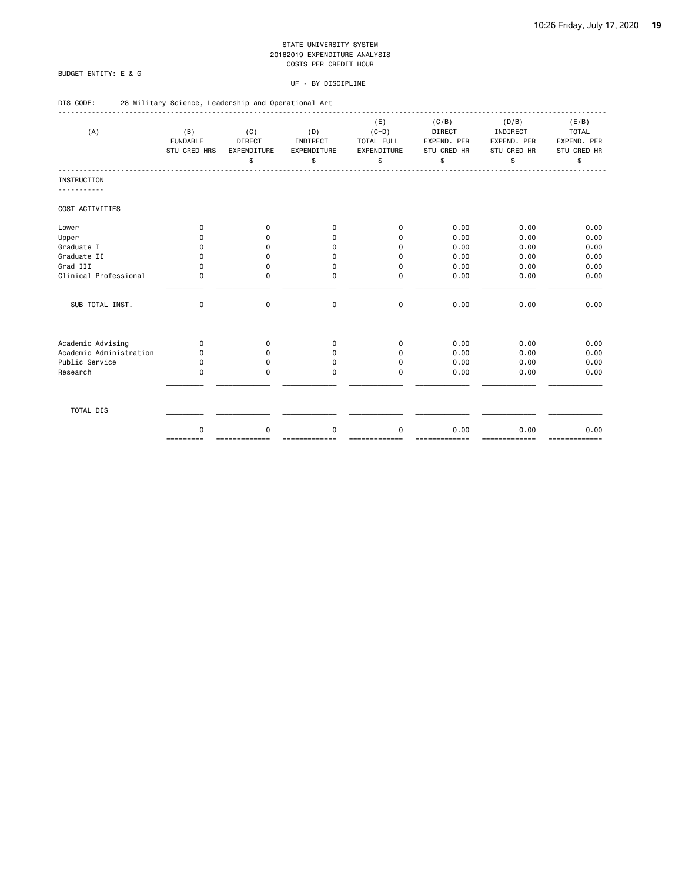STATE UNIVERSITY SYSTEM
20182019 EXPENDITURE ANALYSIS
COSTS PER CREDIT HOUR

BUDGET ENTITY: E & G

UF - BY DISCIPLINE

DIS CODE: 28 Military Science, Leadership and Operational Art

| (A) | (B) FUNDABLE STU CRED HRS | (C) DIRECT EXPENDITURE $ | (D) INDIRECT EXPENDITURE $ | (E) (C+D) TOTAL FULL EXPENDITURE $ | (C/B) DIRECT EXPEND. PER STU CRED HR $ | (D/B) INDIRECT EXPEND. PER STU CRED HR $ | (E/B) TOTAL EXPEND. PER STU CRED HR $ |
|---|---|---|---|---|---|---|---|
| **INSTRUCTION** | | | | | | | |
| COST ACTIVITIES | | | | | | | |
| Lower | 0 | 0 | 0 | 0 | 0.00 | 0.00 | 0.00 |
| Upper | 0 | 0 | 0 | 0 | 0.00 | 0.00 | 0.00 |
| Graduate I | 0 | 0 | 0 | 0 | 0.00 | 0.00 | 0.00 |
| Graduate II | 0 | 0 | 0 | 0 | 0.00 | 0.00 | 0.00 |
| Grad III | 0 | 0 | 0 | 0 | 0.00 | 0.00 | 0.00 |
| Clinical Professional | 0 | 0 | 0 | 0 | 0.00 | 0.00 | 0.00 |
| SUB TOTAL INST. | 0 | 0 | 0 | 0 | 0.00 | 0.00 | 0.00 |
| Academic Advising | 0 | 0 | 0 | 0 | 0.00 | 0.00 | 0.00 |
| Academic Administration | 0 | 0 | 0 | 0 | 0.00 | 0.00 | 0.00 |
| Public Service | 0 | 0 | 0 | 0 | 0.00 | 0.00 | 0.00 |
| Research | 0 | 0 | 0 | 0 | 0.00 | 0.00 | 0.00 |
| TOTAL DIS | 0 | 0 | 0 | 0 | 0.00 | 0.00 | 0.00 |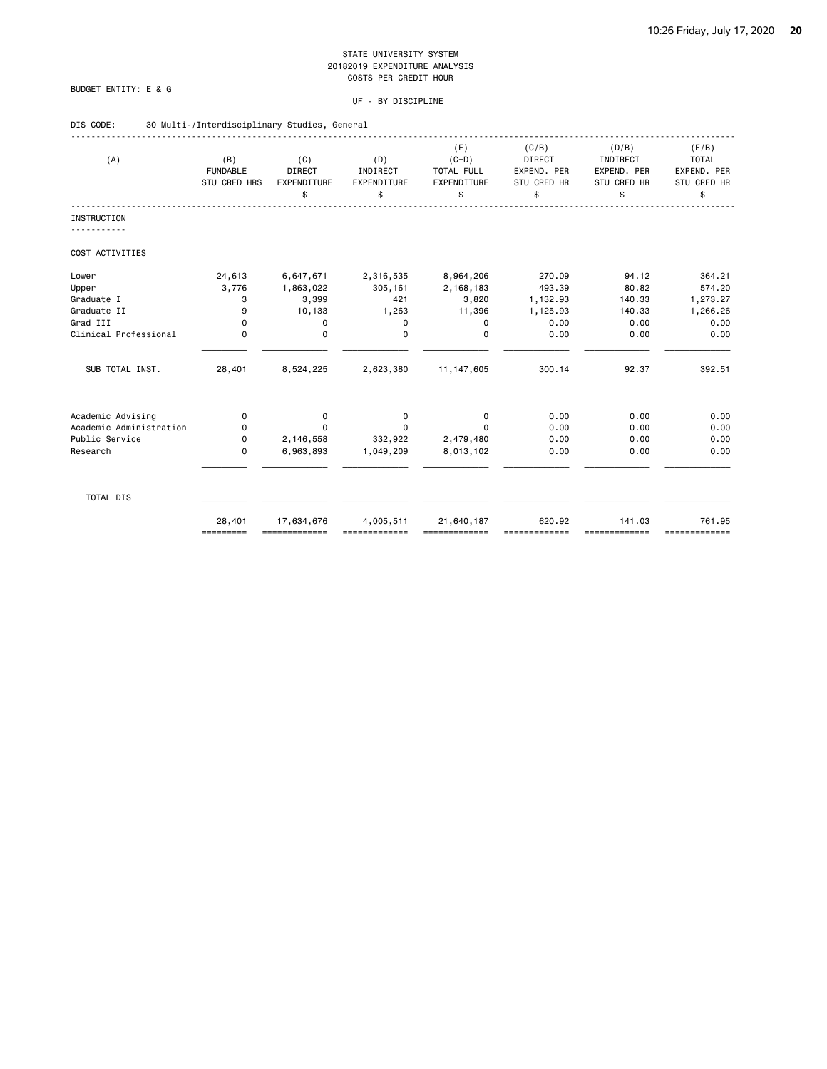STATE UNIVERSITY SYSTEM
20182019 EXPENDITURE ANALYSIS
COSTS PER CREDIT HOUR

BUDGET ENTITY: E & G

UF - BY DISCIPLINE

DIS CODE: 30 Multi-/Interdisciplinary Studies, General

| (A) | (B) FUNDABLE STU CRED HRS | (C) DIRECT EXPENDITURE $ | (D) INDIRECT EXPENDITURE $ | (E) (C+D) TOTAL FULL EXPENDITURE $ | (C/B) DIRECT EXPEND. PER STU CRED HR $ | (D/B) INDIRECT EXPEND. PER STU CRED HR $ | (E/B) TOTAL EXPEND. PER STU CRED HR $ |
|---|---|---|---|---|---|---|---|
| **INSTRUCTION** | | | | | | | |
| COST ACTIVITIES | | | | | | | |
| Lower | 24,613 | 6,647,671 | 2,316,535 | 8,964,206 | 270.09 | 94.12 | 364.21 |
| Upper | 3,776 | 1,863,022 | 305,161 | 2,168,183 | 493.39 | 80.82 | 574.20 |
| Graduate I | 3 | 3,399 | 421 | 3,820 | 1,132.93 | 140.33 | 1,273.27 |
| Graduate II | 9 | 10,133 | 1,263 | 11,396 | 1,125.93 | 140.33 | 1,266.26 |
| Grad III | 0 | 0 | 0 | 0 | 0.00 | 0.00 | 0.00 |
| Clinical Professional | 0 | 0 | 0 | 0 | 0.00 | 0.00 | 0.00 |
| SUB TOTAL INST. | 28,401 | 8,524,225 | 2,623,380 | 11,147,605 | 300.14 | 92.37 | 392.51 |
| Academic Advising | 0 | 0 | 0 | 0 | 0.00 | 0.00 | 0.00 |
| Academic Administration | 0 | 0 | 0 | 0 | 0.00 | 0.00 | 0.00 |
| Public Service | 0 | 2,146,558 | 332,922 | 2,479,480 | 0.00 | 0.00 | 0.00 |
| Research | 0 | 6,963,893 | 1,049,209 | 8,013,102 | 0.00 | 0.00 | 0.00 |
| TOTAL DIS | 28,401 | 17,634,676 | 4,005,511 | 21,640,187 | 620.92 | 141.03 | 761.95 |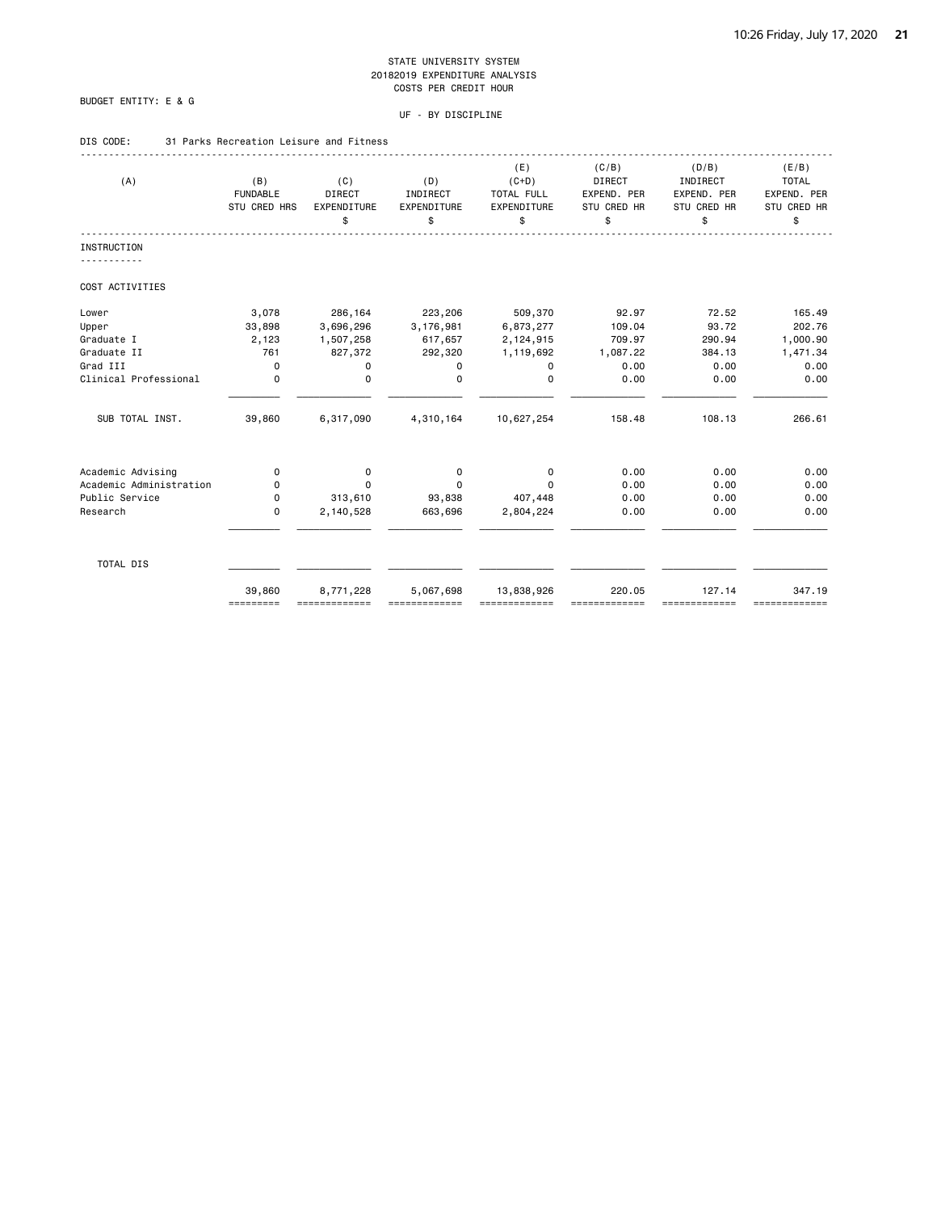STATE UNIVERSITY SYSTEM
20182019 EXPENDITURE ANALYSIS
COSTS PER CREDIT HOUR

BUDGET ENTITY: E & G

UF - BY DISCIPLINE

DIS CODE: 31 Parks Recreation Leisure and Fitness

| (A) | (B) FUNDABLE STU CRED HRS | (C) DIRECT EXPENDITURE $ | (D) INDIRECT EXPENDITURE $ | (E) (C+D) TOTAL FULL EXPENDITURE $ | (C/B) DIRECT EXPEND. PER STU CRED HR $ | (D/B) INDIRECT EXPEND. PER STU CRED HR $ | (E/B) TOTAL EXPEND. PER STU CRED HR $ |
|---|---|---|---|---|---|---|---|
| INSTRUCTION | | | | | | | |
| COST ACTIVITIES | | | | | | | |
| Lower | 3,078 | 286,164 | 223,206 | 509,370 | 92.97 | 72.52 | 165.49 |
| Upper | 33,898 | 3,696,296 | 3,176,981 | 6,873,277 | 109.04 | 93.72 | 202.76 |
| Graduate I | 2,123 | 1,507,258 | 617,657 | 2,124,915 | 709.97 | 290.94 | 1,000.90 |
| Graduate II | 761 | 827,372 | 292,320 | 1,119,692 | 1,087.22 | 384.13 | 1,471.34 |
| Grad III | 0 | 0 | 0 | 0 | 0.00 | 0.00 | 0.00 |
| Clinical Professional | 0 | 0 | 0 | 0 | 0.00 | 0.00 | 0.00 |
| SUB TOTAL INST. | 39,860 | 6,317,090 | 4,310,164 | 10,627,254 | 158.48 | 108.13 | 266.61 |
| Academic Advising | 0 | 0 | 0 | 0 | 0.00 | 0.00 | 0.00 |
| Academic Administration | 0 | 0 | 0 | 0 | 0.00 | 0.00 | 0.00 |
| Public Service | 0 | 313,610 | 93,838 | 407,448 | 0.00 | 0.00 | 0.00 |
| Research | 0 | 2,140,528 | 663,696 | 2,804,224 | 0.00 | 0.00 | 0.00 |
| TOTAL DIS | 39,860 | 8,771,228 | 5,067,698 | 13,838,926 | 220.05 | 127.14 | 347.19 |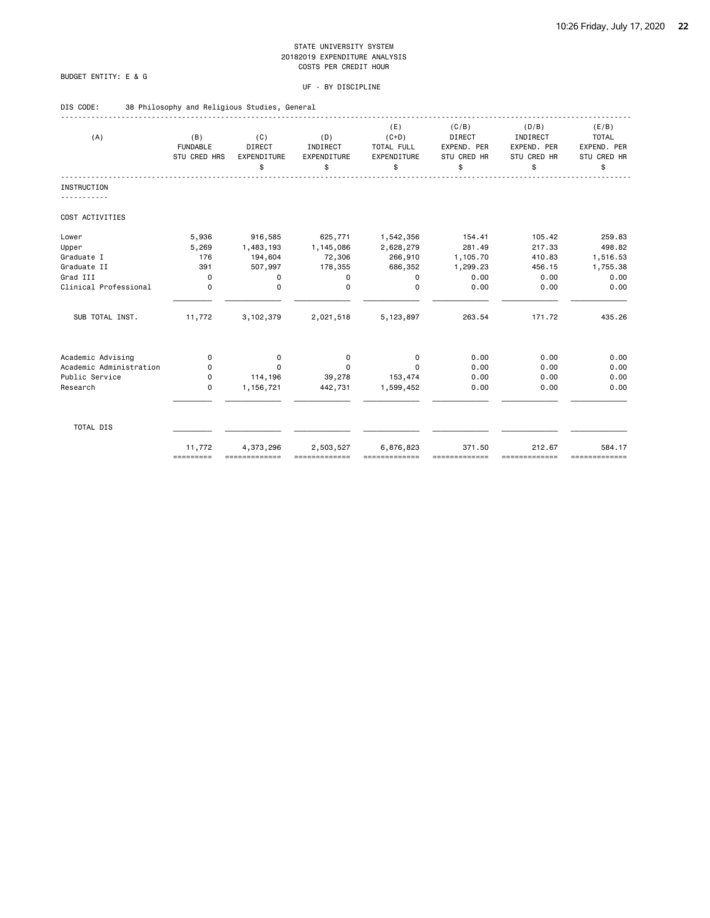STATE UNIVERSITY SYSTEM
20182019 EXPENDITURE ANALYSIS
COSTS PER CREDIT HOUR

BUDGET ENTITY: E & G

UF - BY DISCIPLINE

DIS CODE: 38 Philosophy and Religious Studies, General

| (A) | (B) FUNDABLE STU CRED HRS | (C) DIRECT EXPENDITURE $ | (D) INDIRECT EXPENDITURE $ | (E) (C+D) TOTAL FULL EXPENDITURE $ | (C/B) DIRECT EXPEND. PER STU CRED HR $ | (D/B) INDIRECT EXPEND. PER STU CRED HR $ | (E/B) TOTAL EXPEND. PER STU CRED HR $ |
|---|---|---|---|---|---|---|---|
| **INSTRUCTION** | | | | | | | |
| COST ACTIVITIES | | | | | | | |
| Lower | 5,936 | 916,585 | 625,771 | 1,542,356 | 154.41 | 105.42 | 259.83 |
| Upper | 5,269 | 1,483,193 | 1,145,086 | 2,628,279 | 281.49 | 217.33 | 498.82 |
| Graduate I | 176 | 194,604 | 72,306 | 266,910 | 1,105.70 | 410.83 | 1,516.53 |
| Graduate II | 391 | 507,997 | 178,355 | 686,352 | 1,299.23 | 456.15 | 1,755.38 |
| Grad III | 0 | 0 | 0 | 0 | 0.00 | 0.00 | 0.00 |
| Clinical Professional | 0 | 0 | 0 | 0 | 0.00 | 0.00 | 0.00 |
| SUB TOTAL INST. | 11,772 | 3,102,379 | 2,021,518 | 5,123,897 | 263.54 | 171.72 | 435.26 |
| Academic Advising | 0 | 0 | 0 | 0 | 0.00 | 0.00 | 0.00 |
| Academic Administration | 0 | 0 | 0 | 0 | 0.00 | 0.00 | 0.00 |
| Public Service | 0 | 114,196 | 39,278 | 153,474 | 0.00 | 0.00 | 0.00 |
| Research | 0 | 1,156,721 | 442,731 | 1,599,452 | 0.00 | 0.00 | 0.00 |
| TOTAL DIS | 11,772 | 4,373,296 | 2,503,527 | 6,876,823 | 371.50 | 212.67 | 584.17 |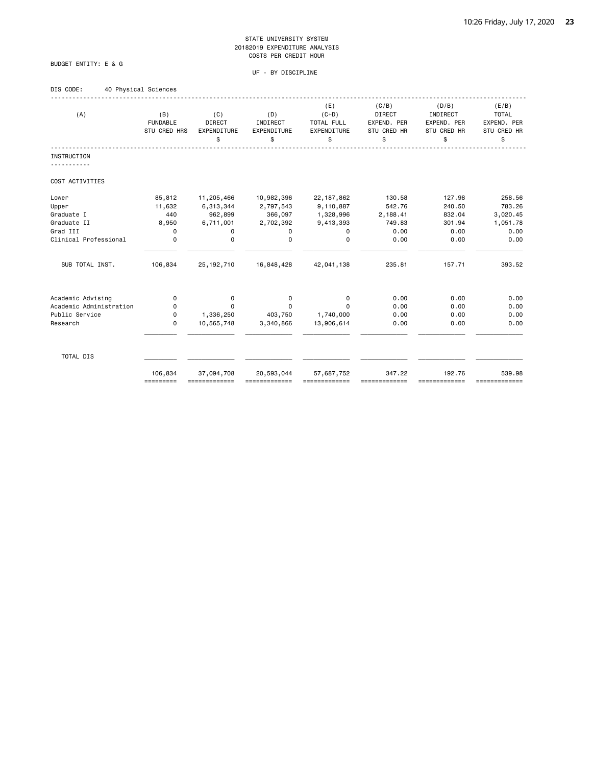STATE UNIVERSITY SYSTEM
20182019 EXPENDITURE ANALYSIS
COSTS PER CREDIT HOUR

BUDGET ENTITY: E & G

UF - BY DISCIPLINE

DIS CODE: 40 Physical Sciences

| (A) | (B) FUNDABLE STU CRED HRS | (C) DIRECT EXPENDITURE $ | (D) INDIRECT EXPENDITURE $ | (E) (C+D) TOTAL FULL EXPENDITURE $ | (C/B) DIRECT EXPEND. PER STU CRED HR $ | (D/B) INDIRECT EXPEND. PER STU CRED HR $ | (E/B) TOTAL EXPEND. PER STU CRED HR $ |
|---|---|---|---|---|---|---|---|
| INSTRUCTION | | | | | | | |
| COST ACTIVITIES | | | | | | | |
| Lower | 85,812 | 11,205,466 | 10,982,396 | 22,187,862 | 130.58 | 127.98 | 258.56 |
| Upper | 11,632 | 6,313,344 | 2,797,543 | 9,110,887 | 542.76 | 240.50 | 783.26 |
| Graduate I | 440 | 962,899 | 366,097 | 1,328,996 | 2,188.41 | 832.04 | 3,020.45 |
| Graduate II | 8,950 | 6,711,001 | 2,702,392 | 9,413,393 | 749.83 | 301.94 | 1,051.78 |
| Grad III | 0 | 0 | 0 | 0 | 0.00 | 0.00 | 0.00 |
| Clinical Professional | 0 | 0 | 0 | 0 | 0.00 | 0.00 | 0.00 |
| SUB TOTAL INST. | 106,834 | 25,192,710 | 16,848,428 | 42,041,138 | 235.81 | 157.71 | 393.52 |
| Academic Advising | 0 | 0 | 0 | 0 | 0.00 | 0.00 | 0.00 |
| Academic Administration | 0 | 0 | 0 | 0 | 0.00 | 0.00 | 0.00 |
| Public Service | 0 | 1,336,250 | 403,750 | 1,740,000 | 0.00 | 0.00 | 0.00 |
| Research | 0 | 10,565,748 | 3,340,866 | 13,906,614 | 0.00 | 0.00 | 0.00 |
| TOTAL DIS | 106,834 | 37,094,708 | 20,593,044 | 57,687,752 | 347.22 | 192.76 | 539.98 |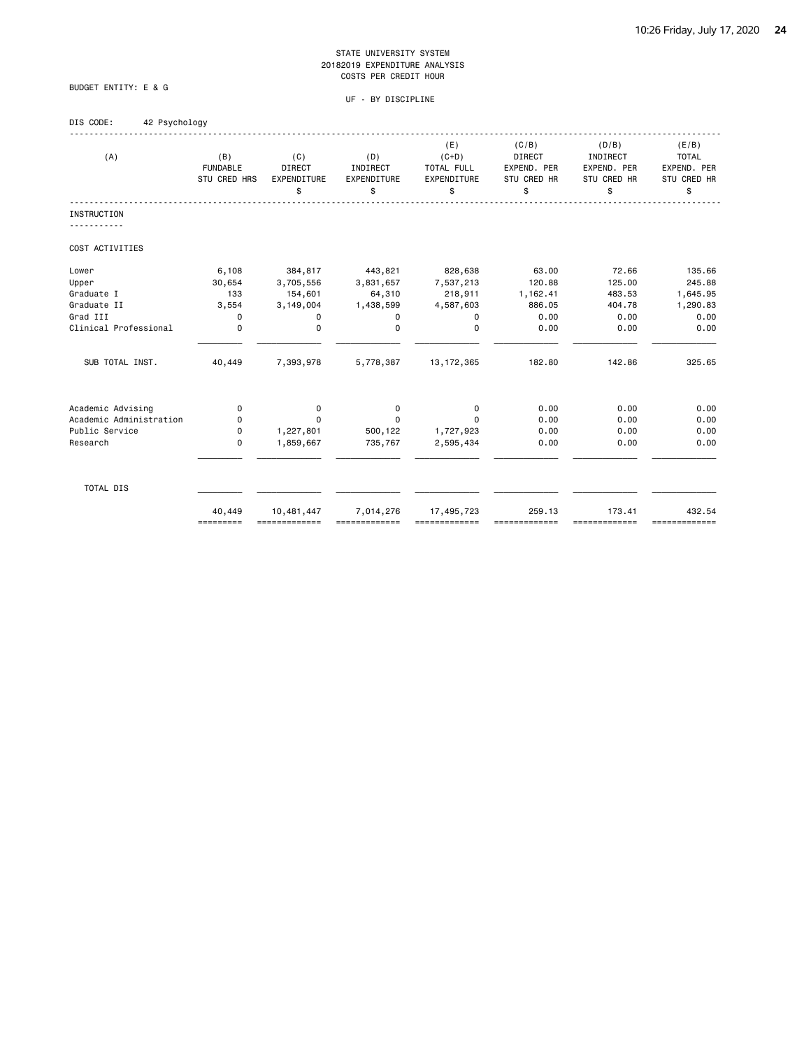STATE UNIVERSITY SYSTEM
20182019 EXPENDITURE ANALYSIS
COSTS PER CREDIT HOUR

BUDGET ENTITY: E & G

UF - BY DISCIPLINE

DIS CODE: 42 Psychology

| (A) | (B) FUNDABLE STU CRED HRS | (C) DIRECT EXPENDITURE $ | (D) INDIRECT EXPENDITURE $ | (E) (C+D) TOTAL FULL EXPENDITURE $ | (C/B) DIRECT EXPEND. PER STU CRED HR $ | (D/B) INDIRECT EXPEND. PER STU CRED HR $ | (E/B) TOTAL EXPEND. PER STU CRED HR $ |
|---|---|---|---|---|---|---|---|
| INSTRUCTION | | | | | | | |
| COST ACTIVITIES | | | | | | | |
| Lower | 6,108 | 384,817 | 443,821 | 828,638 | 63.00 | 72.66 | 135.66 |
| Upper | 30,654 | 3,705,556 | 3,831,657 | 7,537,213 | 120.88 | 125.00 | 245.88 |
| Graduate I | 133 | 154,601 | 64,310 | 218,911 | 1,162.41 | 483.53 | 1,645.95 |
| Graduate II | 3,554 | 3,149,004 | 1,438,599 | 4,587,603 | 886.05 | 404.78 | 1,290.83 |
| Grad III | 0 | 0 | 0 | 0 | 0.00 | 0.00 | 0.00 |
| Clinical Professional | 0 | 0 | 0 | 0 | 0.00 | 0.00 | 0.00 |
| SUB TOTAL INST. | 40,449 | 7,393,978 | 5,778,387 | 13,172,365 | 182.80 | 142.86 | 325.65 |
| Academic Advising | 0 | 0 | 0 | 0 | 0.00 | 0.00 | 0.00 |
| Academic Administration | 0 | 0 | 0 | 0 | 0.00 | 0.00 | 0.00 |
| Public Service | 0 | 1,227,801 | 500,122 | 1,727,923 | 0.00 | 0.00 | 0.00 |
| Research | 0 | 1,859,667 | 735,767 | 2,595,434 | 0.00 | 0.00 | 0.00 |
| TOTAL DIS | 40,449 | 10,481,447 | 7,014,276 | 17,495,723 | 259.13 | 173.41 | 432.54 |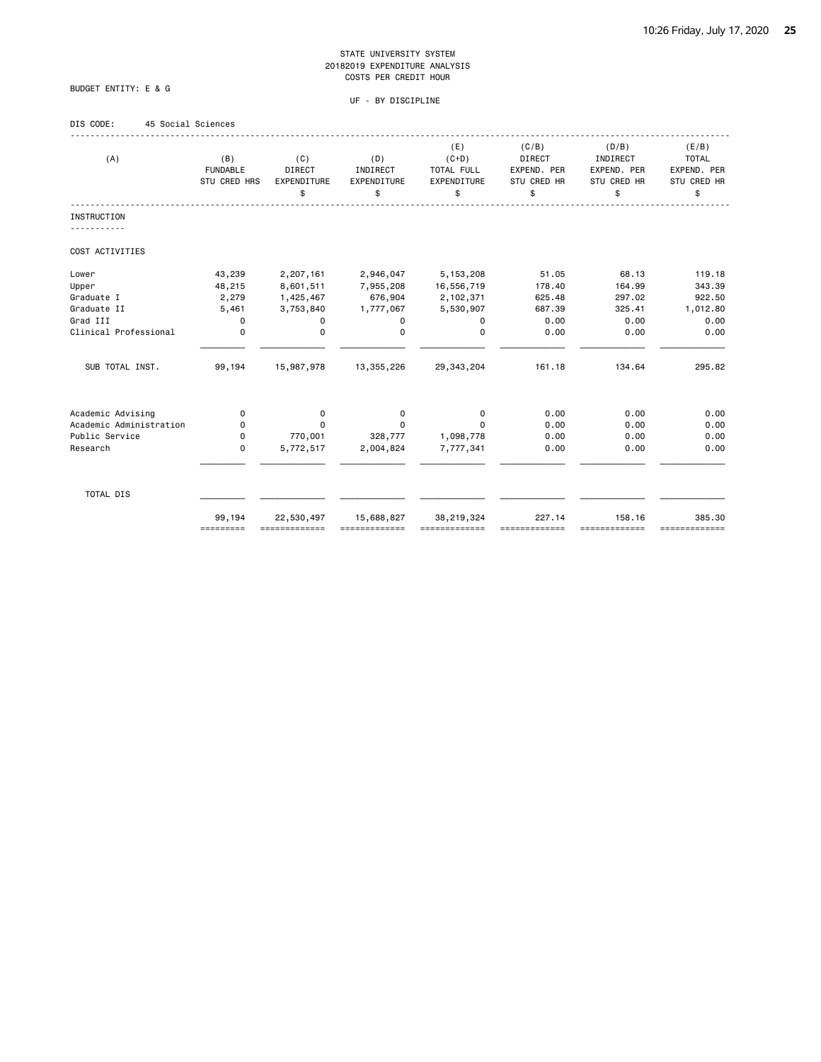STATE UNIVERSITY SYSTEM
20182019 EXPENDITURE ANALYSIS
COSTS PER CREDIT HOUR

BUDGET ENTITY: E & G

UF - BY DISCIPLINE

DIS CODE: 45 Social Sciences

| (A) | (B) FUNDABLE STU CRED HRS | (C) DIRECT EXPENDITURE $ | (D) INDIRECT EXPENDITURE $ | (E) (C+D) TOTAL FULL EXPENDITURE $ | (C/B) DIRECT EXPEND. PER STU CRED HR $ | (D/B) INDIRECT EXPEND. PER STU CRED HR $ | (E/B) TOTAL EXPEND. PER STU CRED HR $ |
|---|---|---|---|---|---|---|---|
| INSTRUCTION | | | | | | | |
| COST ACTIVITIES | | | | | | | |
| Lower | 43,239 | 2,207,161 | 2,946,047 | 5,153,208 | 51.05 | 68.13 | 119.18 |
| Upper | 48,215 | 8,601,511 | 7,955,208 | 16,556,719 | 178.40 | 164.99 | 343.39 |
| Graduate I | 2,279 | 1,425,467 | 676,904 | 2,102,371 | 625.48 | 297.02 | 922.50 |
| Graduate II | 5,461 | 3,753,840 | 1,777,067 | 5,530,907 | 687.39 | 325.41 | 1,012.80 |
| Grad III | 0 | 0 | 0 | 0 | 0.00 | 0.00 | 0.00 |
| Clinical Professional | 0 | 0 | 0 | 0 | 0.00 | 0.00 | 0.00 |
| SUB TOTAL INST. | 99,194 | 15,987,978 | 13,355,226 | 29,343,204 | 161.18 | 134.64 | 295.82 |
| Academic Advising | 0 | 0 | 0 | 0 | 0.00 | 0.00 | 0.00 |
| Academic Administration | 0 | 0 | 0 | 0 | 0.00 | 0.00 | 0.00 |
| Public Service | 0 | 770,001 | 328,777 | 1,098,778 | 0.00 | 0.00 | 0.00 |
| Research | 0 | 5,772,517 | 2,004,824 | 7,777,341 | 0.00 | 0.00 | 0.00 |
| TOTAL DIS | 99,194 | 22,530,497 | 15,688,827 | 38,219,324 | 227.14 | 158.16 | 385.30 |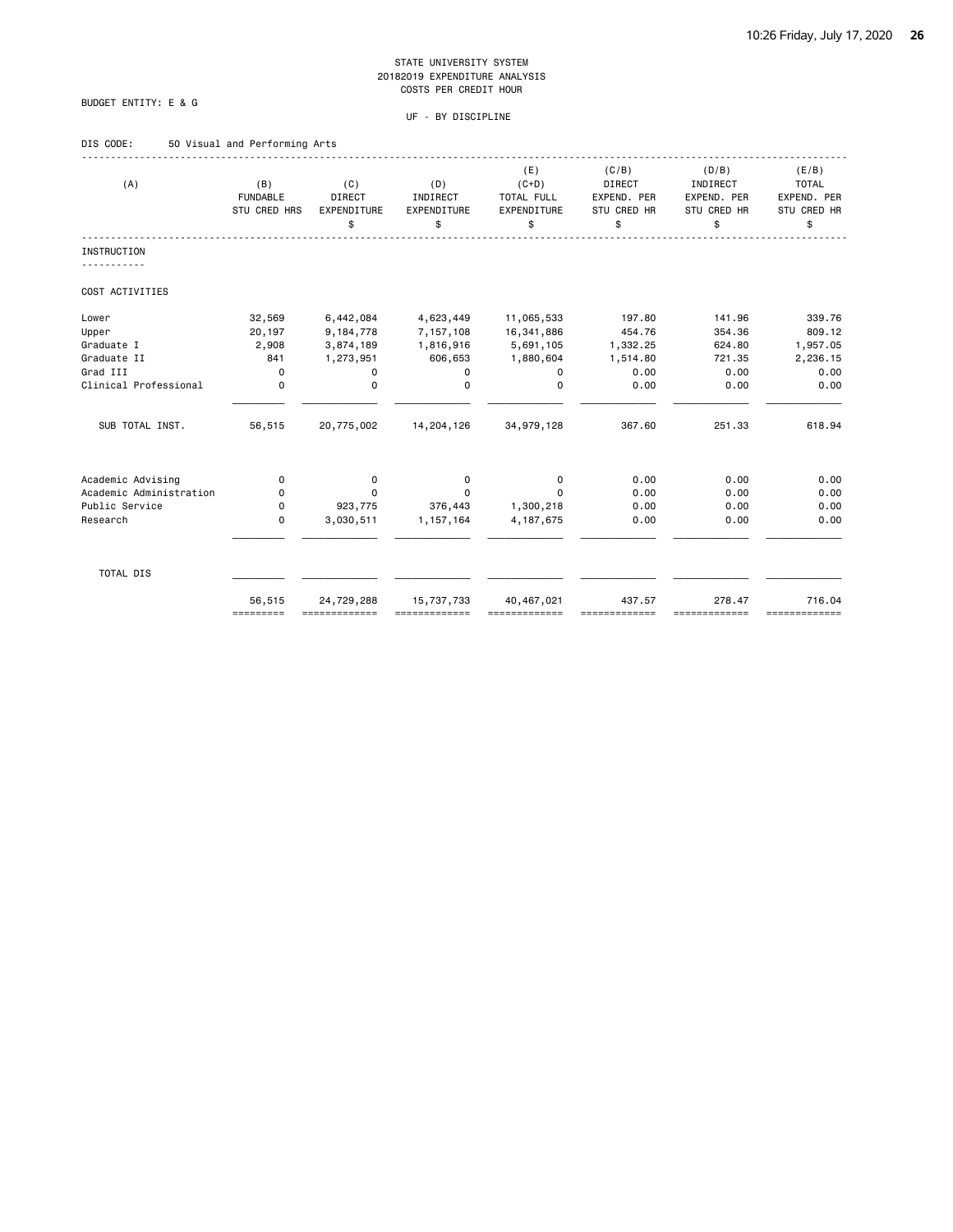STATE UNIVERSITY SYSTEM
20182019 EXPENDITURE ANALYSIS
COSTS PER CREDIT HOUR

BUDGET ENTITY: E & G

UF - BY DISCIPLINE

DIS CODE: 50 Visual and Performing Arts

| (A) | (B) FUNDABLE STU CRED HRS | (C) DIRECT EXPENDITURE $ | (D) INDIRECT EXPENDITURE $ | (E) (C+D) TOTAL FULL EXPENDITURE $ | (C/B) DIRECT EXPEND. PER STU CRED HR $ | (D/B) INDIRECT EXPEND. PER STU CRED HR $ | (E/B) TOTAL EXPEND. PER STU CRED HR $ |
|---|---|---|---|---|---|---|---|
| **INSTRUCTION** | | | | | | | |
| COST ACTIVITIES | | | | | | | |
| Lower | 32,569 | 6,442,084 | 4,623,449 | 11,065,533 | 197.80 | 141.96 | 339.76 |
| Upper | 20,197 | 9,184,778 | 7,157,108 | 16,341,886 | 454.76 | 354.36 | 809.12 |
| Graduate I | 2,908 | 3,874,189 | 1,816,916 | 5,691,105 | 1,332.25 | 624.80 | 1,957.05 |
| Graduate II | 841 | 1,273,951 | 606,653 | 1,880,604 | 1,514.80 | 721.35 | 2,236.15 |
| Grad III | 0 | 0 | 0 | 0 | 0.00 | 0.00 | 0.00 |
| Clinical Professional | 0 | 0 | 0 | 0 | 0.00 | 0.00 | 0.00 |
| SUB TOTAL INST. | 56,515 | 20,775,002 | 14,204,126 | 34,979,128 | 367.60 | 251.33 | 618.94 |
| Academic Advising | 0 | 0 | 0 | 0 | 0.00 | 0.00 | 0.00 |
| Academic Administration | 0 | 0 | 0 | 0 | 0.00 | 0.00 | 0.00 |
| Public Service | 0 | 923,775 | 376,443 | 1,300,218 | 0.00 | 0.00 | 0.00 |
| Research | 0 | 3,030,511 | 1,157,164 | 4,187,675 | 0.00 | 0.00 | 0.00 |
| TOTAL DIS | 56,515 | 24,729,288 | 15,737,733 | 40,467,021 | 437.57 | 278.47 | 716.04 |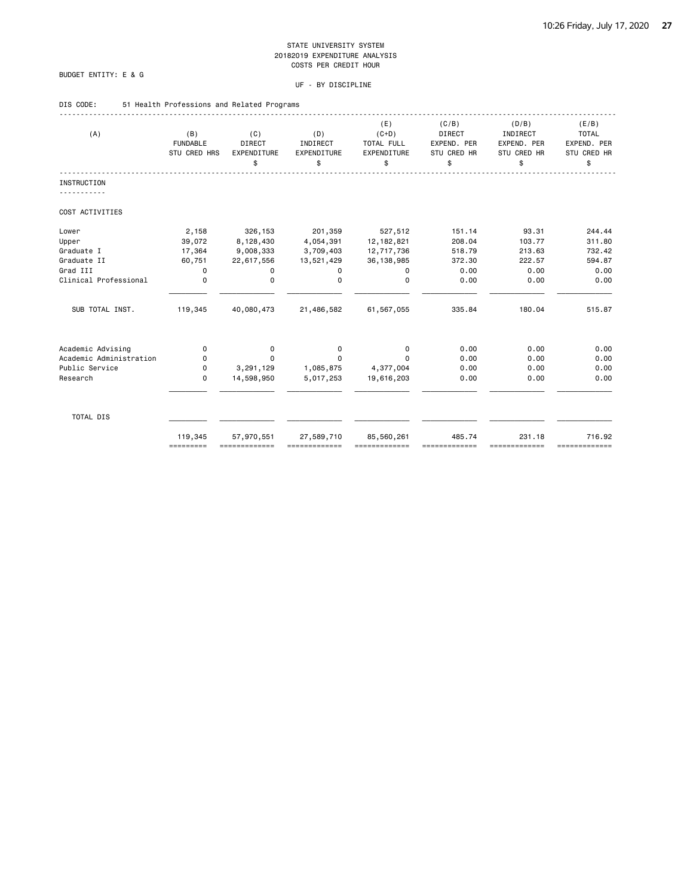STATE UNIVERSITY SYSTEM
20182019 EXPENDITURE ANALYSIS
COSTS PER CREDIT HOUR

BUDGET ENTITY: E & G

UF - BY DISCIPLINE

DIS CODE: 51 Health Professions and Related Programs

| (A) | (B) FUNDABLE STU CRED HRS | (C) DIRECT EXPENDITURE $ | (D) INDIRECT EXPENDITURE $ | (E) (C+D) TOTAL FULL EXPENDITURE $ | (C/B) DIRECT EXPEND. PER STU CRED HR $ | (D/B) INDIRECT EXPEND. PER STU CRED HR $ | (E/B) TOTAL EXPEND. PER STU CRED HR $ |
|---|---|---|---|---|---|---|---|
| **INSTRUCTION** | | | | | | | |
| COST ACTIVITIES | | | | | | | |
| Lower | 2,158 | 326,153 | 201,359 | 527,512 | 151.14 | 93.31 | 244.44 |
| Upper | 39,072 | 8,128,430 | 4,054,391 | 12,182,821 | 208.04 | 103.77 | 311.80 |
| Graduate I | 17,364 | 9,008,333 | 3,709,403 | 12,717,736 | 518.79 | 213.63 | 732.42 |
| Graduate II | 60,751 | 22,617,556 | 13,521,429 | 36,138,985 | 372.30 | 222.57 | 594.87 |
| Grad III | 0 | 0 | 0 | 0 | 0.00 | 0.00 | 0.00 |
| Clinical Professional | 0 | 0 | 0 | 0 | 0.00 | 0.00 | 0.00 |
| SUB TOTAL INST. | 119,345 | 40,080,473 | 21,486,582 | 61,567,055 | 335.84 | 180.04 | 515.87 |
| Academic Advising | 0 | 0 | 0 | 0 | 0.00 | 0.00 | 0.00 |
| Academic Administration | 0 | 0 | 0 | 0 | 0.00 | 0.00 | 0.00 |
| Public Service | 0 | 3,291,129 | 1,085,875 | 4,377,004 | 0.00 | 0.00 | 0.00 |
| Research | 0 | 14,598,950 | 5,017,253 | 19,616,203 | 0.00 | 0.00 | 0.00 |
| TOTAL DIS | 119,345 | 57,970,551 | 27,589,710 | 85,560,261 | 485.74 | 231.18 | 716.92 |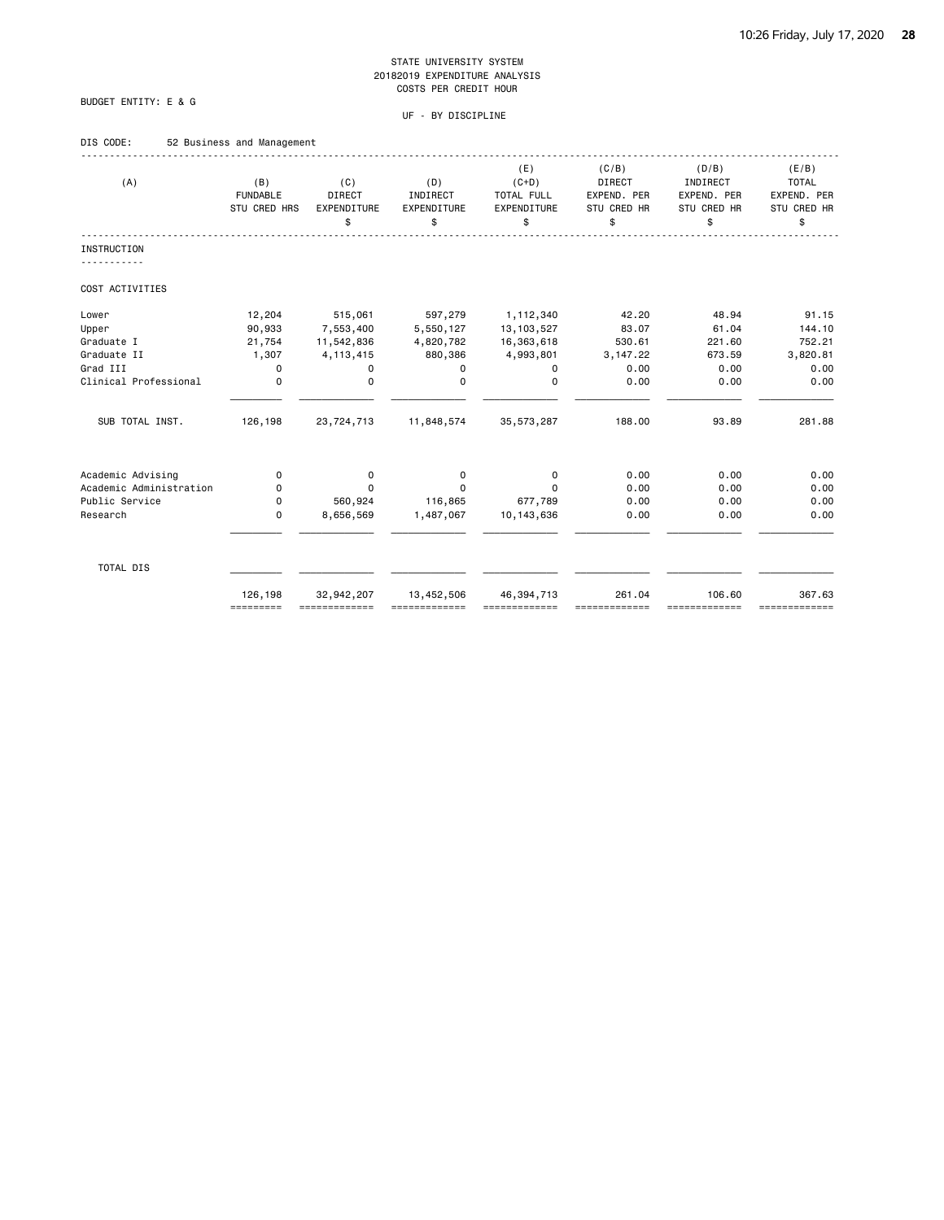STATE UNIVERSITY SYSTEM
20182019 EXPENDITURE ANALYSIS
COSTS PER CREDIT HOUR

BUDGET ENTITY: E & G

UF - BY DISCIPLINE

DIS CODE: 52 Business and Management

| (A) | (B) FUNDABLE STU CRED HRS | (C) DIRECT EXPENDITURE $ | (D) INDIRECT EXPENDITURE $ | (E) (C+D) TOTAL FULL EXPENDITURE $ | (C/B) DIRECT EXPEND. PER STU CRED HR $ | (D/B) INDIRECT EXPEND. PER STU CRED HR $ | (E/B) TOTAL EXPEND. PER STU CRED HR $ |
|---|---|---|---|---|---|---|---|
| **INSTRUCTION** | | | | | | | |
| COST ACTIVITIES | | | | | | | |
| Lower | 12,204 | 515,061 | 597,279 | 1,112,340 | 42.20 | 48.94 | 91.15 |
| Upper | 90,933 | 7,553,400 | 5,550,127 | 13,103,527 | 83.07 | 61.04 | 144.10 |
| Graduate I | 21,754 | 11,542,836 | 4,820,782 | 16,363,618 | 530.61 | 221.60 | 752.21 |
| Graduate II | 1,307 | 4,113,415 | 880,386 | 4,993,801 | 3,147.22 | 673.59 | 3,820.81 |
| Grad III | 0 | 0 | 0 | 0 | 0.00 | 0.00 | 0.00 |
| Clinical Professional | 0 | 0 | 0 | 0 | 0.00 | 0.00 | 0.00 |
| SUB TOTAL INST. | 126,198 | 23,724,713 | 11,848,574 | 35,573,287 | 188.00 | 93.89 | 281.88 |
| Academic Advising | 0 | 0 | 0 | 0 | 0.00 | 0.00 | 0.00 |
| Academic Administration | 0 | 0 | 0 | 0 | 0.00 | 0.00 | 0.00 |
| Public Service | 0 | 560,924 | 116,865 | 677,789 | 0.00 | 0.00 | 0.00 |
| Research | 0 | 8,656,569 | 1,487,067 | 10,143,636 | 0.00 | 0.00 | 0.00 |
| TOTAL DIS | 126,198 | 32,942,207 | 13,452,506 | 46,394,713 | 261.04 | 106.60 | 367.63 |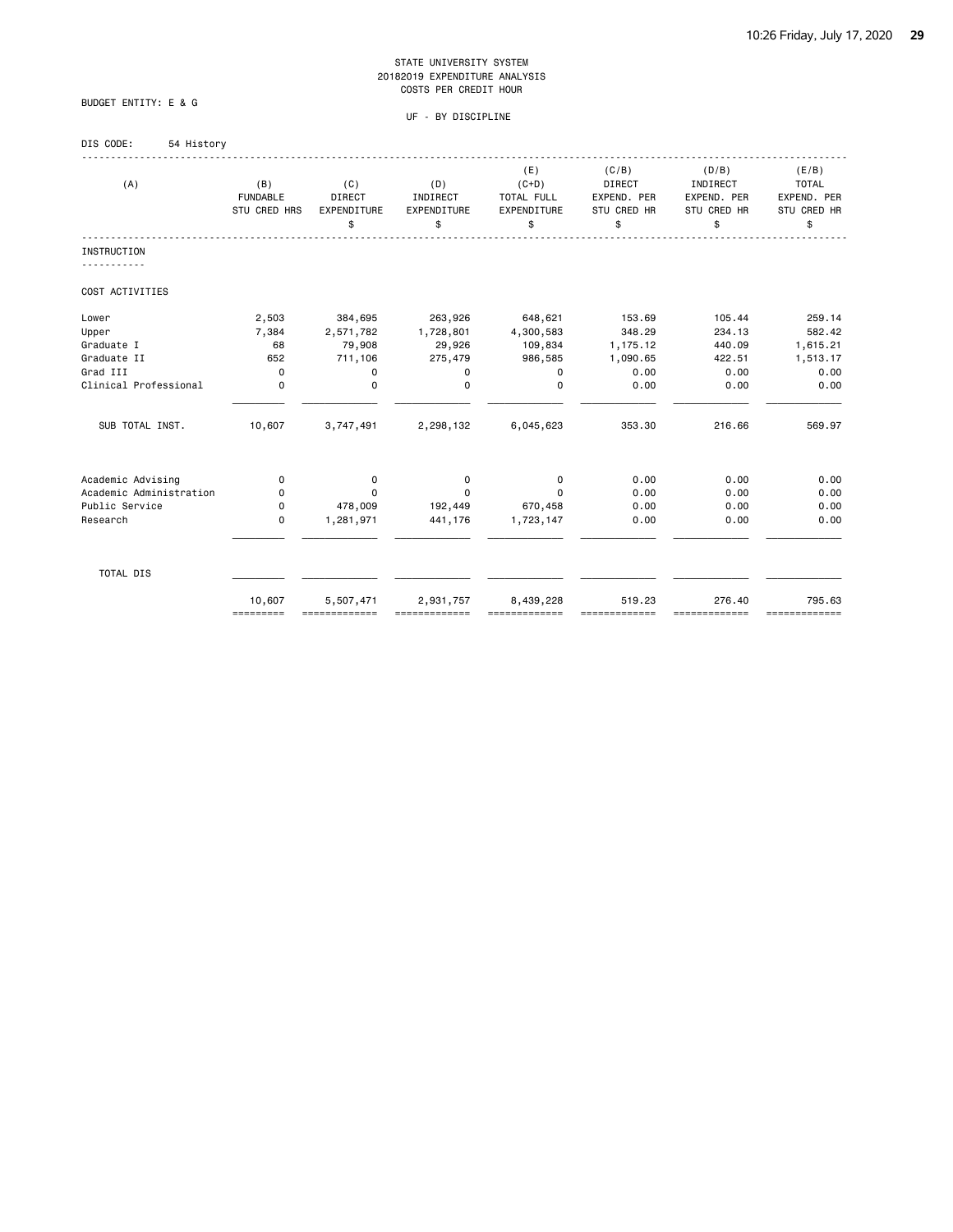STATE UNIVERSITY SYSTEM
20182019 EXPENDITURE ANALYSIS
COSTS PER CREDIT HOUR

BUDGET ENTITY: E & G

UF - BY DISCIPLINE

DIS CODE: 54 History

| (A) | (B) FUNDABLE STU CRED HRS | (C) DIRECT EXPENDITURE $ | (D) INDIRECT EXPENDITURE $ | (E) (C+D) TOTAL FULL EXPENDITURE $ | (C/B) DIRECT EXPEND. PER STU CRED HR $ | (D/B) INDIRECT EXPEND. PER STU CRED HR $ | (E/B) TOTAL EXPEND. PER STU CRED HR $ |
|---|---|---|---|---|---|---|---|
| INSTRUCTION | | | | | | | |
| COST ACTIVITIES | | | | | | | |
| Lower | 2,503 | 384,695 | 263,926 | 648,621 | 153.69 | 105.44 | 259.14 |
| Upper | 7,384 | 2,571,782 | 1,728,801 | 4,300,583 | 348.29 | 234.13 | 582.42 |
| Graduate I | 68 | 79,908 | 29,926 | 109,834 | 1,175.12 | 440.09 | 1,615.21 |
| Graduate II | 652 | 711,106 | 275,479 | 986,585 | 1,090.65 | 422.51 | 1,513.17 |
| Grad III | 0 | 0 | 0 | 0 | 0.00 | 0.00 | 0.00 |
| Clinical Professional | 0 | 0 | 0 | 0 | 0.00 | 0.00 | 0.00 |
| SUB TOTAL INST. | 10,607 | 3,747,491 | 2,298,132 | 6,045,623 | 353.30 | 216.66 | 569.97 |
| Academic Advising | 0 | 0 | 0 | 0 | 0.00 | 0.00 | 0.00 |
| Academic Administration | 0 | 0 | 0 | 0 | 0.00 | 0.00 | 0.00 |
| Public Service | 0 | 478,009 | 192,449 | 670,458 | 0.00 | 0.00 | 0.00 |
| Research | 0 | 1,281,971 | 441,176 | 1,723,147 | 0.00 | 0.00 | 0.00 |
| TOTAL DIS | 10,607 | 5,507,471 | 2,931,757 | 8,439,228 | 519.23 | 276.40 | 795.63 |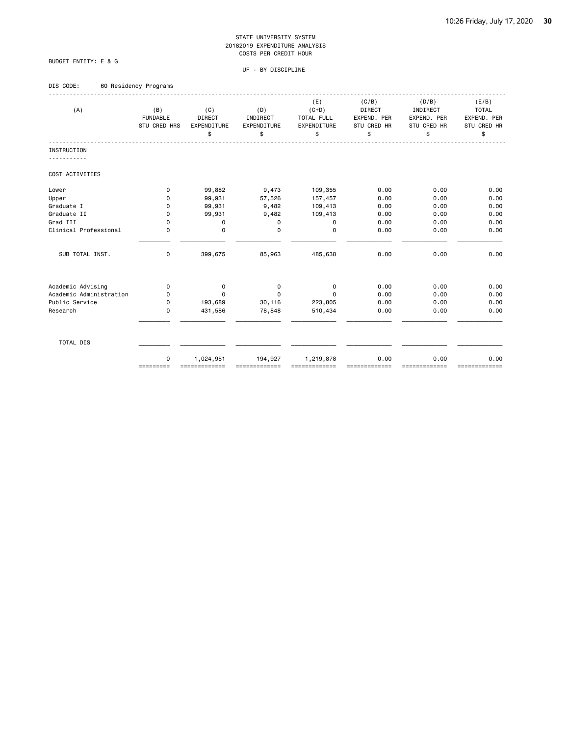STATE UNIVERSITY SYSTEM
20182019 EXPENDITURE ANALYSIS
COSTS PER CREDIT HOUR

BUDGET ENTITY: E & G

UF - BY DISCIPLINE

DIS CODE: 60 Residency Programs

| (A) | (B) FUNDABLE STU CRED HRS | (C) DIRECT EXPENDITURE $ | (D) INDIRECT EXPENDITURE $ | (E) (C+D) TOTAL FULL EXPENDITURE $ | (C/B) DIRECT EXPEND. PER STU CRED HR $ | (D/B) INDIRECT EXPEND. PER STU CRED HR $ | (E/B) TOTAL EXPEND. PER STU CRED HR $ |
|---|---|---|---|---|---|---|---|
| **INSTRUCTION** | | | | | | | |
| COST ACTIVITIES | | | | | | | |
| Lower | 0 | 99,882 | 9,473 | 109,355 | 0.00 | 0.00 | 0.00 |
| Upper | 0 | 99,931 | 57,526 | 157,457 | 0.00 | 0.00 | 0.00 |
| Graduate I | 0 | 99,931 | 9,482 | 109,413 | 0.00 | 0.00 | 0.00 |
| Graduate II | 0 | 99,931 | 9,482 | 109,413 | 0.00 | 0.00 | 0.00 |
| Grad III | 0 | 0 | 0 | 0 | 0.00 | 0.00 | 0.00 |
| Clinical Professional | 0 | 0 | 0 | 0 | 0.00 | 0.00 | 0.00 |
| SUB TOTAL INST. | 0 | 399,675 | 85,963 | 485,638 | 0.00 | 0.00 | 0.00 |
| Academic Advising | 0 | 0 | 0 | 0 | 0.00 | 0.00 | 0.00 |
| Academic Administration | 0 | 0 | 0 | 0 | 0.00 | 0.00 | 0.00 |
| Public Service | 0 | 193,689 | 30,116 | 223,805 | 0.00 | 0.00 | 0.00 |
| Research | 0 | 431,586 | 78,848 | 510,434 | 0.00 | 0.00 | 0.00 |
| TOTAL DIS | 0 | 1,024,951 | 194,927 | 1,219,878 | 0.00 | 0.00 | 0.00 |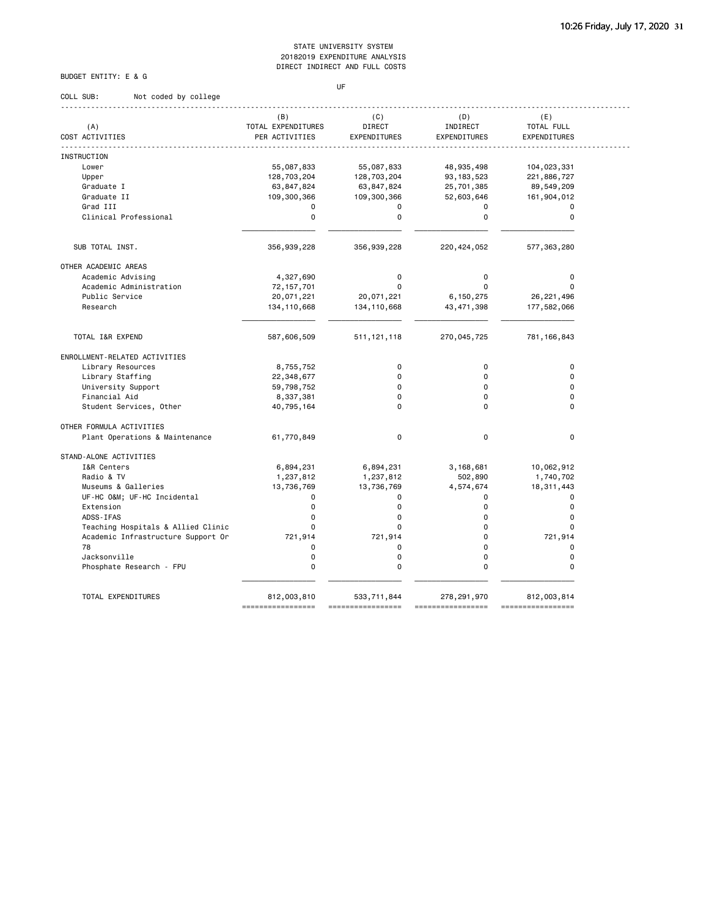STATE UNIVERSITY SYSTEM
20182019 EXPENDITURE ANALYSIS
DIRECT INDIRECT AND FULL COSTS

BUDGET ENTITY: E & G

UF

COLL SUB: Not coded by college

| (A) COST ACTIVITIES | (B) TOTAL EXPENDITURES PER ACTIVITIES | (C) DIRECT EXPENDITURES | (D) INDIRECT EXPENDITURES | (E) TOTAL FULL EXPENDITURES |
|---|---|---|---|---|
| INSTRUCTION | | | | |
| Lower | 55,087,833 | 55,087,833 | 48,935,498 | 104,023,331 |
| Upper | 128,703,204 | 128,703,204 | 93,183,523 | 221,886,727 |
| Graduate I | 63,847,824 | 63,847,824 | 25,701,385 | 89,549,209 |
| Graduate II | 109,300,366 | 109,300,366 | 52,603,646 | 161,904,012 |
| Grad III | 0 | 0 | 0 | 0 |
| Clinical Professional | 0 | 0 | 0 | 0 |
| SUB TOTAL INST. | 356,939,228 | 356,939,228 | 220,424,052 | 577,363,280 |
| OTHER ACADEMIC AREAS | | | | |
| Academic Advising | 4,327,690 | 0 | 0 | 0 |
| Academic Administration | 72,157,701 | 0 | 0 | 0 |
| Public Service | 20,071,221 | 20,071,221 | 6,150,275 | 26,221,496 |
| Research | 134,110,668 | 134,110,668 | 43,471,398 | 177,582,066 |
| TOTAL I&R EXPEND | 587,606,509 | 511,121,118 | 270,045,725 | 781,166,843 |
| ENROLLMENT-RELATED ACTIVITIES | | | | |
| Library Resources | 8,755,752 | 0 | 0 | 0 |
| Library Staffing | 22,348,677 | 0 | 0 | 0 |
| University Support | 59,798,752 | 0 | 0 | 0 |
| Financial Aid | 8,337,381 | 0 | 0 | 0 |
| Student Services, Other | 40,795,164 | 0 | 0 | 0 |
| OTHER FORMULA ACTIVITIES | | | | |
| Plant Operations & Maintenance | 61,770,849 | 0 | 0 | 0 |
| STAND-ALONE ACTIVITIES | | | | |
| I&R Centers | 6,894,231 | 6,894,231 | 3,168,681 | 10,062,912 |
| Radio & TV | 1,237,812 | 1,237,812 | 502,890 | 1,740,702 |
| Museums & Galleries | 13,736,769 | 13,736,769 | 4,574,674 | 18,311,443 |
| UF-HC O&M; UF-HC Incidental | 0 | 0 | 0 | 0 |
| Extension | 0 | 0 | 0 | 0 |
| ADSS-IFAS | 0 | 0 | 0 | 0 |
| Teaching Hospitals & Allied Clinic | 0 | 0 | 0 | 0 |
| Academic Infrastructure Support Or | 721,914 | 721,914 | 0 | 721,914 |
| 78 | 0 | 0 | 0 | 0 |
| Jacksonville | 0 | 0 | 0 | 0 |
| Phosphate Research - FPU | 0 | 0 | 0 | 0 |
| TOTAL EXPENDITURES | 812,003,810 | 533,711,844 | 278,291,970 | 812,003,814 |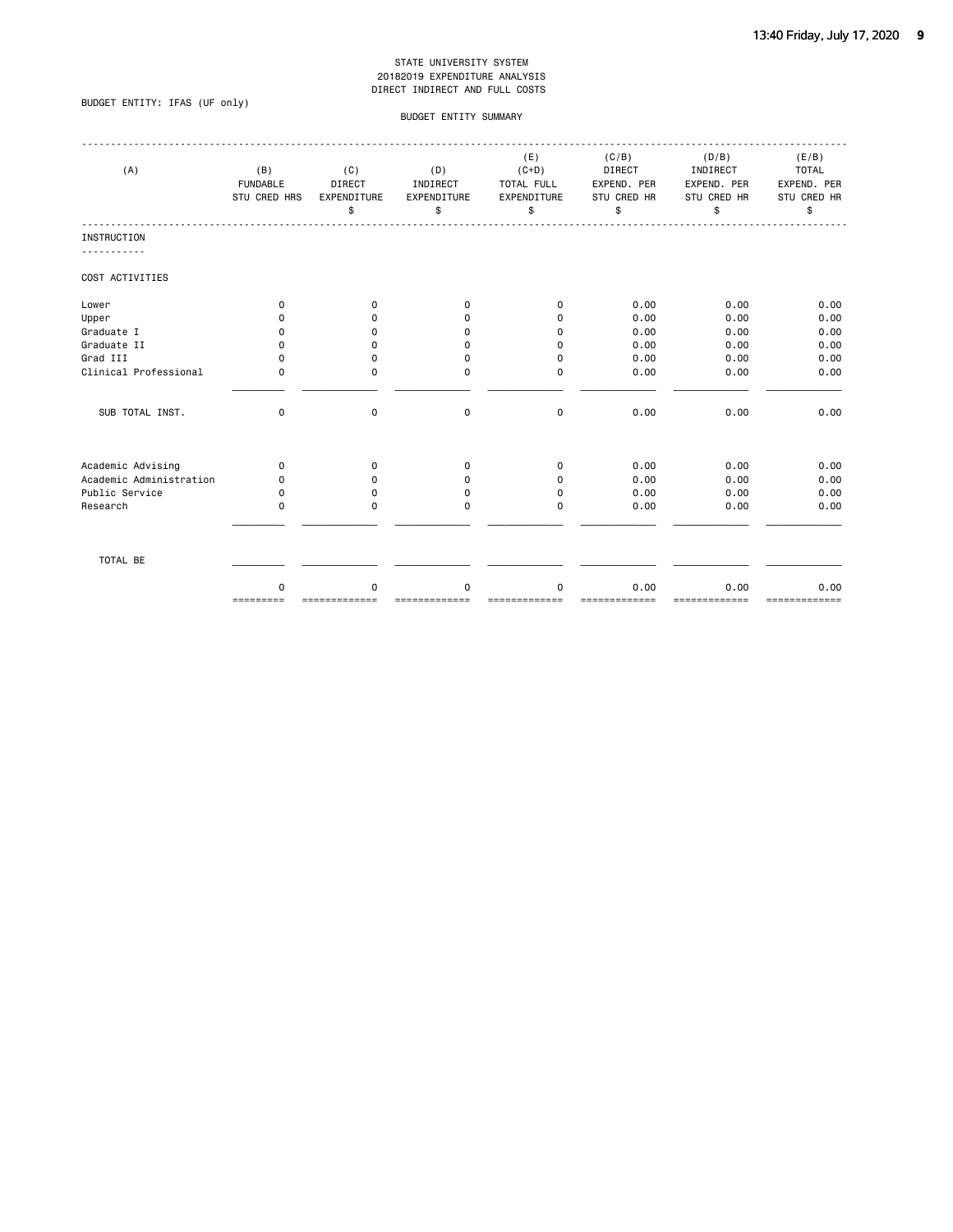STATE UNIVERSITY SYSTEM
20182019 EXPENDITURE ANALYSIS
DIRECT INDIRECT AND FULL COSTS

BUDGET ENTITY: IFAS (UF only)

BUDGET ENTITY SUMMARY

| (A) | (B) FUNDABLE STU CRED HRS | (C) DIRECT EXPENDITURE $ | (D) INDIRECT EXPENDITURE $ | (E) (C+D) TOTAL FULL EXPENDITURE $ | (C/B) DIRECT EXPEND. PER STU CRED HR $ | (D/B) INDIRECT EXPEND. PER STU CRED HR $ | (E/B) TOTAL EXPEND. PER STU CRED HR $ |
|---|---|---|---|---|---|---|---|
| INSTRUCTION | | | | | | | |
| COST ACTIVITIES | | | | | | | |
| Lower | 0 | 0 | 0 | 0 | 0.00 | 0.00 | 0.00 |
| Upper | 0 | 0 | 0 | 0 | 0.00 | 0.00 | 0.00 |
| Graduate I | 0 | 0 | 0 | 0 | 0.00 | 0.00 | 0.00 |
| Graduate II | 0 | 0 | 0 | 0 | 0.00 | 0.00 | 0.00 |
| Grad III | 0 | 0 | 0 | 0 | 0.00 | 0.00 | 0.00 |
| Clinical Professional | 0 | 0 | 0 | 0 | 0.00 | 0.00 | 0.00 |
| SUB TOTAL INST. | 0 | 0 | 0 | 0 | 0.00 | 0.00 | 0.00 |
| Academic Advising | 0 | 0 | 0 | 0 | 0.00 | 0.00 | 0.00 |
| Academic Administration | 0 | 0 | 0 | 0 | 0.00 | 0.00 | 0.00 |
| Public Service | 0 | 0 | 0 | 0 | 0.00 | 0.00 | 0.00 |
| Research | 0 | 0 | 0 | 0 | 0.00 | 0.00 | 0.00 |
| TOTAL BE | 0 | 0 | 0 | 0 | 0.00 | 0.00 | 0.00 |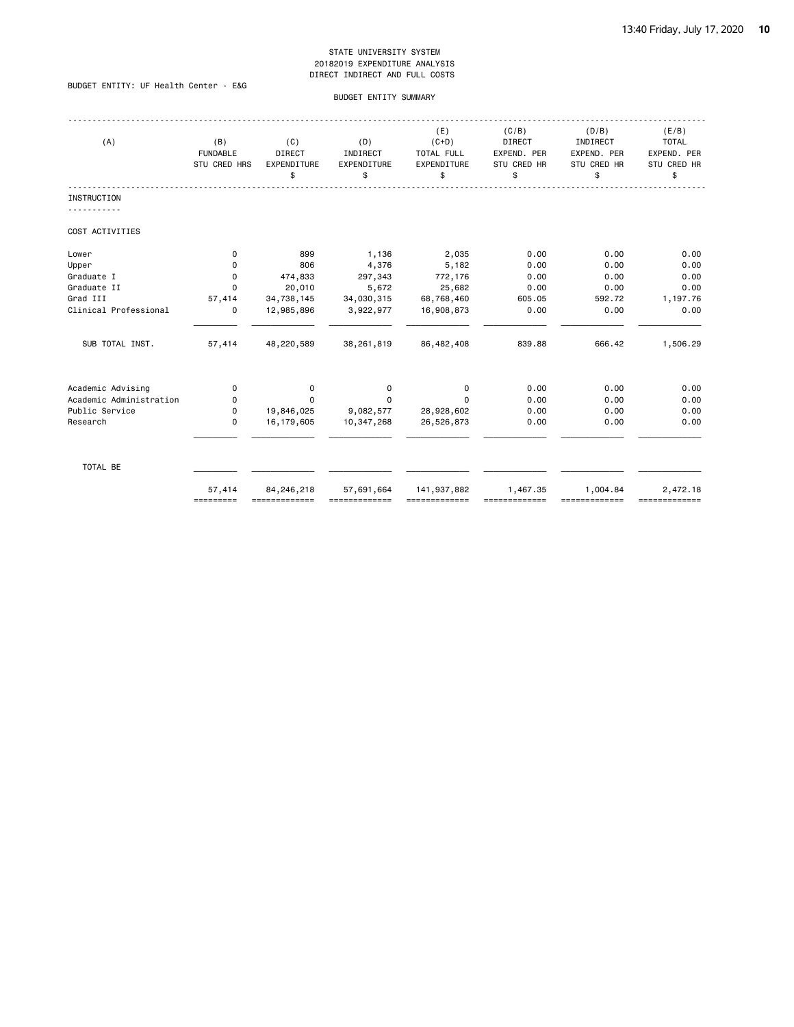STATE UNIVERSITY SYSTEM
20182019 EXPENDITURE ANALYSIS
DIRECT INDIRECT AND FULL COSTS

BUDGET ENTITY: UF Health Center - E&G

BUDGET ENTITY SUMMARY

| (A) | (B) FUNDABLE STU CRED HRS | (C) DIRECT EXPENDITURE $ | (D) INDIRECT EXPENDITURE $ | (E) (C+D) TOTAL FULL EXPENDITURE $ | (C/B) DIRECT EXPEND. PER STU CRED HR $ | (D/B) INDIRECT EXPEND. PER STU CRED HR $ | (E/B) TOTAL EXPEND. PER STU CRED HR $ |
|---|---|---|---|---|---|---|---|
| INSTRUCTION | | | | | | | |
| COST ACTIVITIES | | | | | | | |
| Lower | 0 | 899 | 1,136 | 2,035 | 0.00 | 0.00 | 0.00 |
| Upper | 0 | 806 | 4,376 | 5,182 | 0.00 | 0.00 | 0.00 |
| Graduate I | 0 | 474,833 | 297,343 | 772,176 | 0.00 | 0.00 | 0.00 |
| Graduate II | 0 | 20,010 | 5,672 | 25,682 | 0.00 | 0.00 | 0.00 |
| Grad III | 57,414 | 34,738,145 | 34,030,315 | 68,768,460 | 605.05 | 592.72 | 1,197.76 |
| Clinical Professional | 0 | 12,985,896 | 3,922,977 | 16,908,873 | 0.00 | 0.00 | 0.00 |
| SUB TOTAL INST. | 57,414 | 48,220,589 | 38,261,819 | 86,482,408 | 839.88 | 666.42 | 1,506.29 |
| Academic Advising | 0 | 0 | 0 | 0 | 0.00 | 0.00 | 0.00 |
| Academic Administration | 0 | 0 | 0 | 0 | 0.00 | 0.00 | 0.00 |
| Public Service | 0 | 19,846,025 | 9,082,577 | 28,928,602 | 0.00 | 0.00 | 0.00 |
| Research | 0 | 16,179,605 | 10,347,268 | 26,526,873 | 0.00 | 0.00 | 0.00 |
| TOTAL BE | 57,414 | 84,246,218 | 57,691,664 | 141,937,882 | 1,467.35 | 1,004.84 | 2,472.18 |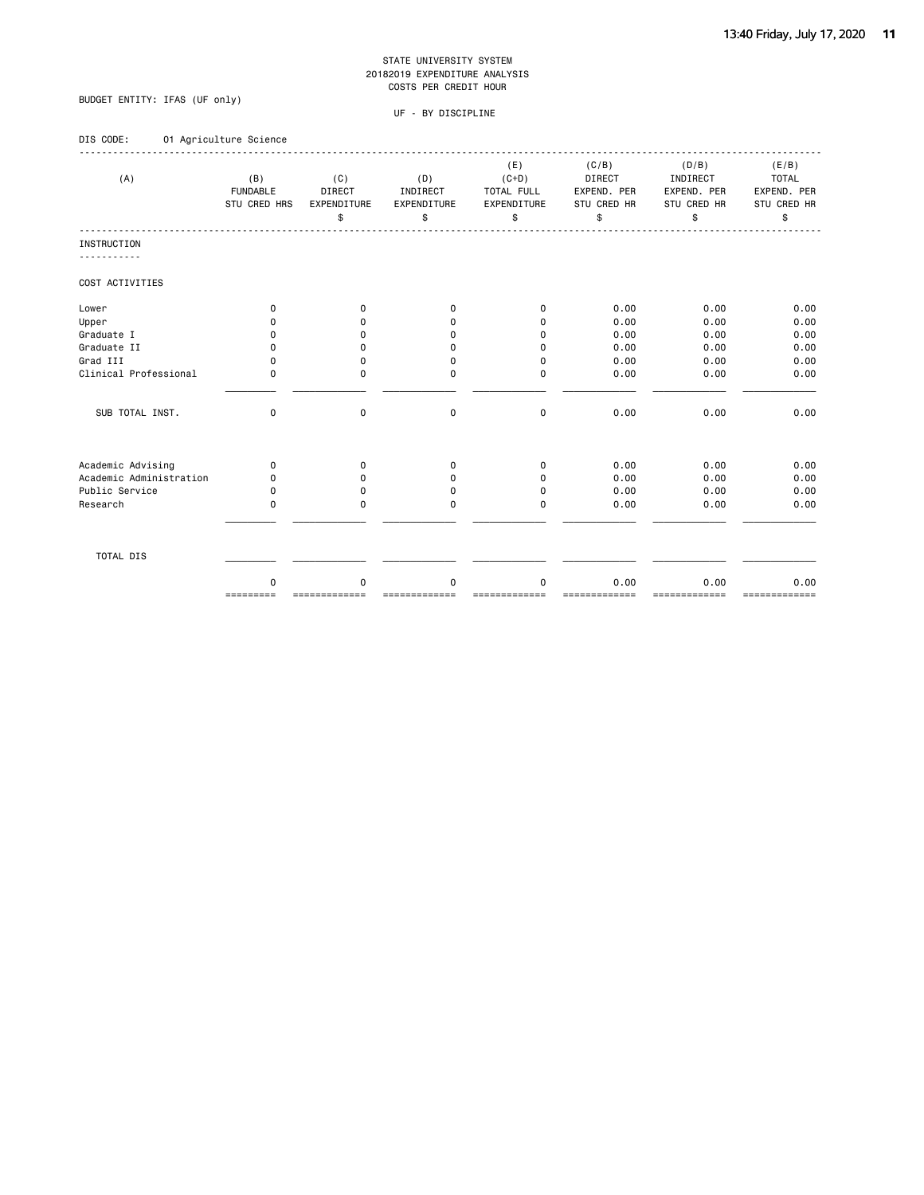STATE UNIVERSITY SYSTEM
20182019 EXPENDITURE ANALYSIS
COSTS PER CREDIT HOUR

BUDGET ENTITY: IFAS (UF only)

UF - BY DISCIPLINE

DIS CODE: 01 Agriculture Science

| (A) | (B) FUNDABLE STU CRED HRS | (C) DIRECT EXPENDITURE $ | (D) INDIRECT EXPENDITURE $ | (E) (C+D) TOTAL FULL EXPENDITURE $ | (C/B) DIRECT EXPEND. PER STU CRED HR $ | (D/B) INDIRECT EXPEND. PER STU CRED HR $ | (E/B) TOTAL EXPEND. PER STU CRED HR $ |
|---|---|---|---|---|---|---|---|
| **INSTRUCTION** | | | | | | | |
| COST ACTIVITIES | | | | | | | |
| Lower | 0 | 0 | 0 | 0 | 0.00 | 0.00 | 0.00 |
| Upper | 0 | 0 | 0 | 0 | 0.00 | 0.00 | 0.00 |
| Graduate I | 0 | 0 | 0 | 0 | 0.00 | 0.00 | 0.00 |
| Graduate II | 0 | 0 | 0 | 0 | 0.00 | 0.00 | 0.00 |
| Grad III | 0 | 0 | 0 | 0 | 0.00 | 0.00 | 0.00 |
| Clinical Professional | 0 | 0 | 0 | 0 | 0.00 | 0.00 | 0.00 |
| SUB TOTAL INST. | 0 | 0 | 0 | 0 | 0.00 | 0.00 | 0.00 |
| Academic Advising | 0 | 0 | 0 | 0 | 0.00 | 0.00 | 0.00 |
| Academic Administration | 0 | 0 | 0 | 0 | 0.00 | 0.00 | 0.00 |
| Public Service | 0 | 0 | 0 | 0 | 0.00 | 0.00 | 0.00 |
| Research | 0 | 0 | 0 | 0 | 0.00 | 0.00 | 0.00 |
| TOTAL DIS | 0 | 0 | 0 | 0 | 0.00 | 0.00 | 0.00 |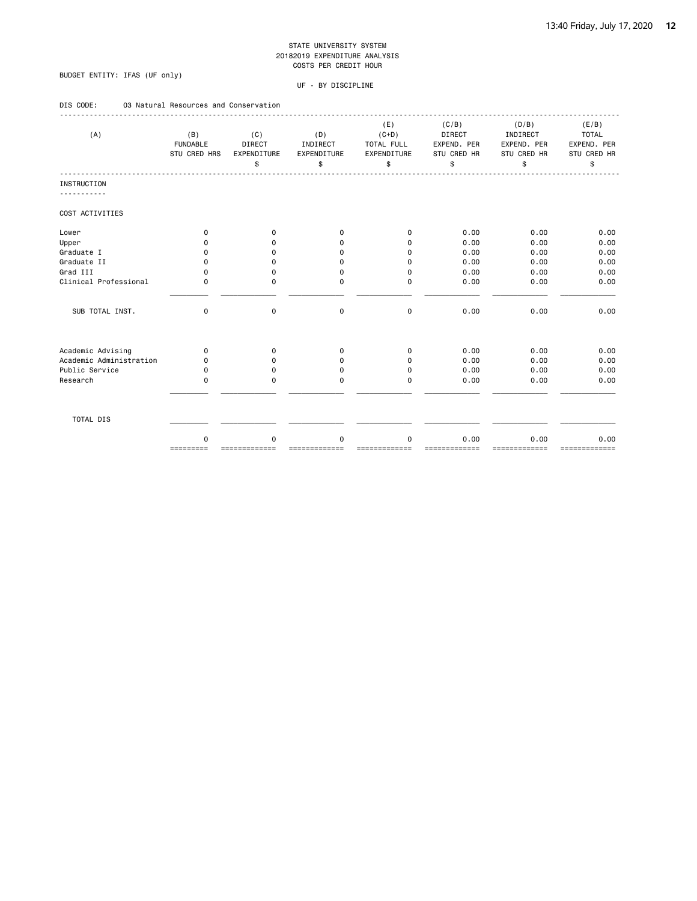STATE UNIVERSITY SYSTEM
20182019 EXPENDITURE ANALYSIS
COSTS PER CREDIT HOUR

BUDGET ENTITY: IFAS (UF only)

UF - BY DISCIPLINE

DIS CODE: 03 Natural Resources and Conservation

| (A) | (B) FUNDABLE STU CRED HRS | (C) DIRECT EXPENDITURE $ | (D) INDIRECT EXPENDITURE $ | (E) (C+D) TOTAL FULL EXPENDITURE $ | (C/B) DIRECT EXPEND. PER STU CRED HR $ | (D/B) INDIRECT EXPEND. PER STU CRED HR $ | (E/B) TOTAL EXPEND. PER STU CRED HR $ |
|---|---|---|---|---|---|---|---|
| **INSTRUCTION** | | | | | | | |
| COST ACTIVITIES | | | | | | | |
| Lower | 0 | 0 | 0 | 0 | 0.00 | 0.00 | 0.00 |
| Upper | 0 | 0 | 0 | 0 | 0.00 | 0.00 | 0.00 |
| Graduate I | 0 | 0 | 0 | 0 | 0.00 | 0.00 | 0.00 |
| Graduate II | 0 | 0 | 0 | 0 | 0.00 | 0.00 | 0.00 |
| Grad III | 0 | 0 | 0 | 0 | 0.00 | 0.00 | 0.00 |
| Clinical Professional | 0 | 0 | 0 | 0 | 0.00 | 0.00 | 0.00 |
| SUB TOTAL INST. | 0 | 0 | 0 | 0 | 0.00 | 0.00 | 0.00 |
| Academic Advising | 0 | 0 | 0 | 0 | 0.00 | 0.00 | 0.00 |
| Academic Administration | 0 | 0 | 0 | 0 | 0.00 | 0.00 | 0.00 |
| Public Service | 0 | 0 | 0 | 0 | 0.00 | 0.00 | 0.00 |
| Research | 0 | 0 | 0 | 0 | 0.00 | 0.00 | 0.00 |
| TOTAL DIS | 0 | 0 | 0 | 0 | 0.00 | 0.00 | 0.00 |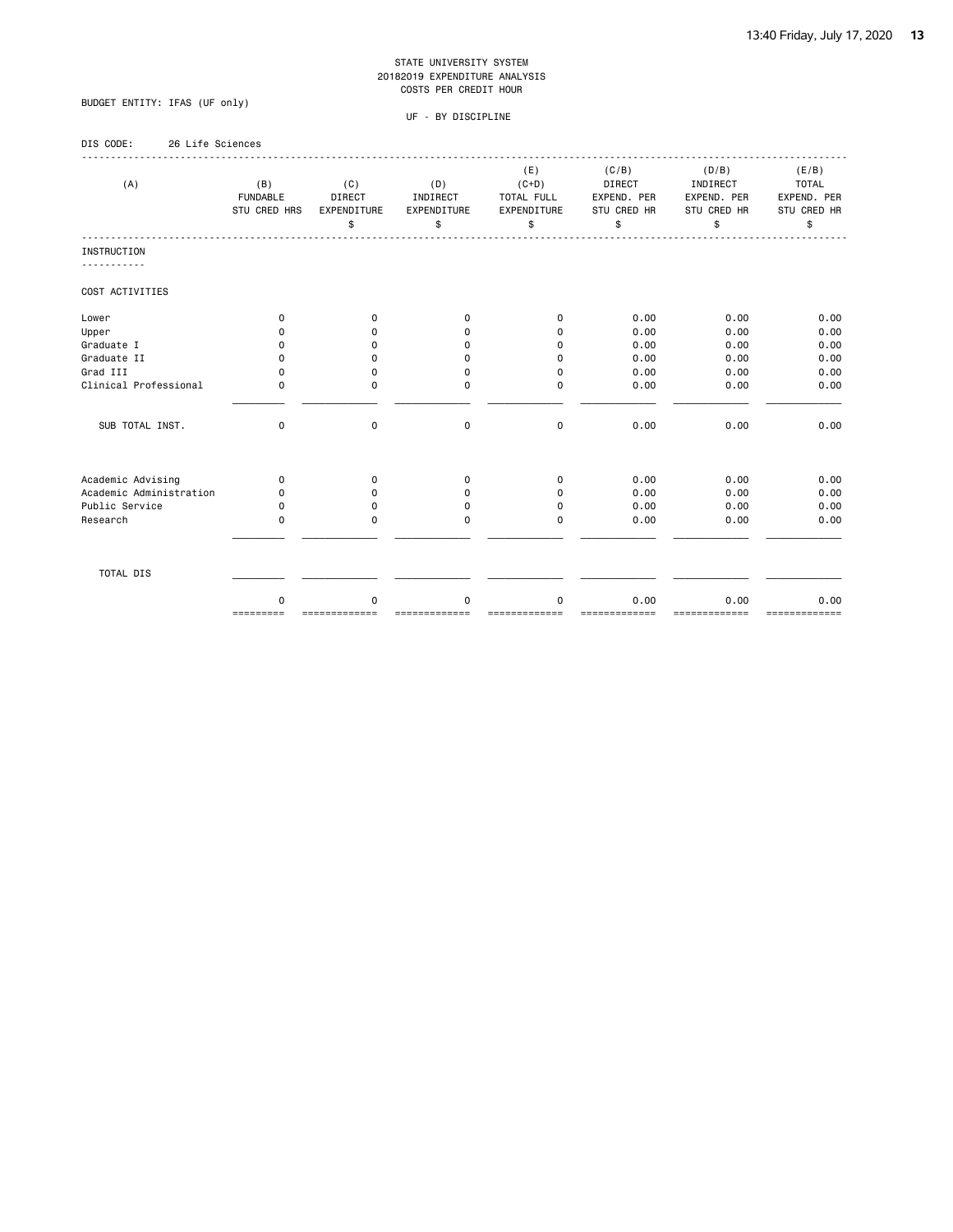STATE UNIVERSITY SYSTEM
20182019 EXPENDITURE ANALYSIS
COSTS PER CREDIT HOUR

BUDGET ENTITY: IFAS (UF only)

UF - BY DISCIPLINE

DIS CODE: 26 Life Sciences

| (A) | (B) FUNDABLE STU CRED HRS | (C) DIRECT EXPENDITURE $ | (D) INDIRECT EXPENDITURE $ | (E) (C+D) TOTAL FULL EXPENDITURE $ | (C/B) DIRECT EXPEND. PER STU CRED HR $ | (D/B) INDIRECT EXPEND. PER STU CRED HR $ | (E/B) TOTAL EXPEND. PER STU CRED HR $ |
|---|---|---|---|---|---|---|---|
| **INSTRUCTION** | | | | | | | |
| COST ACTIVITIES | | | | | | | |
| Lower | 0 | 0 | 0 | 0 | 0.00 | 0.00 | 0.00 |
| Upper | 0 | 0 | 0 | 0 | 0.00 | 0.00 | 0.00 |
| Graduate I | 0 | 0 | 0 | 0 | 0.00 | 0.00 | 0.00 |
| Graduate II | 0 | 0 | 0 | 0 | 0.00 | 0.00 | 0.00 |
| Grad III | 0 | 0 | 0 | 0 | 0.00 | 0.00 | 0.00 |
| Clinical Professional | 0 | 0 | 0 | 0 | 0.00 | 0.00 | 0.00 |
| SUB TOTAL INST. | 0 | 0 | 0 | 0 | 0.00 | 0.00 | 0.00 |
| Academic Advising | 0 | 0 | 0 | 0 | 0.00 | 0.00 | 0.00 |
| Academic Administration | 0 | 0 | 0 | 0 | 0.00 | 0.00 | 0.00 |
| Public Service | 0 | 0 | 0 | 0 | 0.00 | 0.00 | 0.00 |
| Research | 0 | 0 | 0 | 0 | 0.00 | 0.00 | 0.00 |
| TOTAL DIS | 0 | 0 | 0 | 0 | 0.00 | 0.00 | 0.00 |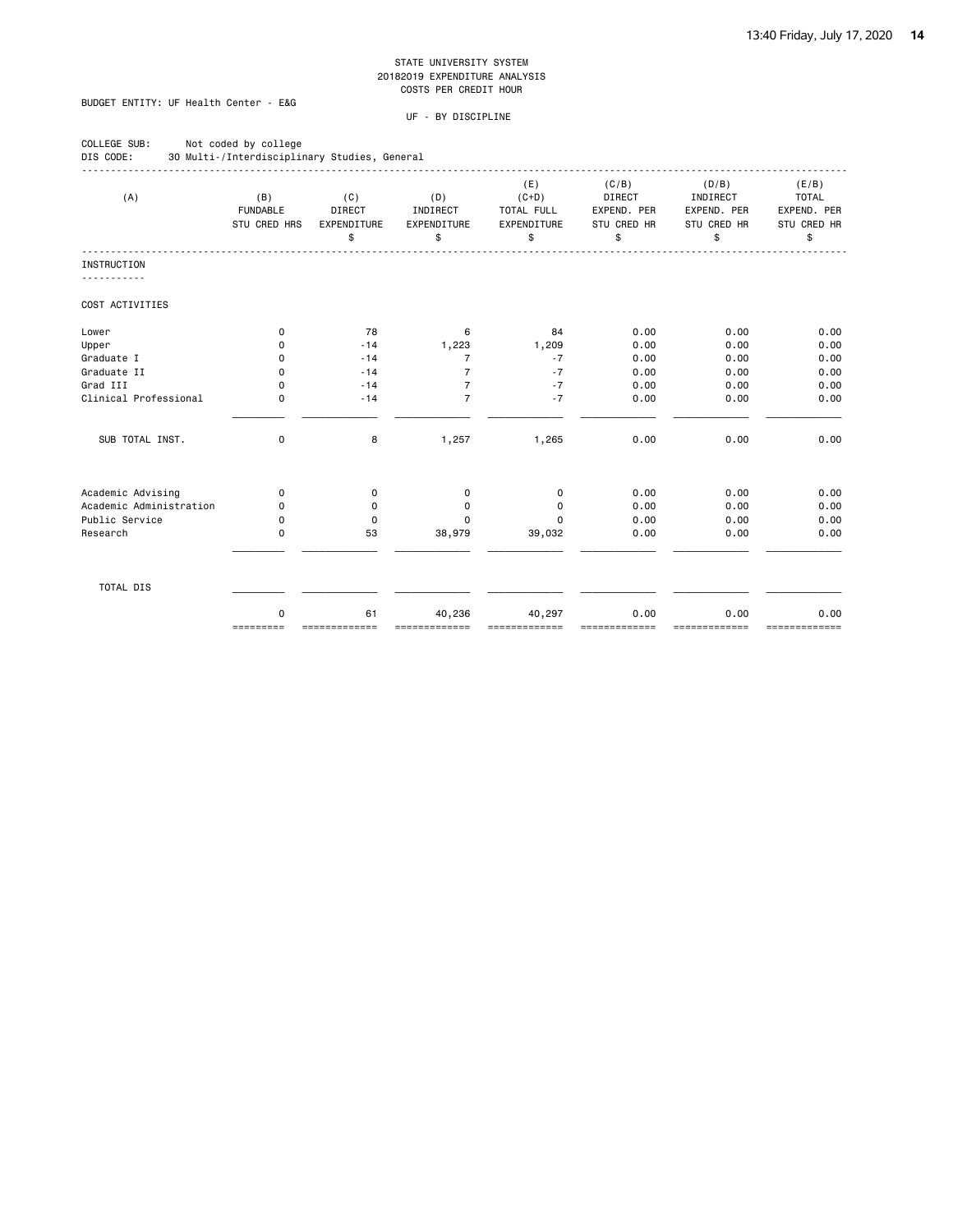STATE UNIVERSITY SYSTEM
20182019 EXPENDITURE ANALYSIS
COSTS PER CREDIT HOUR

BUDGET ENTITY: UF Health Center - E&G

UF - BY DISCIPLINE

COLLEGE SUB: Not coded by college
DIS CODE: 30 Multi-/Interdisciplinary Studies, General

| (A) | (B) FUNDABLE STU CRED HRS | (C) DIRECT EXPENDITURE $ | (D) INDIRECT EXPENDITURE $ | (E) (C+D) TOTAL FULL EXPENDITURE $ | (C/B) DIRECT EXPEND. PER STU CRED HR $ | (D/B) INDIRECT EXPEND. PER STU CRED HR $ | (E/B) TOTAL EXPEND. PER STU CRED HR $ |
|---|---|---|---|---|---|---|---|
| INSTRUCTION | | | | | | | |
| COST ACTIVITIES | | | | | | | |
| Lower | 0 | 78 | 6 | 84 | 0.00 | 0.00 | 0.00 |
| Upper | 0 | -14 | 1,223 | 1,209 | 0.00 | 0.00 | 0.00 |
| Graduate I | 0 | -14 | 7 | -7 | 0.00 | 0.00 | 0.00 |
| Graduate II | 0 | -14 | 7 | -7 | 0.00 | 0.00 | 0.00 |
| Grad III | 0 | -14 | 7 | -7 | 0.00 | 0.00 | 0.00 |
| Clinical Professional | 0 | -14 | 7 | -7 | 0.00 | 0.00 | 0.00 |
| SUB TOTAL INST. | 0 | 8 | 1,257 | 1,265 | 0.00 | 0.00 | 0.00 |
| Academic Advising | 0 | 0 | 0 | 0 | 0.00 | 0.00 | 0.00 |
| Academic Administration | 0 | 0 | 0 | 0 | 0.00 | 0.00 | 0.00 |
| Public Service | 0 | 0 | 0 | 0 | 0.00 | 0.00 | 0.00 |
| Research | 0 | 53 | 38,979 | 39,032 | 0.00 | 0.00 | 0.00 |
| TOTAL DIS | 0 | 61 | 40,236 | 40,297 | 0.00 | 0.00 | 0.00 |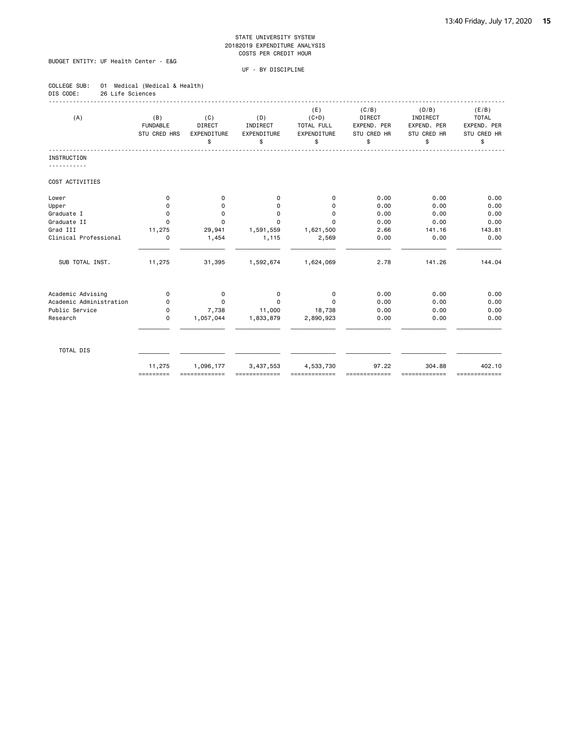STATE UNIVERSITY SYSTEM
20182019 EXPENDITURE ANALYSIS
COSTS PER CREDIT HOUR

BUDGET ENTITY: UF Health Center - E&G

UF - BY DISCIPLINE

COLLEGE SUB: 01 Medical (Medical & Health)
DIS CODE: 26 Life Sciences

| (A) | (B) FUNDABLE STU CRED HRS | (C) DIRECT EXPENDITURE $ | (D) INDIRECT EXPENDITURE $ | (E) (C+D) TOTAL FULL EXPENDITURE $ | (C/B) DIRECT EXPEND. PER STU CRED HR $ | (D/B) INDIRECT EXPEND. PER STU CRED HR $ | (E/B) TOTAL EXPEND. PER STU CRED HR $ |
|---|---|---|---|---|---|---|---|
| **INSTRUCTION** | | | | | | | |
| COST ACTIVITIES | | | | | | | |
| Lower | 0 | 0 | 0 | 0 | 0.00 | 0.00 | 0.00 |
| Upper | 0 | 0 | 0 | 0 | 0.00 | 0.00 | 0.00 |
| Graduate I | 0 | 0 | 0 | 0 | 0.00 | 0.00 | 0.00 |
| Graduate II | 0 | 0 | 0 | 0 | 0.00 | 0.00 | 0.00 |
| Grad III | 11,275 | 29,941 | 1,591,559 | 1,621,500 | 2.66 | 141.16 | 143.81 |
| Clinical Professional | 0 | 1,454 | 1,115 | 2,569 | 0.00 | 0.00 | 0.00 |
| SUB TOTAL INST. | 11,275 | 31,395 | 1,592,674 | 1,624,069 | 2.78 | 141.26 | 144.04 |
| Academic Advising | 0 | 0 | 0 | 0 | 0.00 | 0.00 | 0.00 |
| Academic Administration | 0 | 0 | 0 | 0 | 0.00 | 0.00 | 0.00 |
| Public Service | 0 | 7,738 | 11,000 | 18,738 | 0.00 | 0.00 | 0.00 |
| Research | 0 | 1,057,044 | 1,833,879 | 2,890,923 | 0.00 | 0.00 | 0.00 |
| TOTAL DIS | 11,275 | 1,096,177 | 3,437,553 | 4,533,730 | 97.22 | 304.88 | 402.10 |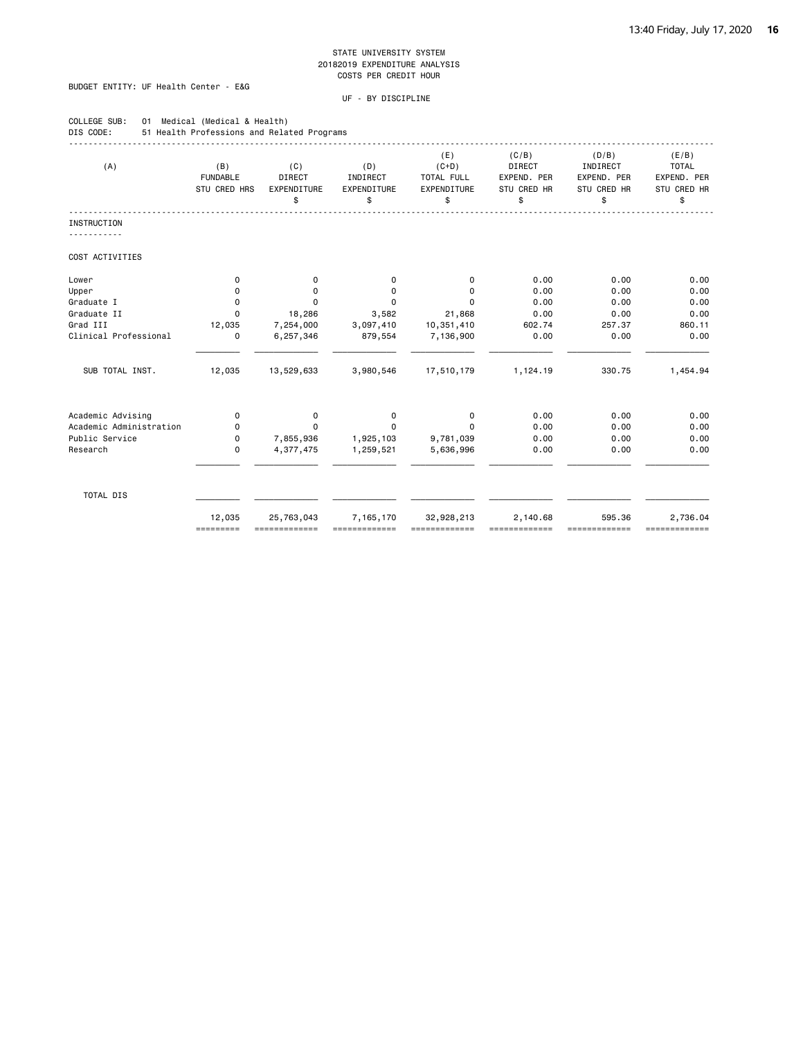STATE UNIVERSITY SYSTEM
20182019 EXPENDITURE ANALYSIS
COSTS PER CREDIT HOUR

BUDGET ENTITY: UF Health Center - E&G

UF - BY DISCIPLINE

COLLEGE SUB: 01 Medical (Medical & Health)
DIS CODE: 51 Health Professions and Related Programs

| (A) | (B) FUNDABLE STU CRED HRS | (C) DIRECT EXPENDITURE $ | (D) INDIRECT EXPENDITURE $ | (E) (C+D) TOTAL FULL EXPENDITURE $ | (C/B) DIRECT EXPEND. PER STU CRED HR $ | (D/B) INDIRECT EXPEND. PER STU CRED HR $ | (E/B) TOTAL EXPEND. PER STU CRED HR $ |
|---|---|---|---|---|---|---|---|
| **INSTRUCTION** | | | | | | | |
| COST ACTIVITIES | | | | | | | |
| Lower | 0 | 0 | 0 | 0 | 0.00 | 0.00 | 0.00 |
| Upper | 0 | 0 | 0 | 0 | 0.00 | 0.00 | 0.00 |
| Graduate I | 0 | 0 | 0 | 0 | 0.00 | 0.00 | 0.00 |
| Graduate II | 0 | 18,286 | 3,582 | 21,868 | 0.00 | 0.00 | 0.00 |
| Grad III | 12,035 | 7,254,000 | 3,097,410 | 10,351,410 | 602.74 | 257.37 | 860.11 |
| Clinical Professional | 0 | 6,257,346 | 879,554 | 7,136,900 | 0.00 | 0.00 | 0.00 |
| SUB TOTAL INST. | 12,035 | 13,529,633 | 3,980,546 | 17,510,179 | 1,124.19 | 330.75 | 1,454.94 |
| Academic Advising | 0 | 0 | 0 | 0 | 0.00 | 0.00 | 0.00 |
| Academic Administration | 0 | 0 | 0 | 0 | 0.00 | 0.00 | 0.00 |
| Public Service | 0 | 7,855,936 | 1,925,103 | 9,781,039 | 0.00 | 0.00 | 0.00 |
| Research | 0 | 4,377,475 | 1,259,521 | 5,636,996 | 0.00 | 0.00 | 0.00 |
| TOTAL DIS | 12,035 | 25,763,043 | 7,165,170 | 32,928,213 | 2,140.68 | 595.36 | 2,736.04 |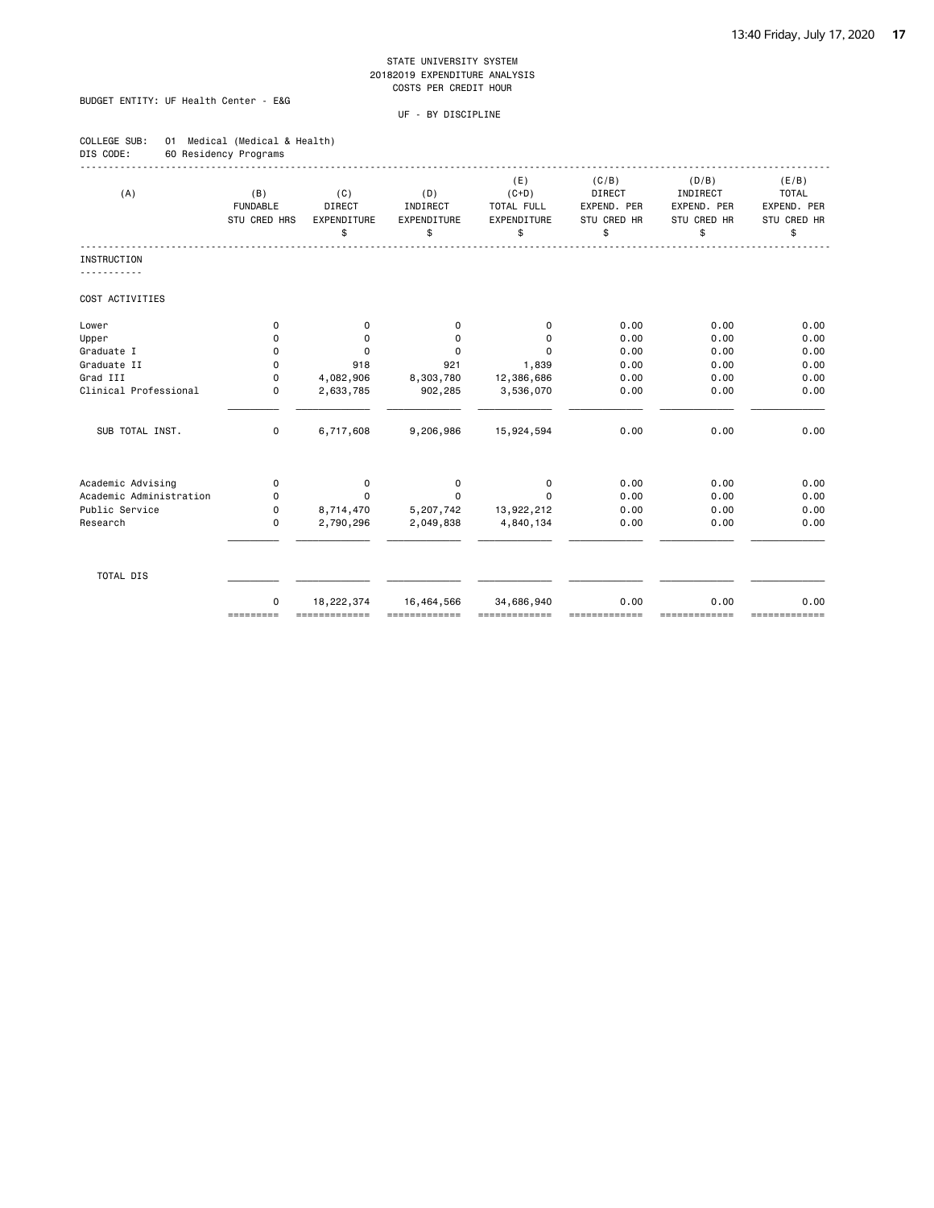STATE UNIVERSITY SYSTEM
20182019 EXPENDITURE ANALYSIS
COSTS PER CREDIT HOUR

BUDGET ENTITY: UF Health Center - E&G

UF - BY DISCIPLINE

COLLEGE SUB: 01 Medical (Medical & Health)
DIS CODE: 60 Residency Programs

| (A) | (B) FUNDABLE STU CRED HRS | (C) DIRECT EXPENDITURE $ | (D) INDIRECT EXPENDITURE $ | (E) (C+D) TOTAL FULL EXPENDITURE $ | (C/B) DIRECT EXPEND. PER STU CRED HR $ | (D/B) INDIRECT EXPEND. PER STU CRED HR $ | (E/B) TOTAL EXPEND. PER STU CRED HR $ |
|---|---|---|---|---|---|---|---|
| **INSTRUCTION** | | | | | | | |
| COST ACTIVITIES | | | | | | | |
| Lower | 0 | 0 | 0 | 0 | 0.00 | 0.00 | 0.00 |
| Upper | 0 | 0 | 0 | 0 | 0.00 | 0.00 | 0.00 |
| Graduate I | 0 | 0 | 0 | 0 | 0.00 | 0.00 | 0.00 |
| Graduate II | 0 | 918 | 921 | 1,839 | 0.00 | 0.00 | 0.00 |
| Grad III | 0 | 4,082,906 | 8,303,780 | 12,386,686 | 0.00 | 0.00 | 0.00 |
| Clinical Professional | 0 | 2,633,785 | 902,285 | 3,536,070 | 0.00 | 0.00 | 0.00 |
| SUB TOTAL INST. | 0 | 6,717,608 | 9,206,986 | 15,924,594 | 0.00 | 0.00 | 0.00 |
| Academic Advising | 0 | 0 | 0 | 0 | 0.00 | 0.00 | 0.00 |
| Academic Administration | 0 | 0 | 0 | 0 | 0.00 | 0.00 | 0.00 |
| Public Service | 0 | 8,714,470 | 5,207,742 | 13,922,212 | 0.00 | 0.00 | 0.00 |
| Research | 0 | 2,790,296 | 2,049,838 | 4,840,134 | 0.00 | 0.00 | 0.00 |
| TOTAL DIS | 0 | 18,222,374 | 16,464,566 | 34,686,940 | 0.00 | 0.00 | 0.00 |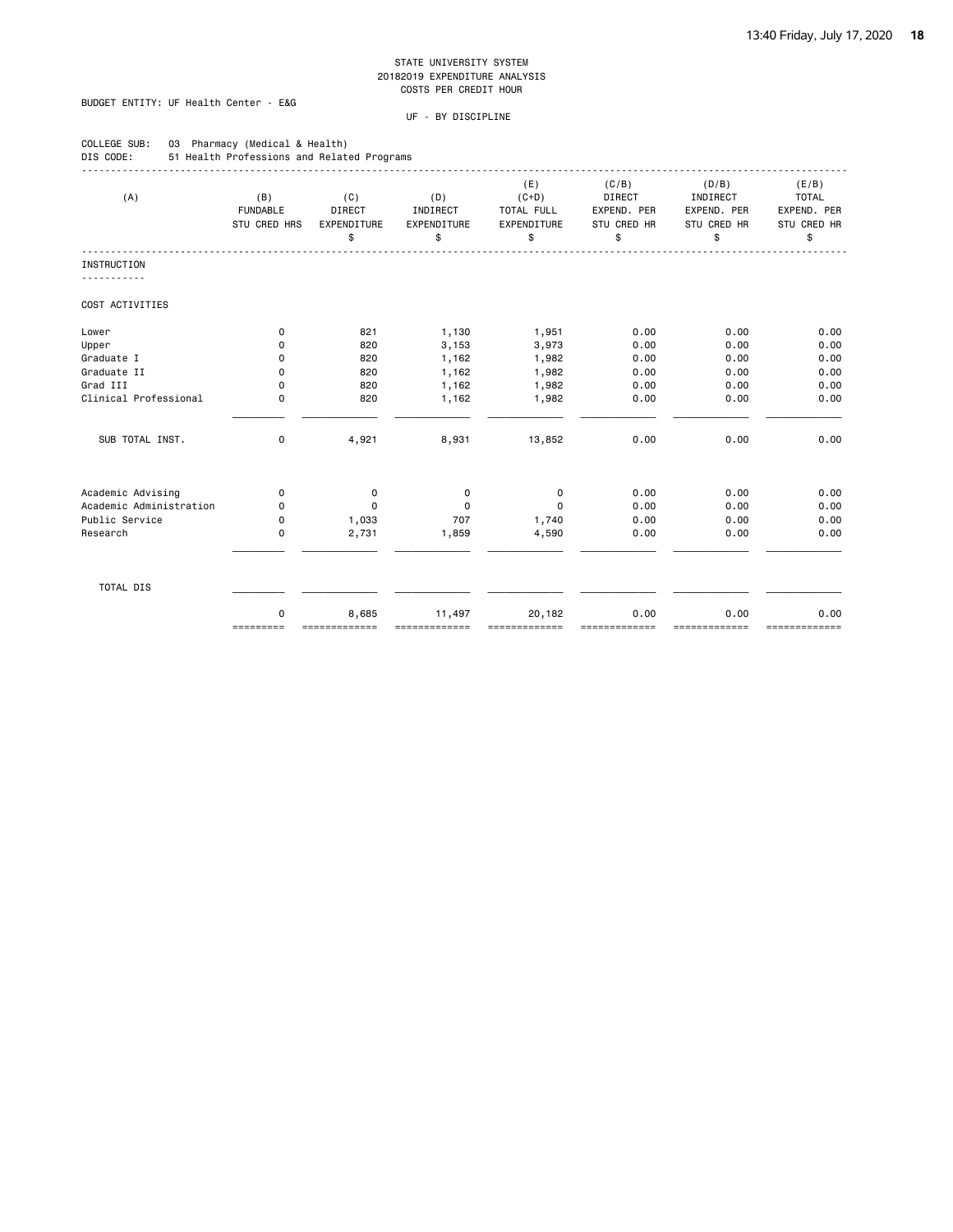STATE UNIVERSITY SYSTEM
20182019 EXPENDITURE ANALYSIS
COSTS PER CREDIT HOUR

BUDGET ENTITY: UF Health Center - E&G

UF - BY DISCIPLINE

COLLEGE SUB: 03 Pharmacy (Medical & Health)
DIS CODE: 51 Health Professions and Related Programs

| (A) | (B) FUNDABLE STU CRED HRS | (C) DIRECT EXPENDITURE $ | (D) INDIRECT EXPENDITURE $ | (E) (C+D) TOTAL FULL EXPENDITURE $ | (C/B) DIRECT EXPEND. PER STU CRED HR $ | (D/B) INDIRECT EXPEND. PER STU CRED HR $ | (E/B) TOTAL EXPEND. PER STU CRED HR $ |
|---|---|---|---|---|---|---|---|
| **INSTRUCTION** | | | | | | | |
| COST ACTIVITIES | | | | | | | |
| Lower | 0 | 821 | 1,130 | 1,951 | 0.00 | 0.00 | 0.00 |
| Upper | 0 | 820 | 3,153 | 3,973 | 0.00 | 0.00 | 0.00 |
| Graduate I | 0 | 820 | 1,162 | 1,982 | 0.00 | 0.00 | 0.00 |
| Graduate II | 0 | 820 | 1,162 | 1,982 | 0.00 | 0.00 | 0.00 |
| Grad III | 0 | 820 | 1,162 | 1,982 | 0.00 | 0.00 | 0.00 |
| Clinical Professional | 0 | 820 | 1,162 | 1,982 | 0.00 | 0.00 | 0.00 |
| SUB TOTAL INST. | 0 | 4,921 | 8,931 | 13,852 | 0.00 | 0.00 | 0.00 |
| Academic Advising | 0 | 0 | 0 | 0 | 0.00 | 0.00 | 0.00 |
| Academic Administration | 0 | 0 | 0 | 0 | 0.00 | 0.00 | 0.00 |
| Public Service | 0 | 1,033 | 707 | 1,740 | 0.00 | 0.00 | 0.00 |
| Research | 0 | 2,731 | 1,859 | 4,590 | 0.00 | 0.00 | 0.00 |
| TOTAL DIS | 0 | 8,685 | 11,497 | 20,182 | 0.00 | 0.00 | 0.00 |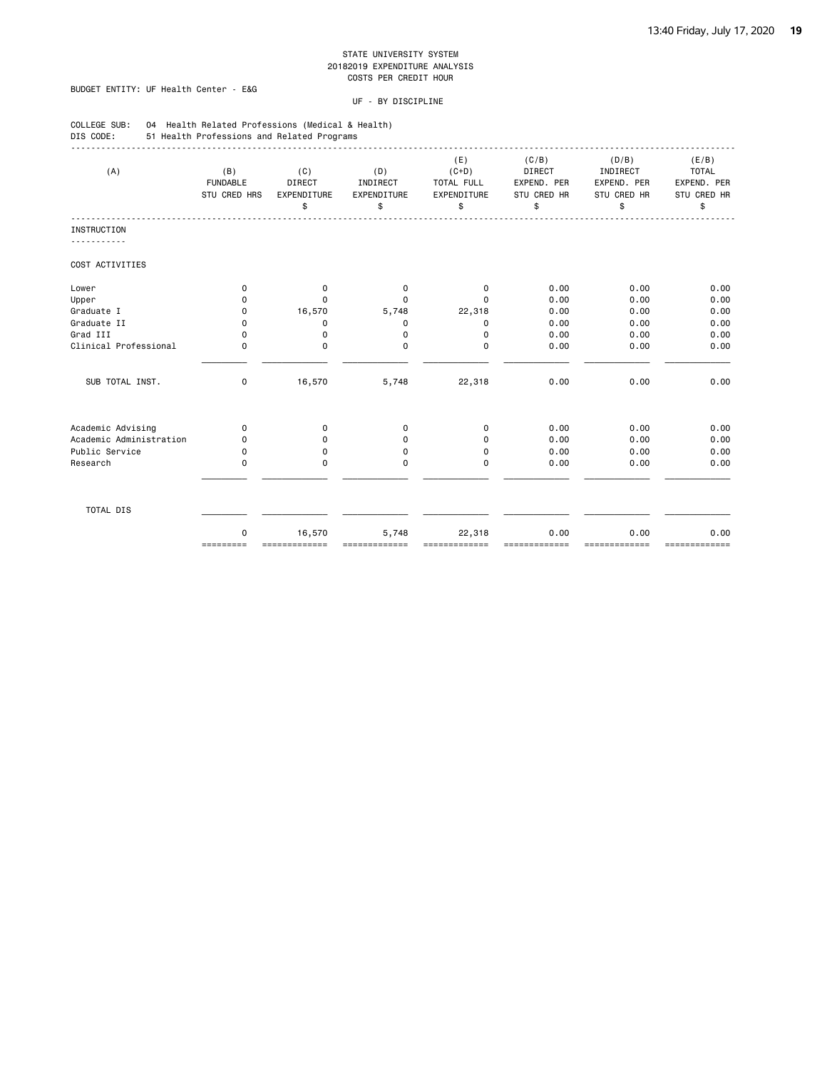STATE UNIVERSITY SYSTEM
20182019 EXPENDITURE ANALYSIS
COSTS PER CREDIT HOUR

BUDGET ENTITY: UF Health Center - E&G

UF - BY DISCIPLINE

COLLEGE SUB: 04 Health Related Professions (Medical & Health)
DIS CODE: 51 Health Professions and Related Programs

| (A) | (B) FUNDABLE STU CRED HRS | (C) DIRECT EXPENDITURE $ | (D) INDIRECT EXPENDITURE $ | (E) (C+D) TOTAL FULL EXPENDITURE $ | (C/B) DIRECT EXPEND. PER STU CRED HR $ | (D/B) INDIRECT EXPEND. PER STU CRED HR $ | (E/B) TOTAL EXPEND. PER STU CRED HR $ |
|---|---|---|---|---|---|---|---|
| INSTRUCTION | | | | | | | |
| COST ACTIVITIES | | | | | | | |
| Lower | 0 | 0 | 0 | 0 | 0.00 | 0.00 | 0.00 |
| Upper | 0 | 0 | 0 | 0 | 0.00 | 0.00 | 0.00 |
| Graduate I | 0 | 16,570 | 5,748 | 22,318 | 0.00 | 0.00 | 0.00 |
| Graduate II | 0 | 0 | 0 | 0 | 0.00 | 0.00 | 0.00 |
| Grad III | 0 | 0 | 0 | 0 | 0.00 | 0.00 | 0.00 |
| Clinical Professional | 0 | 0 | 0 | 0 | 0.00 | 0.00 | 0.00 |
| SUB TOTAL INST. | 0 | 16,570 | 5,748 | 22,318 | 0.00 | 0.00 | 0.00 |
| Academic Advising | 0 | 0 | 0 | 0 | 0.00 | 0.00 | 0.00 |
| Academic Administration | 0 | 0 | 0 | 0 | 0.00 | 0.00 | 0.00 |
| Public Service | 0 | 0 | 0 | 0 | 0.00 | 0.00 | 0.00 |
| Research | 0 | 0 | 0 | 0 | 0.00 | 0.00 | 0.00 |
| TOTAL DIS | 0 | 16,570 | 5,748 | 22,318 | 0.00 | 0.00 | 0.00 |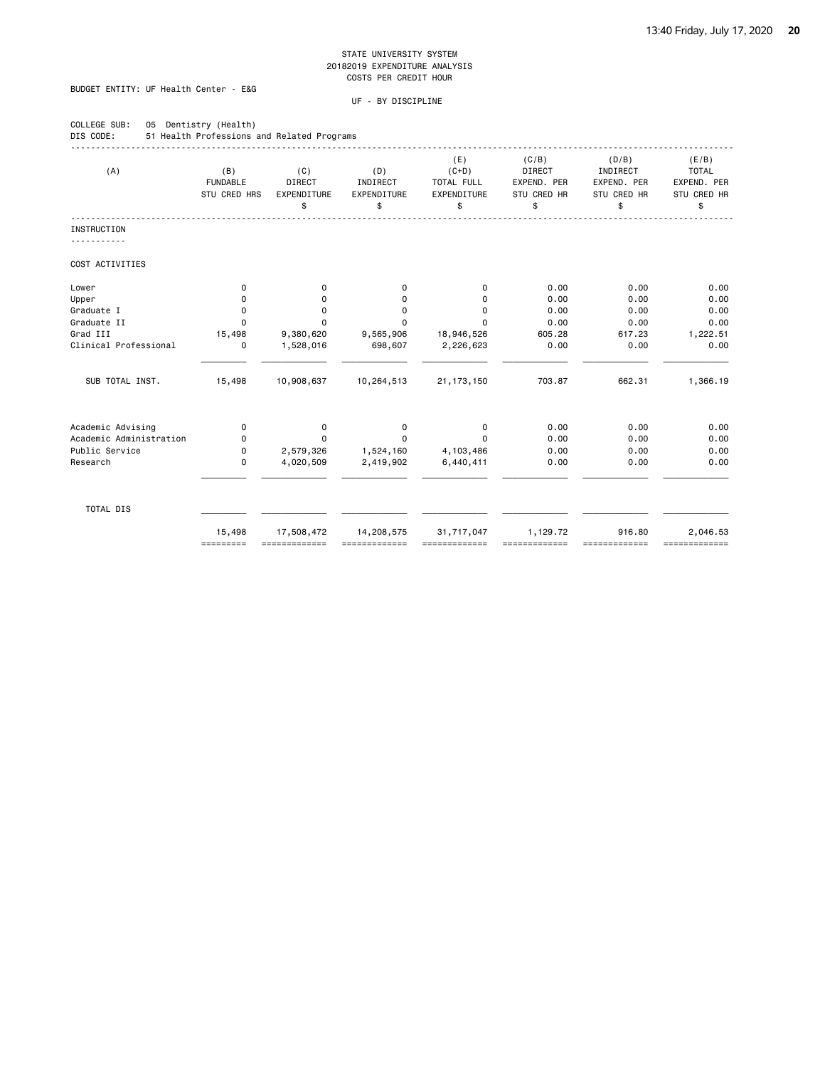STATE UNIVERSITY SYSTEM
20182019 EXPENDITURE ANALYSIS
COSTS PER CREDIT HOUR

BUDGET ENTITY: UF Health Center - E&G

UF - BY DISCIPLINE

COLLEGE SUB: 05 Dentistry (Health)
DIS CODE: 51 Health Professions and Related Programs

| (A) | (B) FUNDABLE STU CRED HRS | (C) DIRECT EXPENDITURE $ | (D) INDIRECT EXPENDITURE $ | (E) (C+D) TOTAL FULL EXPENDITURE $ | (C/B) DIRECT EXPEND. PER STU CRED HR $ | (D/B) INDIRECT EXPEND. PER STU CRED HR $ | (E/B) TOTAL EXPEND. PER STU CRED HR $ |
|---|---|---|---|---|---|---|---|
| **INSTRUCTION** | | | | | | | |
| COST ACTIVITIES | | | | | | | |
| Lower | 0 | 0 | 0 | 0 | 0.00 | 0.00 | 0.00 |
| Upper | 0 | 0 | 0 | 0 | 0.00 | 0.00 | 0.00 |
| Graduate I | 0 | 0 | 0 | 0 | 0.00 | 0.00 | 0.00 |
| Graduate II | 0 | 0 | 0 | 0 | 0.00 | 0.00 | 0.00 |
| Grad III | 15,498 | 9,380,620 | 9,565,906 | 18,946,526 | 605.28 | 617.23 | 1,222.51 |
| Clinical Professional | 0 | 1,528,016 | 698,607 | 2,226,623 | 0.00 | 0.00 | 0.00 |
| SUB TOTAL INST. | 15,498 | 10,908,637 | 10,264,513 | 21,173,150 | 703.87 | 662.31 | 1,366.19 |
| Academic Advising | 0 | 0 | 0 | 0 | 0.00 | 0.00 | 0.00 |
| Academic Administration | 0 | 0 | 0 | 0 | 0.00 | 0.00 | 0.00 |
| Public Service | 0 | 2,579,326 | 1,524,160 | 4,103,486 | 0.00 | 0.00 | 0.00 |
| Research | 0 | 4,020,509 | 2,419,902 | 6,440,411 | 0.00 | 0.00 | 0.00 |
| TOTAL DIS | 15,498 | 17,508,472 | 14,208,575 | 31,717,047 | 1,129.72 | 916.80 | 2,046.53 |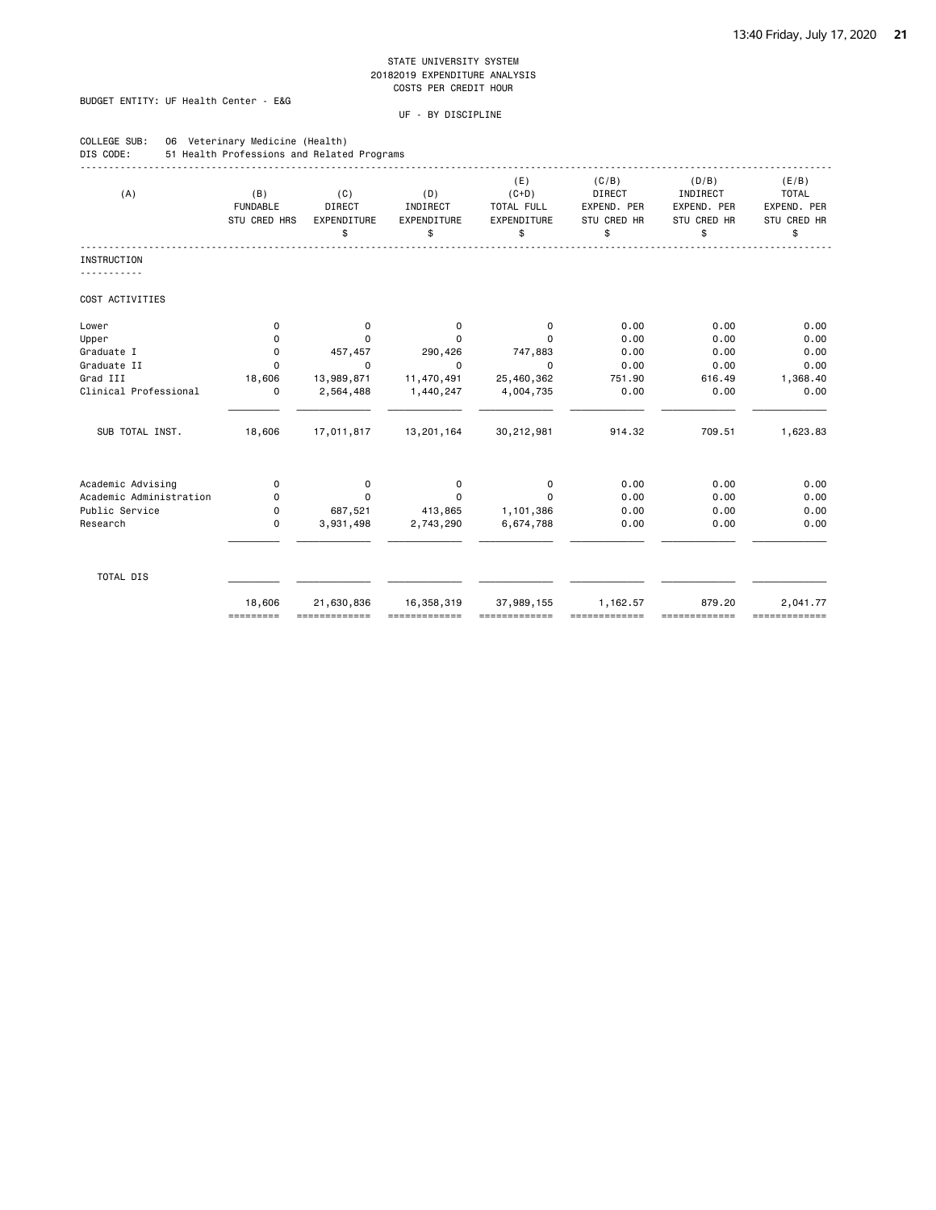STATE UNIVERSITY SYSTEM
20182019 EXPENDITURE ANALYSIS
COSTS PER CREDIT HOUR

BUDGET ENTITY: UF Health Center - E&G

UF - BY DISCIPLINE

COLLEGE SUB: 06 Veterinary Medicine (Health)
DIS CODE: 51 Health Professions and Related Programs

| (A) | (B) FUNDABLE STU CRED HRS | (C) DIRECT EXPENDITURE $ | (D) INDIRECT EXPENDITURE $ | (E) (C+D) TOTAL FULL EXPENDITURE $ | (C/B) DIRECT EXPEND. PER STU CRED HR $ | (D/B) INDIRECT EXPEND. PER STU CRED HR $ | (E/B) TOTAL EXPEND. PER STU CRED HR $ |
|---|---|---|---|---|---|---|---|
| **INSTRUCTION** | | | | | | | |
| COST ACTIVITIES | | | | | | | |
| Lower | 0 | 0 | 0 | 0 | 0.00 | 0.00 | 0.00 |
| Upper | 0 | 0 | 0 | 0 | 0.00 | 0.00 | 0.00 |
| Graduate I | 0 | 457,457 | 290,426 | 747,883 | 0.00 | 0.00 | 0.00 |
| Graduate II | 0 | 0 | 0 | 0 | 0.00 | 0.00 | 0.00 |
| Grad III | 18,606 | 13,989,871 | 11,470,491 | 25,460,362 | 751.90 | 616.49 | 1,368.40 |
| Clinical Professional | 0 | 2,564,488 | 1,440,247 | 4,004,735 | 0.00 | 0.00 | 0.00 |
| SUB TOTAL INST. | 18,606 | 17,011,817 | 13,201,164 | 30,212,981 | 914.32 | 709.51 | 1,623.83 |
| Academic Advising | 0 | 0 | 0 | 0 | 0.00 | 0.00 | 0.00 |
| Academic Administration | 0 | 0 | 0 | 0 | 0.00 | 0.00 | 0.00 |
| Public Service | 0 | 687,521 | 413,865 | 1,101,386 | 0.00 | 0.00 | 0.00 |
| Research | 0 | 3,931,498 | 2,743,290 | 6,674,788 | 0.00 | 0.00 | 0.00 |
| TOTAL DIS | 18,606 | 21,630,836 | 16,358,319 | 37,989,155 | 1,162.57 | 879.20 | 2,041.77 |